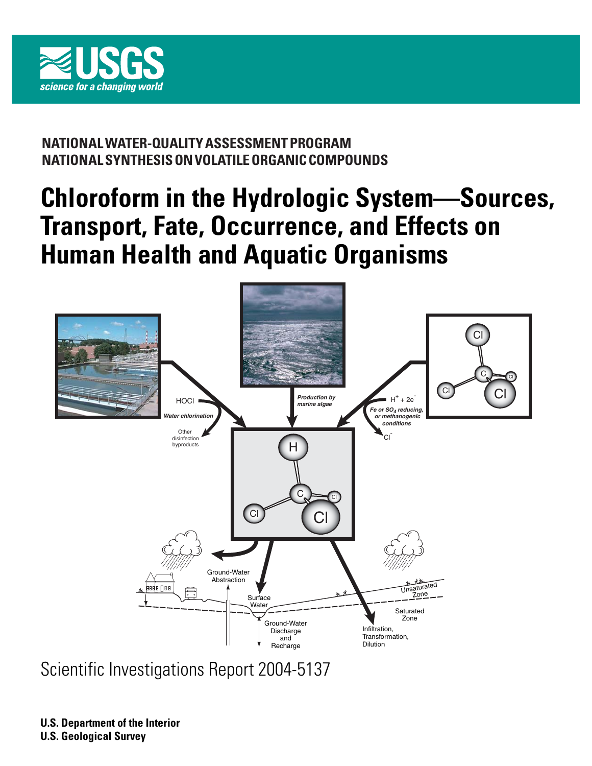NATIONAL WATER-QUALITY ASSESSMENT PROGRAM
NATIONAL SYNTHESIS ON VOLATILE ORGANIC COMPOUNDS

# Chloroform in the Hydrologic System—Sources, Transport, Fate, Occurrence, and Effects on Human Health and Aquatic Organisms

Scientific Investigations Report 2004-5137

**U.S. Department of the Interior**
**U.S. Geological Survey**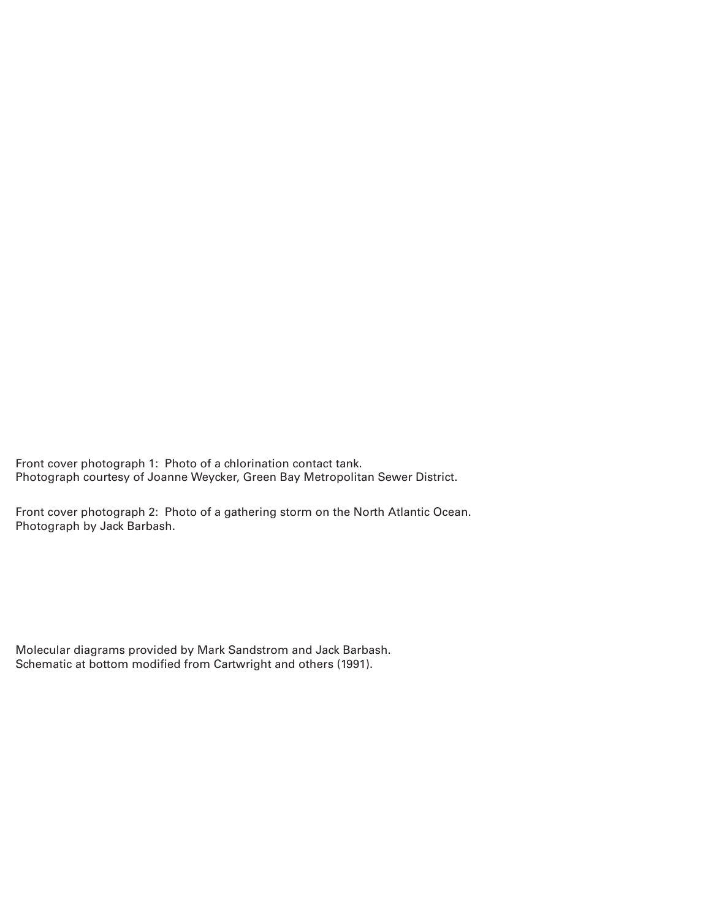Front cover photograph 1: Photo of a chlorination contact tank.
Photograph courtesy of Joanne Weycker, Green Bay Metropolitan Sewer District.

Front cover photograph 2: Photo of a gathering storm on the North Atlantic Ocean.
Photograph by Jack Barbash.

Molecular diagrams provided by Mark Sandstrom and Jack Barbash.
Schematic at bottom modified from Cartwright and others (1991).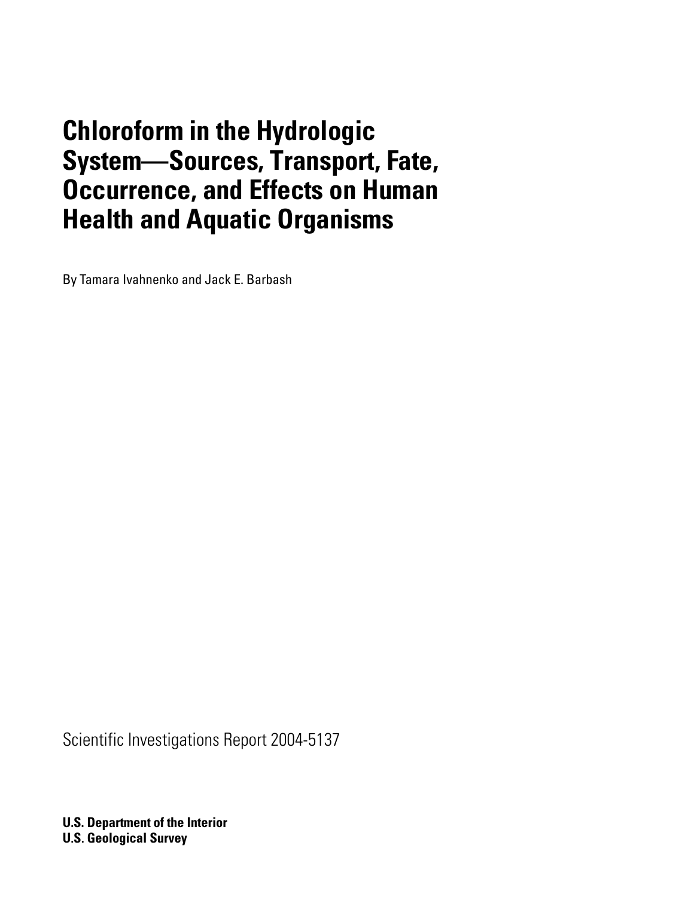# Chloroform in the Hydrologic System—Sources, Transport, Fate, Occurrence, and Effects on Human Health and Aquatic Organisms

By Tamara Ivahnenko and Jack E. Barbash

Scientific Investigations Report 2004-5137

**U.S. Department of the Interior**
**U.S. Geological Survey**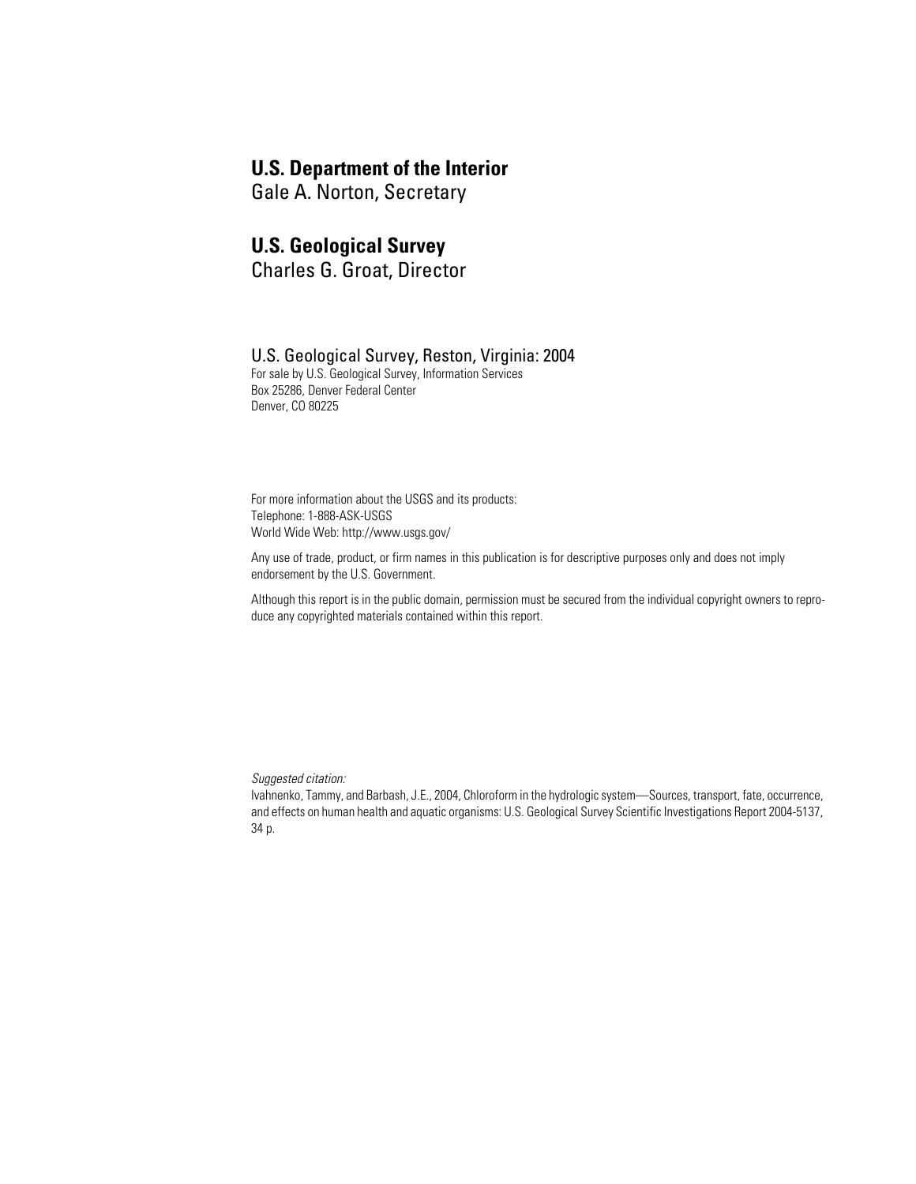**U.S. Department of the Interior**
Gale A. Norton, Secretary

**U.S. Geological Survey**
Charles G. Groat, Director

U.S. Geological Survey, Reston, Virginia: 2004
For sale by U.S. Geological Survey, Information Services
Box 25286, Denver Federal Center
Denver, CO 80225

For more information about the USGS and its products:
Telephone: 1-888-ASK-USGS
World Wide Web: http://www.usgs.gov/

Any use of trade, product, or firm names in this publication is for descriptive purposes only and does not imply endorsement by the U.S. Government.

Although this report is in the public domain, permission must be secured from the individual copyright owners to reproduce any copyrighted materials contained within this report.

*Suggested citation:*
Ivahnenko, Tammy, and Barbash, J.E., 2004, Chloroform in the hydrologic system—Sources, transport, fate, occurrence, and effects on human health and aquatic organisms: U.S. Geological Survey Scientific Investigations Report 2004-5137, 34 p.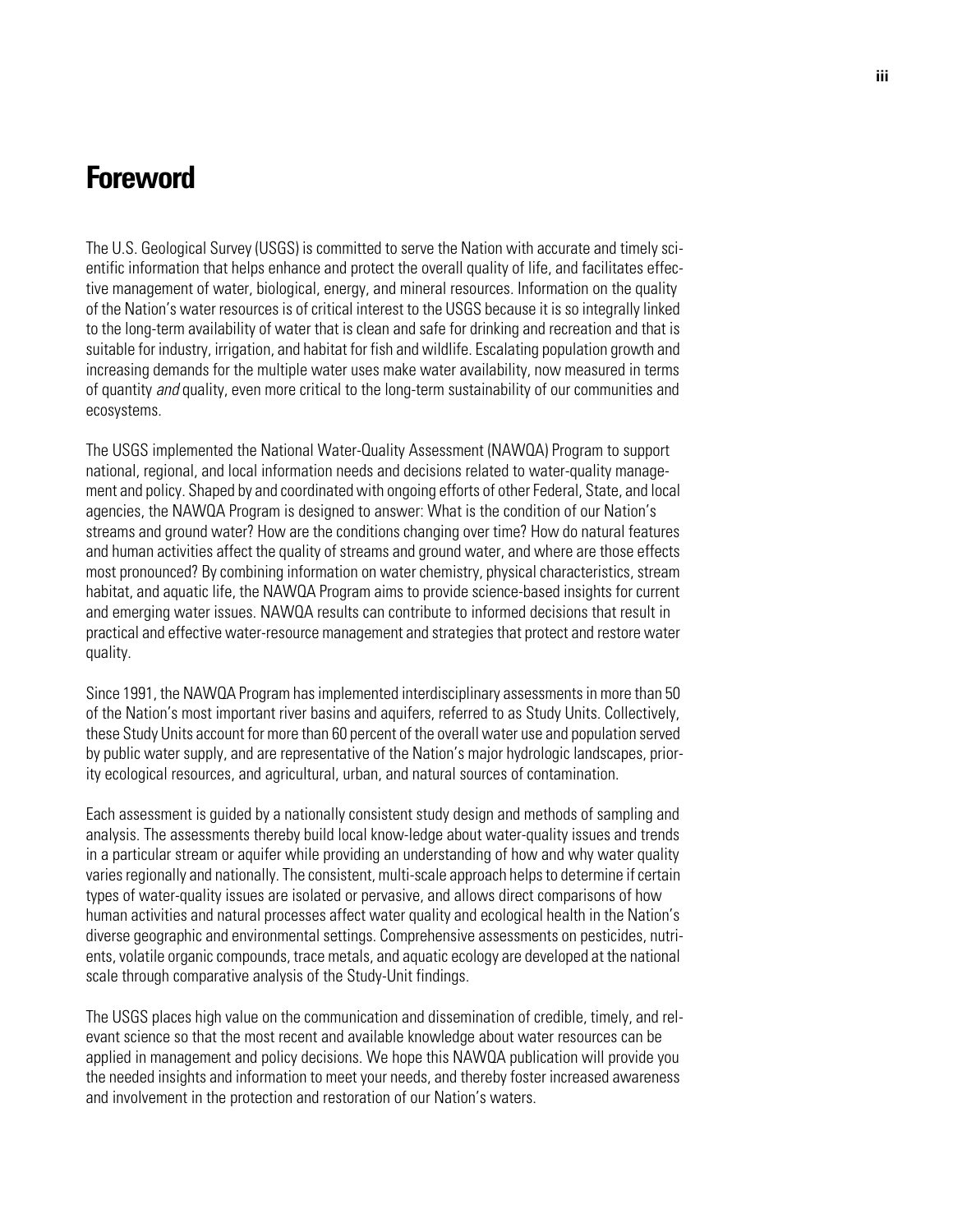# Foreword

The U.S. Geological Survey (USGS) is committed to serve the Nation with accurate and timely scientific information that helps enhance and protect the overall quality of life, and facilitates effective management of water, biological, energy, and mineral resources. Information on the quality of the Nation's water resources is of critical interest to the USGS because it is so integrally linked to the long-term availability of water that is clean and safe for drinking and recreation and that is suitable for industry, irrigation, and habitat for fish and wildlife. Escalating population growth and increasing demands for the multiple water uses make water availability, now measured in terms of quantity *and* quality, even more critical to the long-term sustainability of our communities and ecosystems.

The USGS implemented the National Water-Quality Assessment (NAWQA) Program to support national, regional, and local information needs and decisions related to water-quality management and policy. Shaped by and coordinated with ongoing efforts of other Federal, State, and local agencies, the NAWQA Program is designed to answer: What is the condition of our Nation's streams and ground water? How are the conditions changing over time? How do natural features and human activities affect the quality of streams and ground water, and where are those effects most pronounced? By combining information on water chemistry, physical characteristics, stream habitat, and aquatic life, the NAWQA Program aims to provide science-based insights for current and emerging water issues. NAWQA results can contribute to informed decisions that result in practical and effective water-resource management and strategies that protect and restore water quality.

Since 1991, the NAWQA Program has implemented interdisciplinary assessments in more than 50 of the Nation's most important river basins and aquifers, referred to as Study Units. Collectively, these Study Units account for more than 60 percent of the overall water use and population served by public water supply, and are representative of the Nation's major hydrologic landscapes, priority ecological resources, and agricultural, urban, and natural sources of contamination.

Each assessment is guided by a nationally consistent study design and methods of sampling and analysis. The assessments thereby build local know-ledge about water-quality issues and trends in a particular stream or aquifer while providing an understanding of how and why water quality varies regionally and nationally. The consistent, multi-scale approach helps to determine if certain types of water-quality issues are isolated or pervasive, and allows direct comparisons of how human activities and natural processes affect water quality and ecological health in the Nation's diverse geographic and environmental settings. Comprehensive assessments on pesticides, nutrients, volatile organic compounds, trace metals, and aquatic ecology are developed at the national scale through comparative analysis of the Study-Unit findings.

The USGS places high value on the communication and dissemination of credible, timely, and relevant science so that the most recent and available knowledge about water resources can be applied in management and policy decisions. We hope this NAWQA publication will provide you the needed insights and information to meet your needs, and thereby foster increased awareness and involvement in the protection and restoration of our Nation's waters.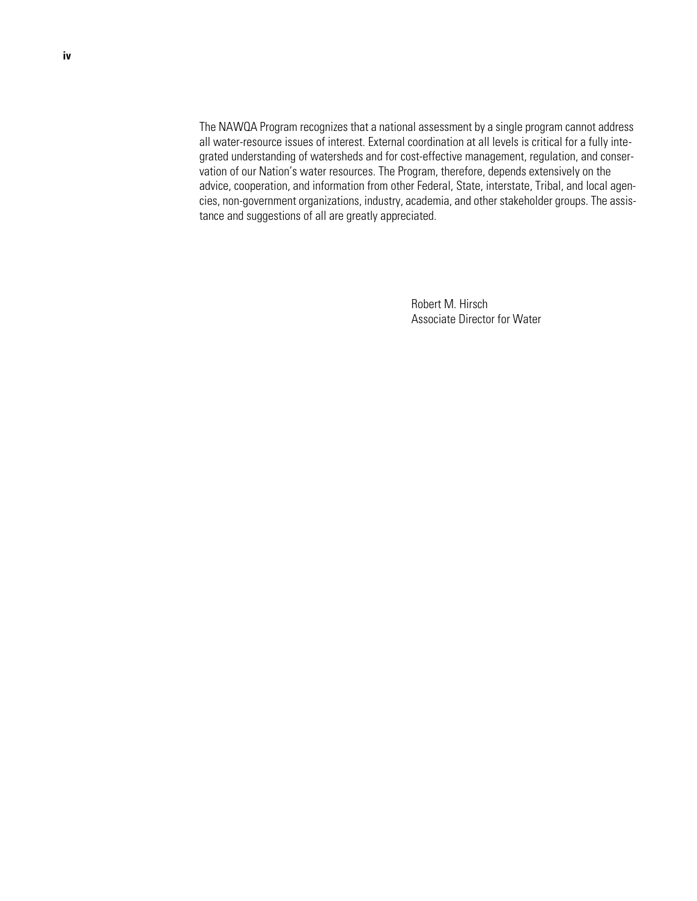The NAWQA Program recognizes that a national assessment by a single program cannot address all water-resource issues of interest. External coordination at all levels is critical for a fully integrated understanding of watersheds and for cost-effective management, regulation, and conservation of our Nation's water resources. The Program, therefore, depends extensively on the advice, cooperation, and information from other Federal, State, interstate, Tribal, and local agencies, non-government organizations, industry, academia, and other stakeholder groups. The assistance and suggestions of all are greatly appreciated.

Robert M. Hirsch
Associate Director for Water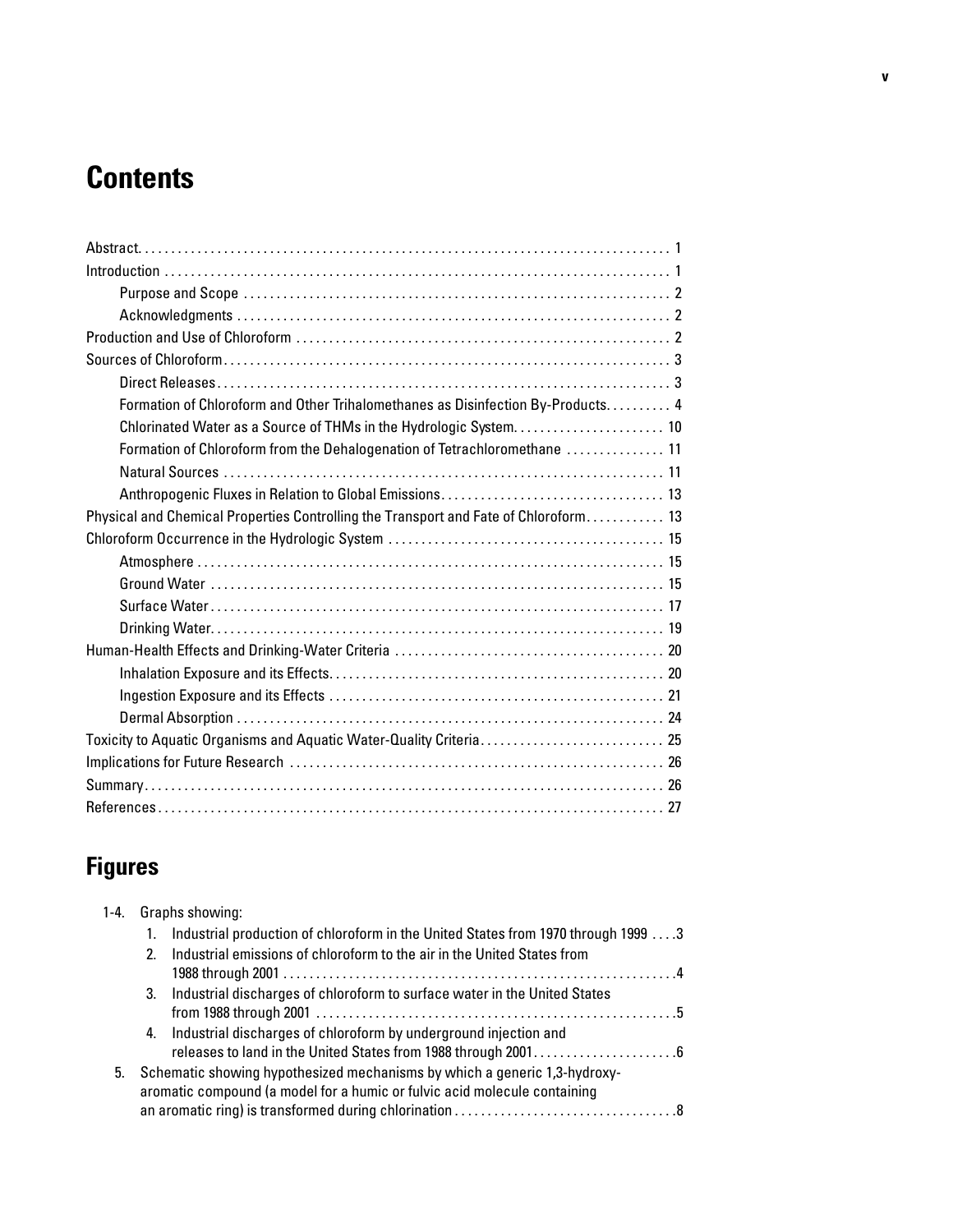# Contents

Abstract ........ 1
Introduction ........ 1
- Purpose and Scope ........ 2
- Acknowledgments ........ 2

Production and Use of Chloroform ........ 2
Sources of Chloroform ........ 3
- Direct Releases ........ 3
- Formation of Chloroform and Other Trihalomethanes as Disinfection By-Products ........ 4
- Chlorinated Water as a Source of THMs in the Hydrologic System ........ 10
- Formation of Chloroform from the Dehalogenation of Tetrachloromethane ........ 11
- Natural Sources ........ 11
- Anthropogenic Fluxes in Relation to Global Emissions ........ 13

Physical and Chemical Properties Controlling the Transport and Fate of Chloroform ........ 13
Chloroform Occurrence in the Hydrologic System ........ 15
- Atmosphere ........ 15
- Ground Water ........ 15
- Surface Water ........ 17
- Drinking Water ........ 19

Human-Health Effects and Drinking-Water Criteria ........ 20
- Inhalation Exposure and its Effects ........ 20
- Ingestion Exposure and its Effects ........ 21
- Dermal Absorption ........ 24

Toxicity to Aquatic Organisms and Aquatic Water-Quality Criteria ........ 25
Implications for Future Research ........ 26
Summary ........ 26
References ........ 27

# Figures

1-4. Graphs showing:
1. Industrial production of chloroform in the United States from 1970 through 1999 ........ 3
2. Industrial emissions of chloroform to the air in the United States from 1988 through 2001 ........ 4
3. Industrial discharges of chloroform to surface water in the United States from 1988 through 2001 ........ 5
4. Industrial discharges of chloroform by underground injection and releases to land in the United States from 1988 through 2001 ........ 6

5. Schematic showing hypothesized mechanisms by which a generic 1,3-hydroxy-aromatic compound (a model for a humic or fulvic acid molecule containing an aromatic ring) is transformed during chlorination ........ 8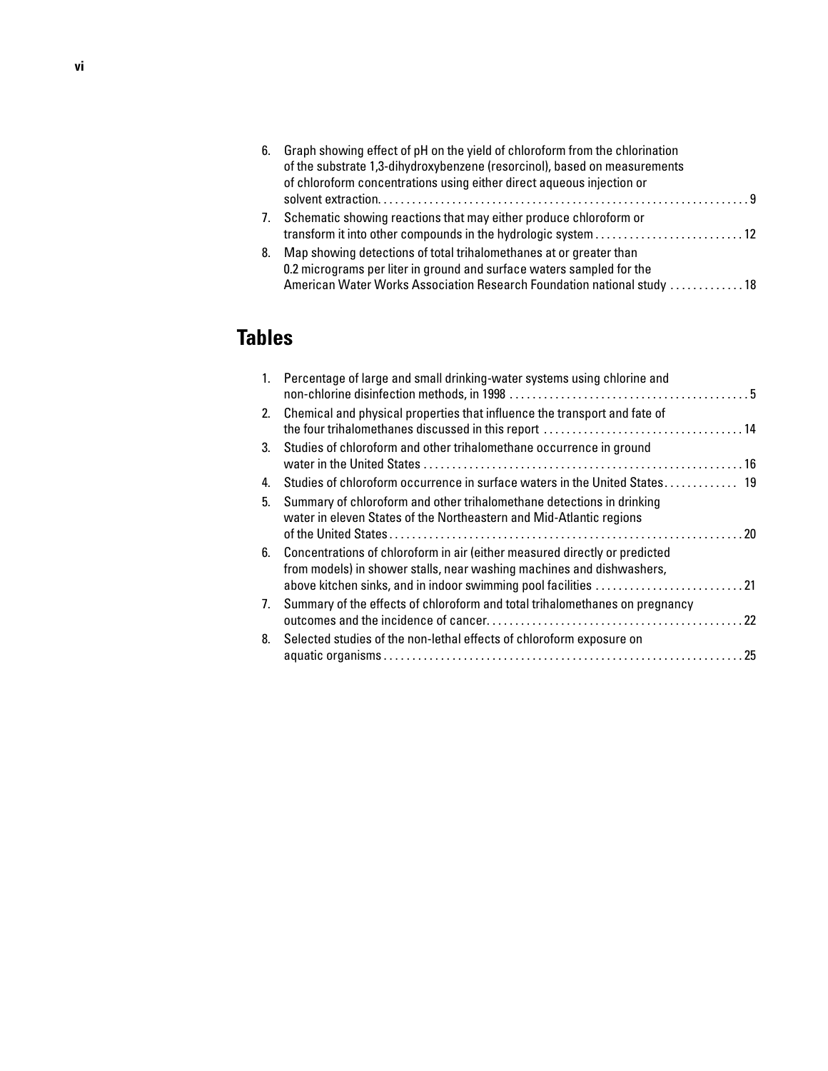6. Graph showing effect of pH on the yield of chloroform from the chlorination of the substrate 1,3-dihydroxybenzene (resorcinol), based on measurements of chloroform concentrations using either direct aqueous injection or solvent extraction. . . . . . . . . . . . . . . . . . . . . . . . . . . . . . . . . . . . . . . . . . . . . . . . . . . . . . . . . . . . . . . . . . . . 9
7. Schematic showing reactions that may either produce chloroform or transform it into other compounds in the hydrologic system . . . . . . . . . . . . . . . . . . . . . . . . . 12
8. Map showing detections of total trihalomethanes at or greater than 0.2 micrograms per liter in ground and surface waters sampled for the American Water Works Association Research Foundation national study . . . . . . . . . . . . . 18

## Tables

1. Percentage of large and small drinking-water systems using chlorine and non-chlorine disinfection methods, in 1998 . . . . . . . . . . . . . . . . . . . . . . . . . . . . . . . . . . . . . . . . . 5
2. Chemical and physical properties that influence the transport and fate of the four trihalomethanes discussed in this report . . . . . . . . . . . . . . . . . . . . . . . . . . . . . . . . . . 14
3. Studies of chloroform and other trihalomethane occurrence in ground water in the United States . . . . . . . . . . . . . . . . . . . . . . . . . . . . . . . . . . . . . . . . . . . . . . . . . . . . . 16
4. Studies of chloroform occurrence in surface waters in the United States. . . . . . . . . . . . . 19
5. Summary of chloroform and other trihalomethane detections in drinking water in eleven States of the Northeastern and Mid-Atlantic regions of the United States . . . . . . . . . . . . . . . . . . . . . . . . . . . . . . . . . . . . . . . . . . . . . . . . . . . . . . . . . . . . . . 20
6. Concentrations of chloroform in air (either measured directly or predicted from models) in shower stalls, near washing machines and dishwashers, above kitchen sinks, and in indoor swimming pool facilities . . . . . . . . . . . . . . . . . . . . . . . . . 21
7. Summary of the effects of chloroform and total trihalomethanes on pregnancy outcomes and the incidence of cancer. . . . . . . . . . . . . . . . . . . . . . . . . . . . . . . . . . . . . . . . . . . . 22
8. Selected studies of the non-lethal effects of chloroform exposure on aquatic organisms . . . . . . . . . . . . . . . . . . . . . . . . . . . . . . . . . . . . . . . . . . . . . . . . . . . . . . . . . . . . . . 25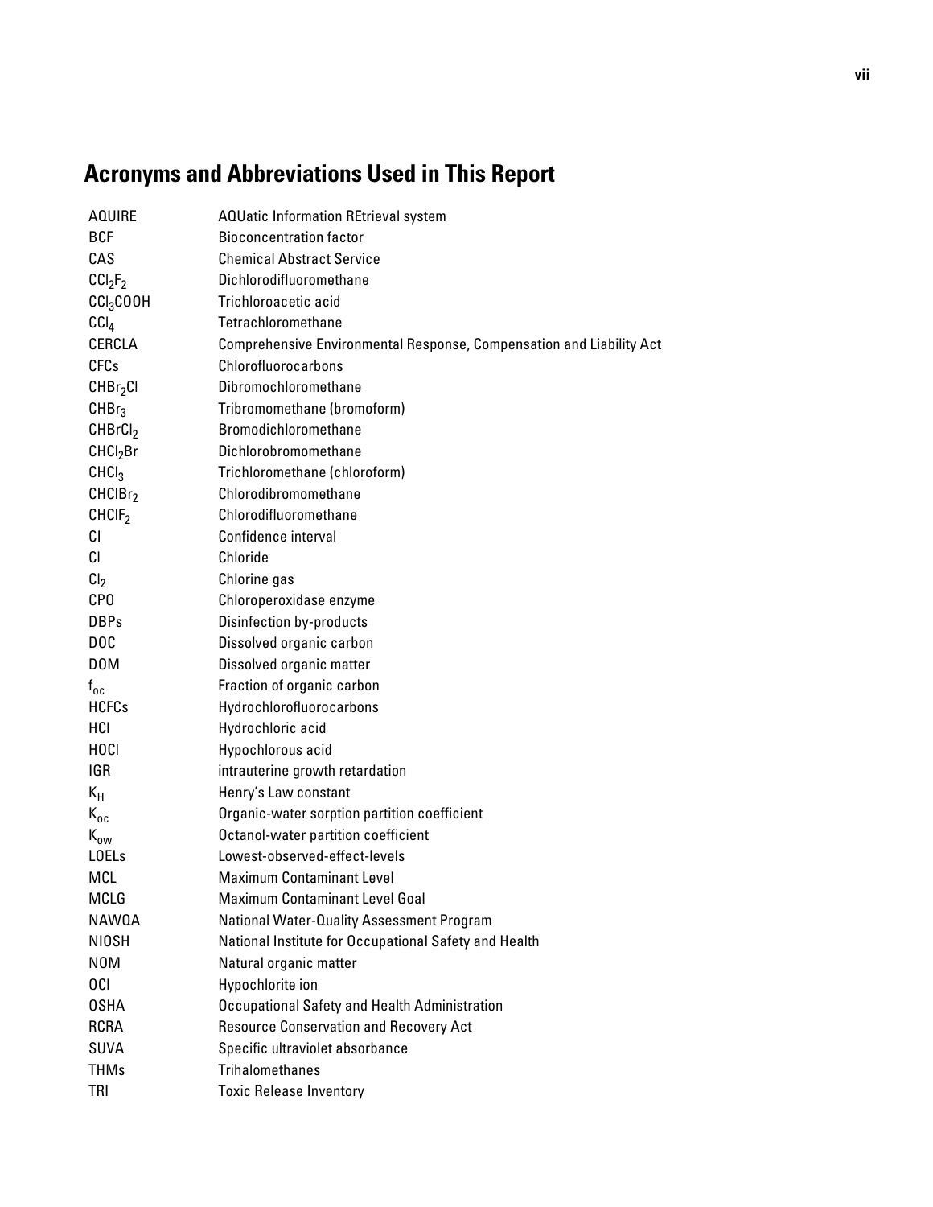## Acronyms and Abbreviations Used in This Report

| | |
|---|---|
| AQUIRE | AQUatic Information REtrieval system |
| BCF | Bioconcentration factor |
| CAS | Chemical Abstract Service |
| $CCl_2F_2$ | Dichlorodifluoromethane |
| $CCl_3COOH$ | Trichloroacetic acid |
| $CCl_4$ | Tetrachloromethane |
| CERCLA | Comprehensive Environmental Response, Compensation and Liability Act |
| CFCs | Chlorofluorocarbons |
| $CHBr_2Cl$ | Dibromochloromethane |
| $CHBr_3$ | Tribromomethane (bromoform) |
| $CHBrCl_2$ | Bromodichloromethane |
| $CHCl_2Br$ | Dichlorobromomethane |
| $CHCl_3$ | Trichloromethane (chloroform) |
| $CHClBr_2$ | Chlorodibromomethane |
| $CHClF_2$ | Chlorodifluoromethane |
| CI | Confidence interval |
| Cl | Chloride |
| $Cl_2$ | Chlorine gas |
| CPO | Chloroperoxidase enzyme |
| DBPs | Disinfection by-products |
| DOC | Dissolved organic carbon |
| DOM | Dissolved organic matter |
| $f_{oc}$ | Fraction of organic carbon |
| HCFCs | Hydrochlorofluorocarbons |
| HCl | Hydrochloric acid |
| HOCl | Hypochlorous acid |
| IGR | intrauterine growth retardation |
| $K_H$ | Henry's Law constant |
| $K_{oc}$ | Organic-water sorption partition coefficient |
| $K_{ow}$ | Octanol-water partition coefficient |
| LOELs | Lowest-observed-effect-levels |
| MCL | Maximum Contaminant Level |
| MCLG | Maximum Contaminant Level Goal |
| NAWQA | National Water-Quality Assessment Program |
| NIOSH | National Institute for Occupational Safety and Health |
| NOM | Natural organic matter |
| OCl | Hypochlorite ion |
| OSHA | Occupational Safety and Health Administration |
| RCRA | Resource Conservation and Recovery Act |
| SUVA | Specific ultraviolet absorbance |
| THMs | Trihalomethanes |
| TRI | Toxic Release Inventory |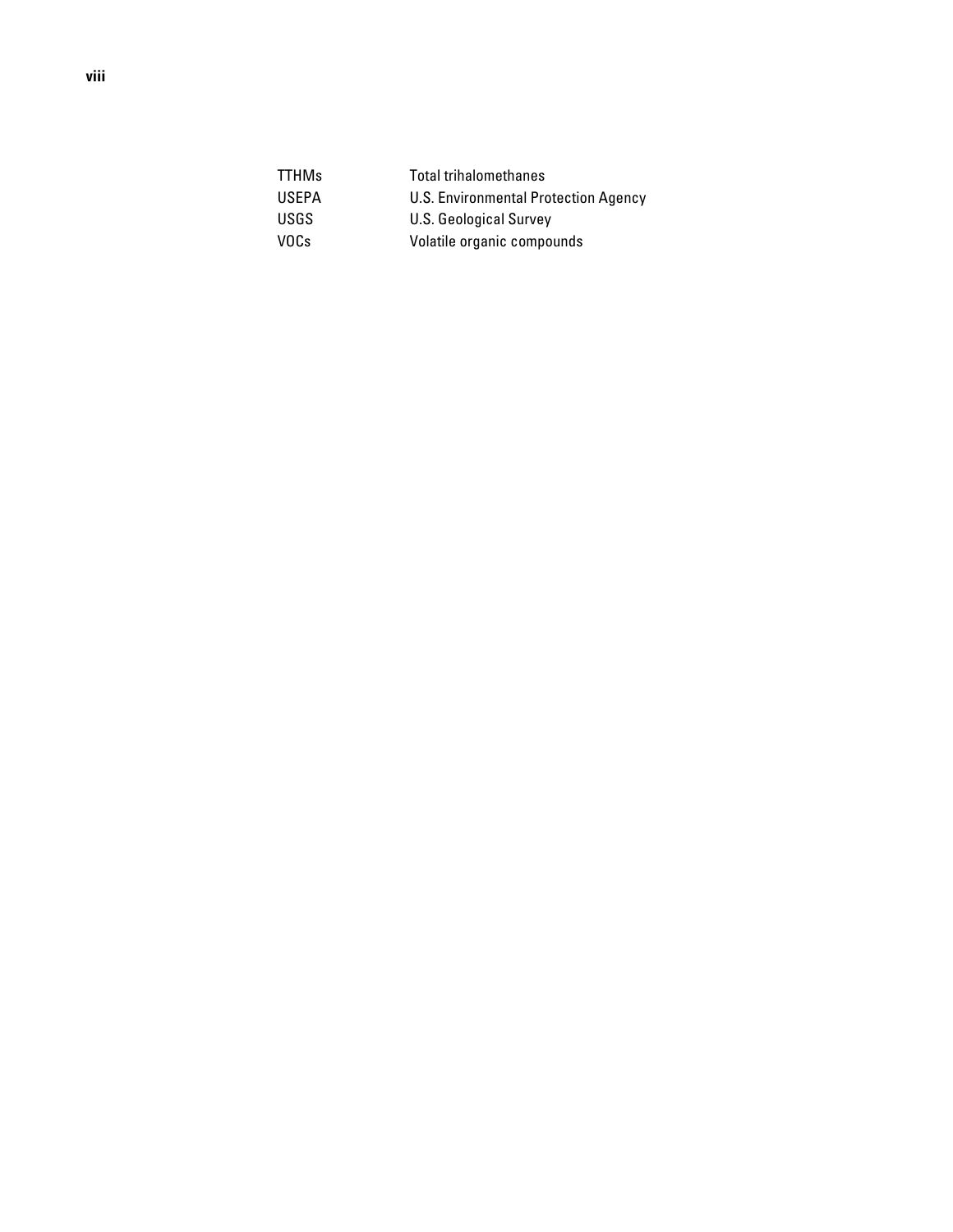| | |
|---|---|
| TTHMs | Total trihalomethanes |
| USEPA | U.S. Environmental Protection Agency |
| USGS | U.S. Geological Survey |
| VOCs | Volatile organic compounds |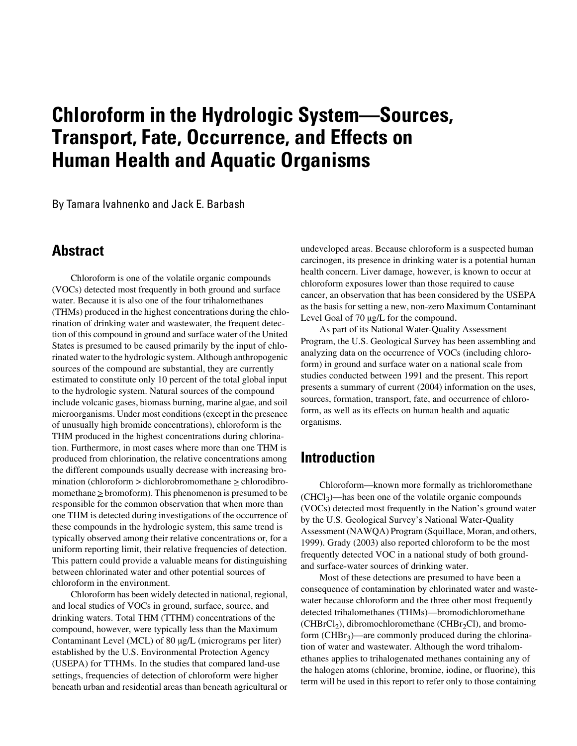# Chloroform in the Hydrologic System—Sources, Transport, Fate, Occurrence, and Effects on Human Health and Aquatic Organisms

By Tamara Ivahnenko and Jack E. Barbash

## Abstract

Chloroform is one of the volatile organic compounds (VOCs) detected most frequently in both ground and surface water. Because it is also one of the four trihalomethanes (THMs) produced in the highest concentrations during the chlorination of drinking water and wastewater, the frequent detection of this compound in ground and surface water of the United States is presumed to be caused primarily by the input of chlorinated water to the hydrologic system. Although anthropogenic sources of the compound are substantial, they are currently estimated to constitute only 10 percent of the total global input to the hydrologic system. Natural sources of the compound include volcanic gases, biomass burning, marine algae, and soil microorganisms. Under most conditions (except in the presence of unusually high bromide concentrations), chloroform is the THM produced in the highest concentrations during chlorination. Furthermore, in most cases where more than one THM is produced from chlorination, the relative concentrations among the different compounds usually decrease with increasing bromination (chloroform > dichlorobromomethane ≥ chlorodibromomethane ≥ bromoform). This phenomenon is presumed to be responsible for the common observation that when more than one THM is detected during investigations of the occurrence of these compounds in the hydrologic system, this same trend is typically observed among their relative concentrations or, for a uniform reporting limit, their relative frequencies of detection. This pattern could provide a valuable means for distinguishing between chlorinated water and other potential sources of chloroform in the environment.

Chloroform has been widely detected in national, regional, and local studies of VOCs in ground, surface, source, and drinking waters. Total THM (TTHM) concentrations of the compound, however, were typically less than the Maximum Contaminant Level (MCL) of 80 μg/L (micrograms per liter) established by the U.S. Environmental Protection Agency (USEPA) for TTHMs. In the studies that compared land-use settings, frequencies of detection of chloroform were higher beneath urban and residential areas than beneath agricultural or undeveloped areas. Because chloroform is a suspected human carcinogen, its presence in drinking water is a potential human health concern. Liver damage, however, is known to occur at chloroform exposures lower than those required to cause cancer, an observation that has been considered by the USEPA as the basis for setting a new, non-zero Maximum Contaminant Level Goal of 70 μg/L for the compound.

As part of its National Water-Quality Assessment Program, the U.S. Geological Survey has been assembling and analyzing data on the occurrence of VOCs (including chloroform) in ground and surface water on a national scale from studies conducted between 1991 and the present. This report presents a summary of current (2004) information on the uses, sources, formation, transport, fate, and occurrence of chloroform, as well as its effects on human health and aquatic organisms.

## Introduction

Chloroform—known more formally as trichloromethane ($CHCl_3$)—has been one of the volatile organic compounds (VOCs) detected most frequently in the Nation's ground water by the U.S. Geological Survey's National Water-Quality Assessment (NAWQA) Program (Squillace, Moran, and others, 1999). Grady (2003) also reported chloroform to be the most frequently detected VOC in a national study of both ground- and surface-water sources of drinking water.

Most of these detections are presumed to have been a consequence of contamination by chlorinated water and wastewater because chloroform and the three other most frequently detected trihalomethanes (THMs)—bromodichloromethane ($CHBrCl_2$), dibromochloromethane ($CHBr_2Cl$), and bromoform ($CHBr_3$)—are commonly produced during the chlorination of water and wastewater. Although the word trihalomethanes applies to trihalogenated methanes containing any of the halogen atoms (chlorine, bromine, iodine, or fluorine), this term will be used in this report to refer only to those containing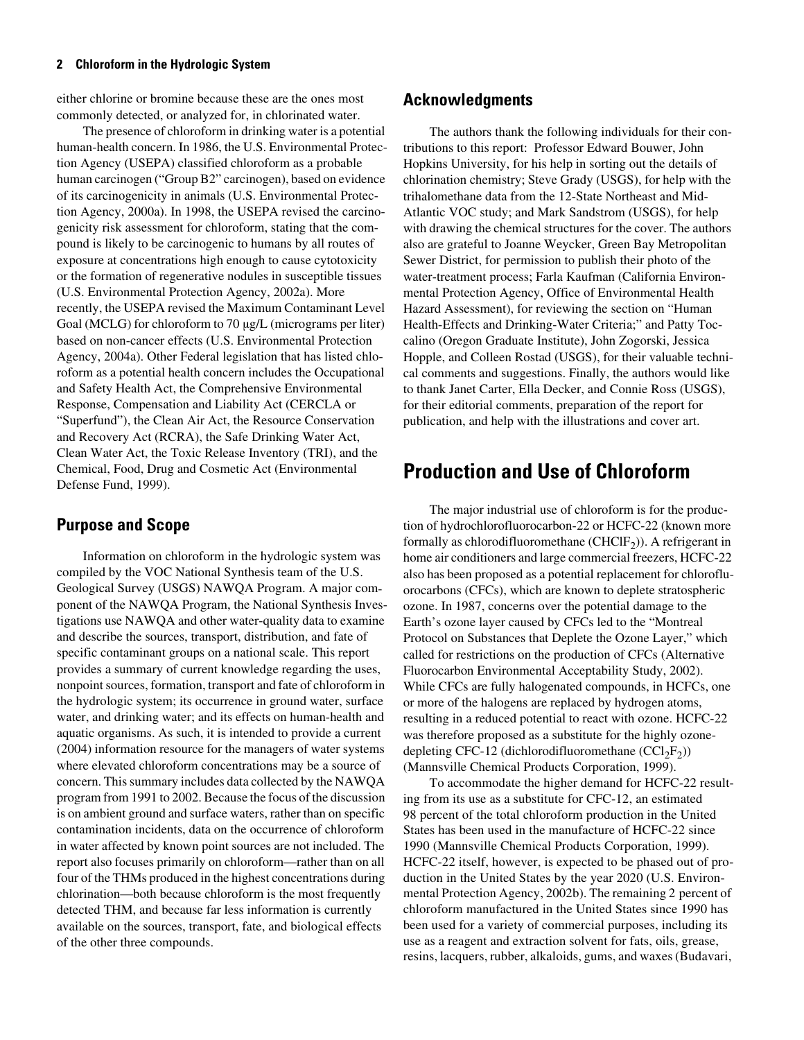either chlorine or bromine because these are the ones most commonly detected, or analyzed for, in chlorinated water.

The presence of chloroform in drinking water is a potential human-health concern. In 1986, the U.S. Environmental Protection Agency (USEPA) classified chloroform as a probable human carcinogen ("Group B2" carcinogen), based on evidence of its carcinogenicity in animals (U.S. Environmental Protection Agency, 2000a). In 1998, the USEPA revised the carcinogenicity risk assessment for chloroform, stating that the compound is likely to be carcinogenic to humans by all routes of exposure at concentrations high enough to cause cytotoxicity or the formation of regenerative nodules in susceptible tissues (U.S. Environmental Protection Agency, 2002a). More recently, the USEPA revised the Maximum Contaminant Level Goal (MCLG) for chloroform to 70 μg/L (micrograms per liter) based on non-cancer effects (U.S. Environmental Protection Agency, 2004a). Other Federal legislation that has listed chloroform as a potential health concern includes the Occupational and Safety Health Act, the Comprehensive Environmental Response, Compensation and Liability Act (CERCLA or "Superfund"), the Clean Air Act, the Resource Conservation and Recovery Act (RCRA), the Safe Drinking Water Act, Clean Water Act, the Toxic Release Inventory (TRI), and the Chemical, Food, Drug and Cosmetic Act (Environmental Defense Fund, 1999).

## Purpose and Scope

Information on chloroform in the hydrologic system was compiled by the VOC National Synthesis team of the U.S. Geological Survey (USGS) NAWQA Program. A major component of the NAWQA Program, the National Synthesis Investigations use NAWQA and other water-quality data to examine and describe the sources, transport, distribution, and fate of specific contaminant groups on a national scale. This report provides a summary of current knowledge regarding the uses, nonpoint sources, formation, transport and fate of chloroform in the hydrologic system; its occurrence in ground water, surface water, and drinking water; and its effects on human-health and aquatic organisms. As such, it is intended to provide a current (2004) information resource for the managers of water systems where elevated chloroform concentrations may be a source of concern. This summary includes data collected by the NAWQA program from 1991 to 2002. Because the focus of the discussion is on ambient ground and surface waters, rather than on specific contamination incidents, data on the occurrence of chloroform in water affected by known point sources are not included. The report also focuses primarily on chloroform—rather than on all four of the THMs produced in the highest concentrations during chlorination—both because chloroform is the most frequently detected THM, and because far less information is currently available on the sources, transport, fate, and biological effects of the other three compounds.

## Acknowledgments

The authors thank the following individuals for their contributions to this report: Professor Edward Bouwer, John Hopkins University, for his help in sorting out the details of chlorination chemistry; Steve Grady (USGS), for help with the trihalomethane data from the 12-State Northeast and Mid-Atlantic VOC study; and Mark Sandstrom (USGS), for help with drawing the chemical structures for the cover. The authors also are grateful to Joanne Weycker, Green Bay Metropolitan Sewer District, for permission to publish their photo of the water-treatment process; Farla Kaufman (California Environmental Protection Agency, Office of Environmental Health Hazard Assessment), for reviewing the section on "Human Health-Effects and Drinking-Water Criteria;" and Patty Toccalino (Oregon Graduate Institute), John Zogorski, Jessica Hopple, and Colleen Rostad (USGS), for their valuable technical comments and suggestions. Finally, the authors would like to thank Janet Carter, Ella Decker, and Connie Ross (USGS), for their editorial comments, preparation of the report for publication, and help with the illustrations and cover art.

# Production and Use of Chloroform

The major industrial use of chloroform is for the production of hydrochlorofluorocarbon-22 or HCFC-22 (known more formally as chlorodifluoromethane ($CHClF_2$)). A refrigerant in home air conditioners and large commercial freezers, HCFC-22 also has been proposed as a potential replacement for chlorofluorocarbons (CFCs), which are known to deplete stratospheric ozone. In 1987, concerns over the potential damage to the Earth's ozone layer caused by CFCs led to the "Montreal Protocol on Substances that Deplete the Ozone Layer," which called for restrictions on the production of CFCs (Alternative Fluorocarbon Environmental Acceptability Study, 2002). While CFCs are fully halogenated compounds, in HCFCs, one or more of the halogens are replaced by hydrogen atoms, resulting in a reduced potential to react with ozone. HCFC-22 was therefore proposed as a substitute for the highly ozone-depleting CFC-12 (dichlorodifluoromethane ($CCl_2F_2$)) (Mannsville Chemical Products Corporation, 1999).

To accommodate the higher demand for HCFC-22 resulting from its use as a substitute for CFC-12, an estimated 98 percent of the total chloroform production in the United States has been used in the manufacture of HCFC-22 since 1990 (Mannsville Chemical Products Corporation, 1999). HCFC-22 itself, however, is expected to be phased out of production in the United States by the year 2020 (U.S. Environmental Protection Agency, 2002b). The remaining 2 percent of chloroform manufactured in the United States since 1990 has been used for a variety of commercial purposes, including its use as a reagent and extraction solvent for fats, oils, grease, resins, lacquers, rubber, alkaloids, gums, and waxes (Budavari,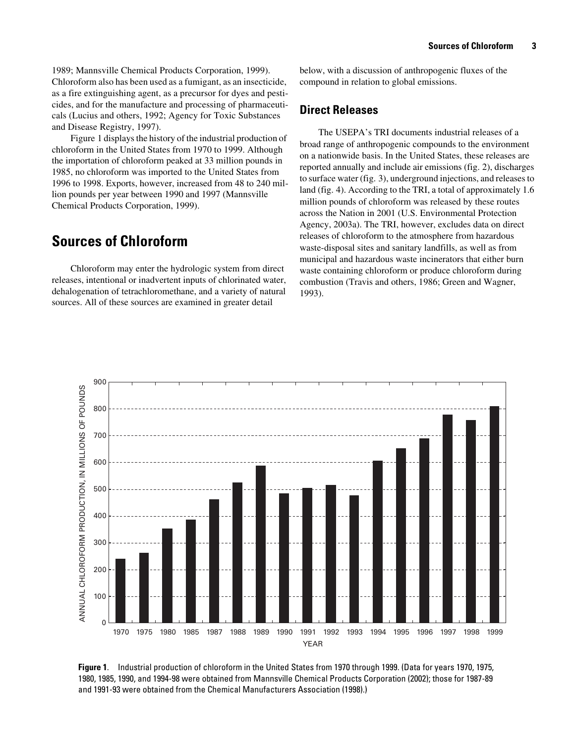1989; Mannsville Chemical Products Corporation, 1999). Chloroform also has been used as a fumigant, as an insecticide, as a fire extinguishing agent, as a precursor for dyes and pesticides, and for the manufacture and processing of pharmaceuticals (Lucius and others, 1992; Agency for Toxic Substances and Disease Registry, 1997).

Figure 1 displays the history of the industrial production of chloroform in the United States from 1970 to 1999. Although the importation of chloroform peaked at 33 million pounds in 1985, no chloroform was imported to the United States from 1996 to 1998. Exports, however, increased from 48 to 240 million pounds per year between 1990 and 1997 (Mannsville Chemical Products Corporation, 1999).

# Sources of Chloroform

Chloroform may enter the hydrologic system from direct releases, intentional or inadvertent inputs of chlorinated water, dehalogenation of tetrachloromethane, and a variety of natural sources. All of these sources are examined in greater detail below, with a discussion of anthropogenic fluxes of the compound in relation to global emissions.

## Direct Releases

The USEPA's TRI documents industrial releases of a broad range of anthropogenic compounds to the environment on a nationwide basis. In the United States, these releases are reported annually and include air emissions (fig. 2), discharges to surface water (fig. 3), underground injections, and releases to land (fig. 4). According to the TRI, a total of approximately 1.6 million pounds of chloroform was released by these routes across the Nation in 2001 (U.S. Environmental Protection Agency, 2003a). The TRI, however, excludes data on direct releases of chloroform to the atmosphere from hazardous waste-disposal sites and sanitary landfills, as well as from municipal and hazardous waste incinerators that either burn waste containing chloroform or produce chloroform during combustion (Travis and others, 1986; Green and Wagner, 1993).

**Figure 1.** Industrial production of chloroform in the United States from 1970 through 1999. (Data for years 1970, 1975, 1980, 1985, 1990, and 1994-98 were obtained from Mannsville Chemical Products Corporation (2002); those for 1987-89 and 1991-93 were obtained from the Chemical Manufacturers Association (1998).)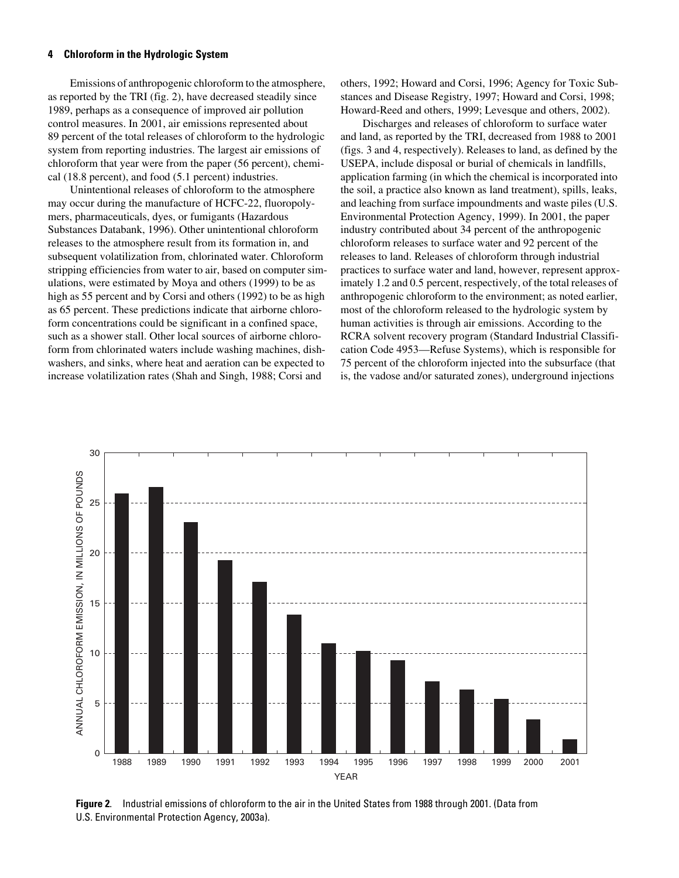Emissions of anthropogenic chloroform to the atmosphere, as reported by the TRI (fig. 2), have decreased steadily since 1989, perhaps as a consequence of improved air pollution control measures. In 2001, air emissions represented about 89 percent of the total releases of chloroform to the hydrologic system from reporting industries. The largest air emissions of chloroform that year were from the paper (56 percent), chemical (18.8 percent), and food (5.1 percent) industries.

Unintentional releases of chloroform to the atmosphere may occur during the manufacture of HCFC-22, fluoropolymers, pharmaceuticals, dyes, or fumigants (Hazardous Substances Databank, 1996). Other unintentional chloroform releases to the atmosphere result from its formation in, and subsequent volatilization from, chlorinated water. Chloroform stripping efficiencies from water to air, based on computer simulations, were estimated by Moya and others (1999) to be as high as 55 percent and by Corsi and others (1992) to be as high as 65 percent. These predictions indicate that airborne chloroform concentrations could be significant in a confined space, such as a shower stall. Other local sources of airborne chloroform from chlorinated waters include washing machines, dishwashers, and sinks, where heat and aeration can be expected to increase volatilization rates (Shah and Singh, 1988; Corsi and others, 1992; Howard and Corsi, 1996; Agency for Toxic Substances and Disease Registry, 1997; Howard and Corsi, 1998; Howard-Reed and others, 1999; Levesque and others, 2002).

Discharges and releases of chloroform to surface water and land, as reported by the TRI, decreased from 1988 to 2001 (figs. 3 and 4, respectively). Releases to land, as defined by the USEPA, include disposal or burial of chemicals in landfills, application farming (in which the chemical is incorporated into the soil, a practice also known as land treatment), spills, leaks, and leaching from surface impoundments and waste piles (U.S. Environmental Protection Agency, 1999). In 2001, the paper industry contributed about 34 percent of the anthropogenic chloroform releases to surface water and 92 percent of the releases to land. Releases of chloroform through industrial practices to surface water and land, however, represent approximately 1.2 and 0.5 percent, respectively, of the total releases of anthropogenic chloroform to the environment; as noted earlier, most of the chloroform released to the hydrologic system by human activities is through air emissions. According to the RCRA solvent recovery program (Standard Industrial Classification Code 4953—Refuse Systems), which is responsible for 75 percent of the chloroform injected into the subsurface (that is, the vadose and/or saturated zones), underground injections

**Figure 2.** Industrial emissions of chloroform to the air in the United States from 1988 through 2001. (Data from U.S. Environmental Protection Agency, 2003a).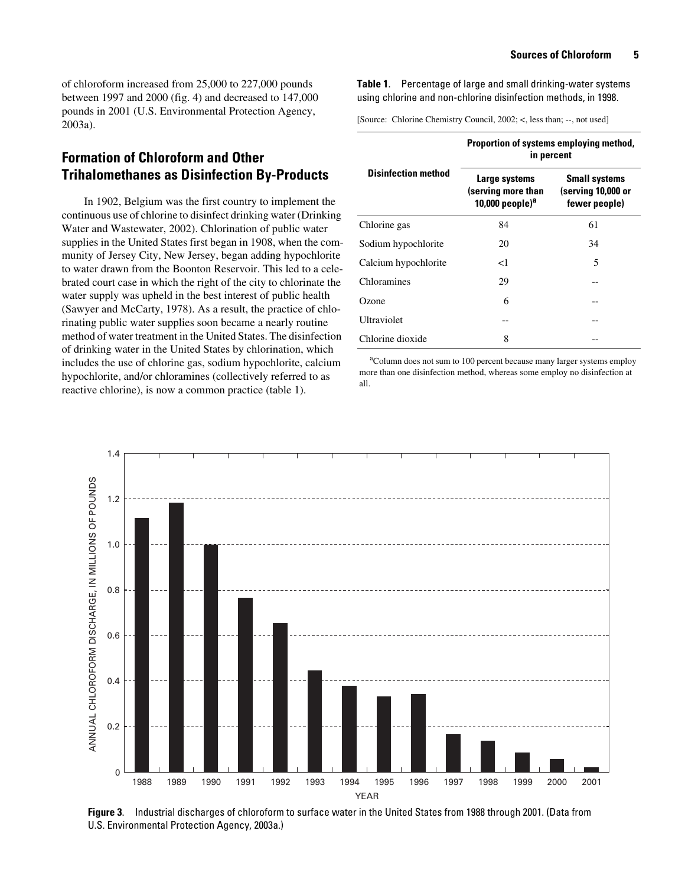of chloroform increased from 25,000 to 227,000 pounds between 1997 and 2000 (fig. 4) and decreased to 147,000 pounds in 2001 (U.S. Environmental Protection Agency, 2003a).

## Formation of Chloroform and Other Trihalomethanes as Disinfection By-Products

In 1902, Belgium was the first country to implement the continuous use of chlorine to disinfect drinking water (Drinking Water and Wastewater, 2002). Chlorination of public water supplies in the United States first began in 1908, when the community of Jersey City, New Jersey, began adding hypochlorite to water drawn from the Boonton Reservoir. This led to a celebrated court case in which the right of the city to chlorinate the water supply was upheld in the best interest of public health (Sawyer and McCarty, 1978). As a result, the practice of chlorinating public water supplies soon became a nearly routine method of water treatment in the United States. The disinfection of drinking water in the United States by chlorination, which includes the use of chlorine gas, sodium hypochlorite, calcium hypochlorite, and/or chloramines (collectively referred to as reactive chlorine), is now a common practice (table 1).

**Table 1.** Percentage of large and small drinking-water systems using chlorine and non-chlorine disinfection methods, in 1998.

[Source: Chlorine Chemistry Council, 2002; <, less than; --, not used]

| Disinfection method | Proportion of systems employing method, in percent | |
|---|---|---|
| | Large systems (serving more than 10,000 people)[a] | Small systems (serving 10,000 or fewer people) |
| Chlorine gas | 84 | 61 |
| Sodium hypochlorite | 20 | 34 |
| Calcium hypochlorite | <1 | 5 |
| Chloramines | 29 | -- |
| Ozone | 6 | -- |
| Ultraviolet | -- | -- |
| Chlorine dioxide | 8 | -- |

[a]Column does not sum to 100 percent because many larger systems employ more than one disinfection method, whereas some employ no disinfection at all.

**Figure 3.** Industrial discharges of chloroform to surface water in the United States from 1988 through 2001. (Data from U.S. Environmental Protection Agency, 2003a.)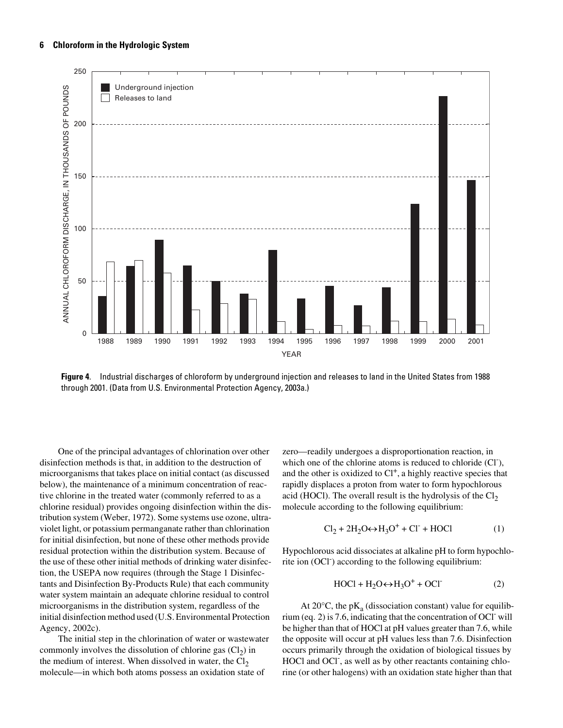**Figure 4.** Industrial discharges of chloroform by underground injection and releases to land in the United States from 1988 through 2001. (Data from U.S. Environmental Protection Agency, 2003a.)

One of the principal advantages of chlorination over other disinfection methods is that, in addition to the destruction of microorganisms that takes place on initial contact (as discussed below), the maintenance of a minimum concentration of reactive chlorine in the treated water (commonly referred to as a chlorine residual) provides ongoing disinfection within the distribution system (Weber, 1972). Some systems use ozone, ultraviolet light, or potassium permanganate rather than chlorination for initial disinfection, but none of these other methods provide residual protection within the distribution system. Because of the use of these other initial methods of drinking water disinfection, the USEPA now requires (through the Stage 1 Disinfectants and Disinfection By-Products Rule) that each community water system maintain an adequate chlorine residual to control microorganisms in the distribution system, regardless of the initial disinfection method used (U.S. Environmental Protection Agency, 2002c).

The initial step in the chlorination of water or wastewater commonly involves the dissolution of chlorine gas ($Cl_2$) in the medium of interest. When dissolved in water, the $Cl_2$ molecule—in which both atoms possess an oxidation state of zero—readily undergoes a disproportionation reaction, in which one of the chlorine atoms is reduced to chloride ($Cl^-$), and the other is oxidized to $Cl^+$, a highly reactive species that rapidly displaces a proton from water to form hypochlorous acid (HOCl). The overall result is the hydrolysis of the $Cl_2$ molecule according to the following equilibrium:

$$Cl_2 + 2H_2O \leftrightarrow H_3O^+ + Cl^- + HOCl \quad (1)$$

Hypochlorous acid dissociates at alkaline pH to form hypochlorite ion ($OCl^-$) according to the following equilibrium:

$$HOCl + H_2O \leftrightarrow H_3O^+ + OCl^- \quad (2)$$

At 20°C, the $pK_a$ (dissociation constant) value for equilibrium (eq. 2) is 7.6, indicating that the concentration of $OCl^-$ will be higher than that of HOCl at pH values greater than 7.6, while the opposite will occur at pH values less than 7.6. Disinfection occurs primarily through the oxidation of biological tissues by HOCl and $OCl^-$, as well as by other reactants containing chlorine (or other halogens) with an oxidation state higher than that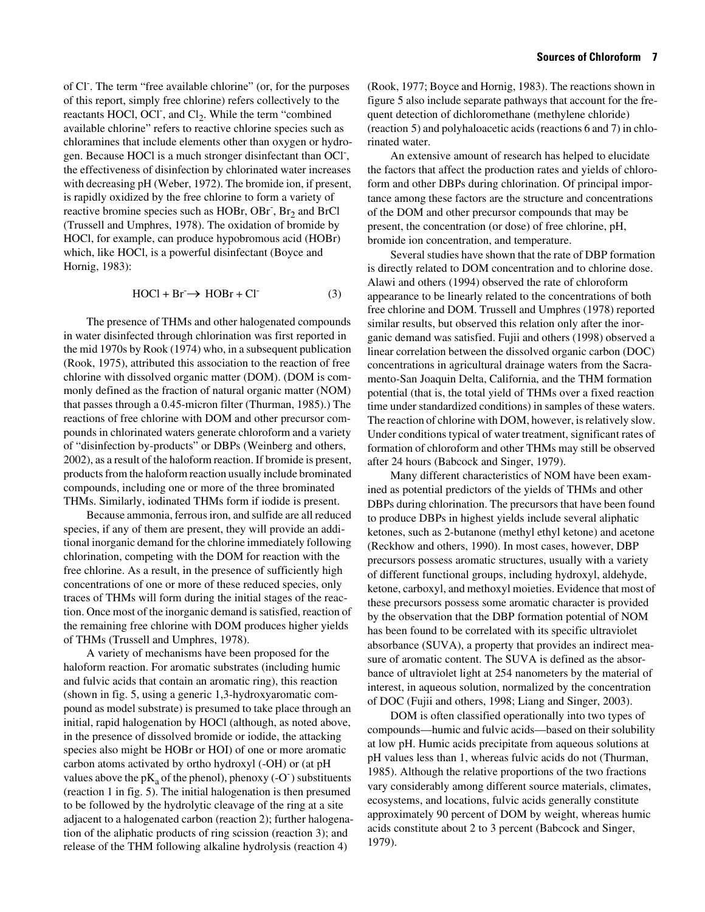of $Cl^-$. The term "free available chlorine" (or, for the purposes of this report, simply free chlorine) refers collectively to the reactants HOCl, $OCl^-$, and $Cl_2$. While the term "combined available chlorine" refers to reactive chlorine species such as chloramines that include elements other than oxygen or hydrogen. Because HOCl is a much stronger disinfectant than $OCl^-$, the effectiveness of disinfection by chlorinated water increases with decreasing pH (Weber, 1972). The bromide ion, if present, is rapidly oxidized by the free chlorine to form a variety of reactive bromine species such as HOBr, $OBr^-$, $Br_2$ and BrCl (Trussell and Umphres, 1978). The oxidation of bromide by HOCl, for example, can produce hypobromous acid (HOBr) which, like HOCl, is a powerful disinfectant (Boyce and Hornig, 1983):

$$HOCl + Br^- \rightarrow HOBr + Cl^- \quad (3)$$

The presence of THMs and other halogenated compounds in water disinfected through chlorination was first reported in the mid 1970s by Rook (1974) who, in a subsequent publication (Rook, 1975), attributed this association to the reaction of free chlorine with dissolved organic matter (DOM). (DOM is commonly defined as the fraction of natural organic matter (NOM) that passes through a 0.45-micron filter (Thurman, 1985).) The reactions of free chlorine with DOM and other precursor compounds in chlorinated waters generate chloroform and a variety of "disinfection by-products" or DBPs (Weinberg and others, 2002), as a result of the haloform reaction. If bromide is present, products from the haloform reaction usually include brominated compounds, including one or more of the three brominated THMs. Similarly, iodinated THMs form if iodide is present.

Because ammonia, ferrous iron, and sulfide are all reduced species, if any of them are present, they will provide an additional inorganic demand for the chlorine immediately following chlorination, competing with the DOM for reaction with the free chlorine. As a result, in the presence of sufficiently high concentrations of one or more of these reduced species, only traces of THMs will form during the initial stages of the reaction. Once most of the inorganic demand is satisfied, reaction of the remaining free chlorine with DOM produces higher yields of THMs (Trussell and Umphres, 1978).

A variety of mechanisms have been proposed for the haloform reaction. For aromatic substrates (including humic and fulvic acids that contain an aromatic ring), this reaction (shown in fig. 5, using a generic 1,3-hydroxyaromatic compound as model substrate) is presumed to take place through an initial, rapid halogenation by HOCl (although, as noted above, in the presence of dissolved bromide or iodide, the attacking species also might be HOBr or HOI) of one or more aromatic carbon atoms activated by ortho hydroxyl (-OH) or (at pH values above the $pK_a$ of the phenol), phenoxy ($-O^-$) substituents (reaction 1 in fig. 5). The initial halogenation is then presumed to be followed by the hydrolytic cleavage of the ring at a site adjacent to a halogenated carbon (reaction 2); further halogenation of the aliphatic products of ring scission (reaction 3); and release of the THM following alkaline hydrolysis (reaction 4) (Rook, 1977; Boyce and Hornig, 1983). The reactions shown in figure 5 also include separate pathways that account for the frequent detection of dichloromethane (methylene chloride) (reaction 5) and polyhaloacetic acids (reactions 6 and 7) in chlorinated water.

An extensive amount of research has helped to elucidate the factors that affect the production rates and yields of chloroform and other DBPs during chlorination. Of principal importance among these factors are the structure and concentrations of the DOM and other precursor compounds that may be present, the concentration (or dose) of free chlorine, pH, bromide ion concentration, and temperature.

Several studies have shown that the rate of DBP formation is directly related to DOM concentration and to chlorine dose. Alawi and others (1994) observed the rate of chloroform appearance to be linearly related to the concentrations of both free chlorine and DOM. Trussell and Umphres (1978) reported similar results, but observed this relation only after the inorganic demand was satisfied. Fujii and others (1998) observed a linear correlation between the dissolved organic carbon (DOC) concentrations in agricultural drainage waters from the Sacramento-San Joaquin Delta, California, and the THM formation potential (that is, the total yield of THMs over a fixed reaction time under standardized conditions) in samples of these waters. The reaction of chlorine with DOM, however, is relatively slow. Under conditions typical of water treatment, significant rates of formation of chloroform and other THMs may still be observed after 24 hours (Babcock and Singer, 1979).

Many different characteristics of NOM have been examined as potential predictors of the yields of THMs and other DBPs during chlorination. The precursors that have been found to produce DBPs in highest yields include several aliphatic ketones, such as 2-butanone (methyl ethyl ketone) and acetone (Reckhow and others, 1990). In most cases, however, DBP precursors possess aromatic structures, usually with a variety of different functional groups, including hydroxyl, aldehyde, ketone, carboxyl, and methoxyl moieties. Evidence that most of these precursors possess some aromatic character is provided by the observation that the DBP formation potential of NOM has been found to be correlated with its specific ultraviolet absorbance (SUVA), a property that provides an indirect measure of aromatic content. The SUVA is defined as the absorbance of ultraviolet light at 254 nanometers by the material of interest, in aqueous solution, normalized by the concentration of DOC (Fujii and others, 1998; Liang and Singer, 2003).

DOM is often classified operationally into two types of compounds—humic and fulvic acids—based on their solubility at low pH. Humic acids precipitate from aqueous solutions at pH values less than 1, whereas fulvic acids do not (Thurman, 1985). Although the relative proportions of the two fractions vary considerably among different source materials, climates, ecosystems, and locations, fulvic acids generally constitute approximately 90 percent of DOM by weight, whereas humic acids constitute about 2 to 3 percent (Babcock and Singer, 1979).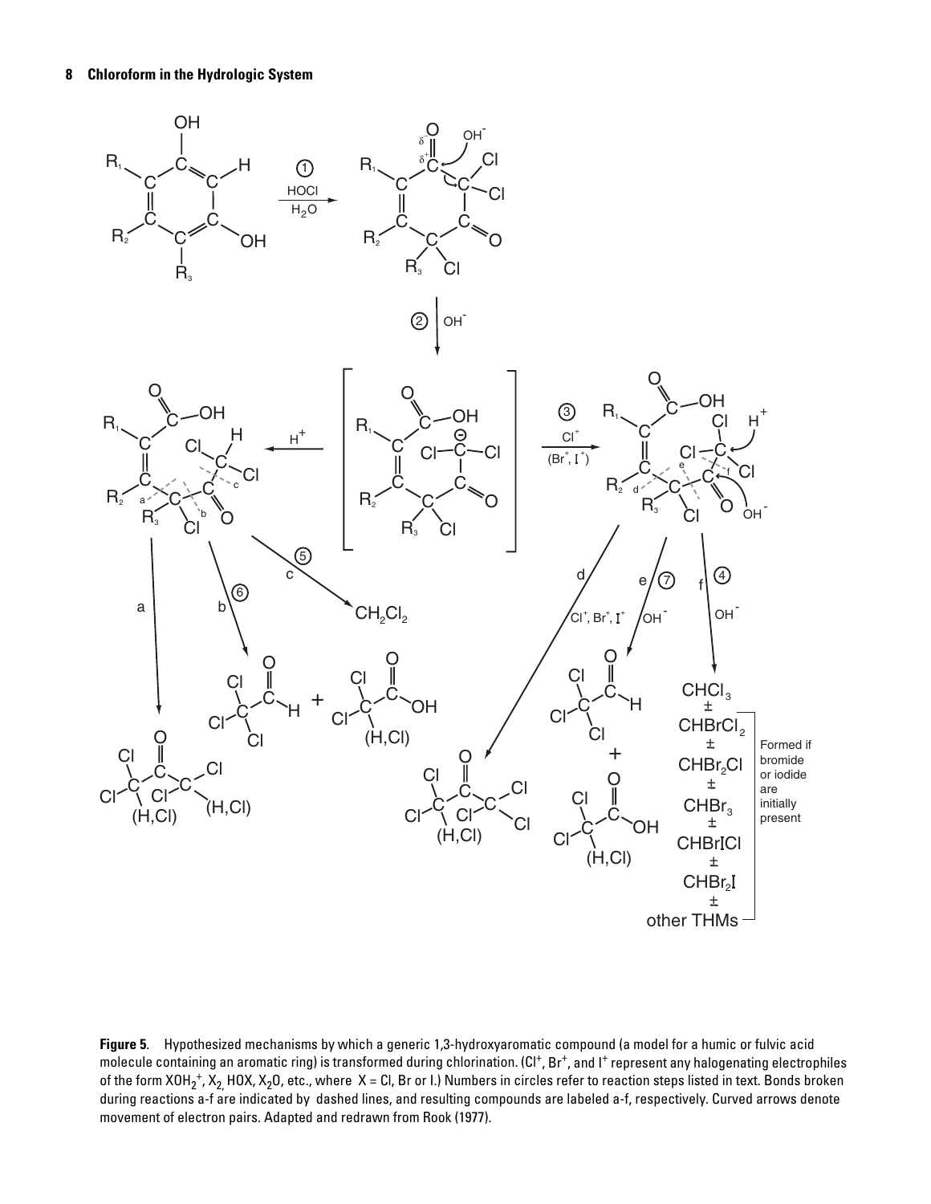**Figure 5.** Hypothesized mechanisms by which a generic 1,3-hydroxyaromatic compound (a model for a humic or fulvic acid molecule containing an aromatic ring) is transformed during chlorination. ($Cl^+$, $Br^+$, and $I^+$ represent any halogenating electrophiles of the form $XOH_2^+$, $X_2$, HOX, $X_2O$, etc., where X = Cl, Br or I.) Numbers in circles refer to reaction steps listed in text. Bonds broken during reactions a-f are indicated by dashed lines, and resulting compounds are labeled a-f, respectively. Curved arrows denote movement of electron pairs. Adapted and redrawn from Rook (1977).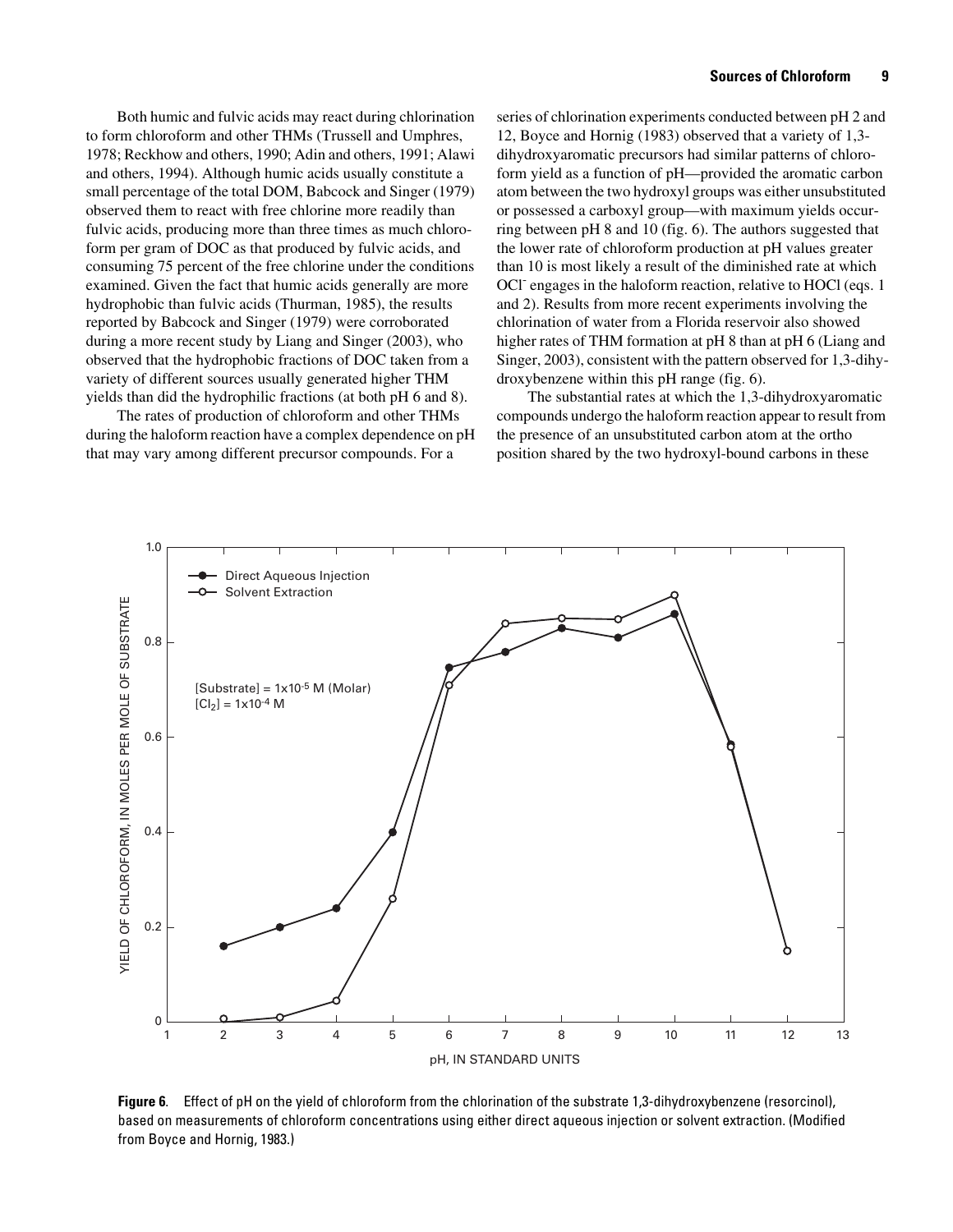Both humic and fulvic acids may react during chlorination to form chloroform and other THMs (Trussell and Umphres, 1978; Reckhow and others, 1990; Adin and others, 1991; Alawi and others, 1994). Although humic acids usually constitute a small percentage of the total DOM, Babcock and Singer (1979) observed them to react with free chlorine more readily than fulvic acids, producing more than three times as much chloroform per gram of DOC as that produced by fulvic acids, and consuming 75 percent of the free chlorine under the conditions examined. Given the fact that humic acids generally are more hydrophobic than fulvic acids (Thurman, 1985), the results reported by Babcock and Singer (1979) were corroborated during a more recent study by Liang and Singer (2003), who observed that the hydrophobic fractions of DOC taken from a variety of different sources usually generated higher THM yields than did the hydrophilic fractions (at both pH 6 and 8).

The rates of production of chloroform and other THMs during the haloform reaction have a complex dependence on pH that may vary among different precursor compounds. For a series of chlorination experiments conducted between pH 2 and 12, Boyce and Hornig (1983) observed that a variety of 1,3-dihydroxyaromatic precursors had similar patterns of chloroform yield as a function of pH—provided the aromatic carbon atom between the two hydroxyl groups was either unsubstituted or possessed a carboxyl group—with maximum yields occurring between pH 8 and 10 (fig. 6). The authors suggested that the lower rate of chloroform production at pH values greater than 10 is most likely a result of the diminished rate at which $OCl^-$ engages in the haloform reaction, relative to HOCl (eqs. 1 and 2). Results from more recent experiments involving the chlorination of water from a Florida reservoir also showed higher rates of THM formation at pH 8 than at pH 6 (Liang and Singer, 2003), consistent with the pattern observed for 1,3-dihydroxybenzene within this pH range (fig. 6).

The substantial rates at which the 1,3-dihydroxyaromatic compounds undergo the haloform reaction appear to result from the presence of an unsubstituted carbon atom at the ortho position shared by the two hydroxyl-bound carbons in these

**Figure 6**. Effect of pH on the yield of chloroform from the chlorination of the substrate 1,3-dihydroxybenzene (resorcinol), based on measurements of chloroform concentrations using either direct aqueous injection or solvent extraction. (Modified from Boyce and Hornig, 1983.)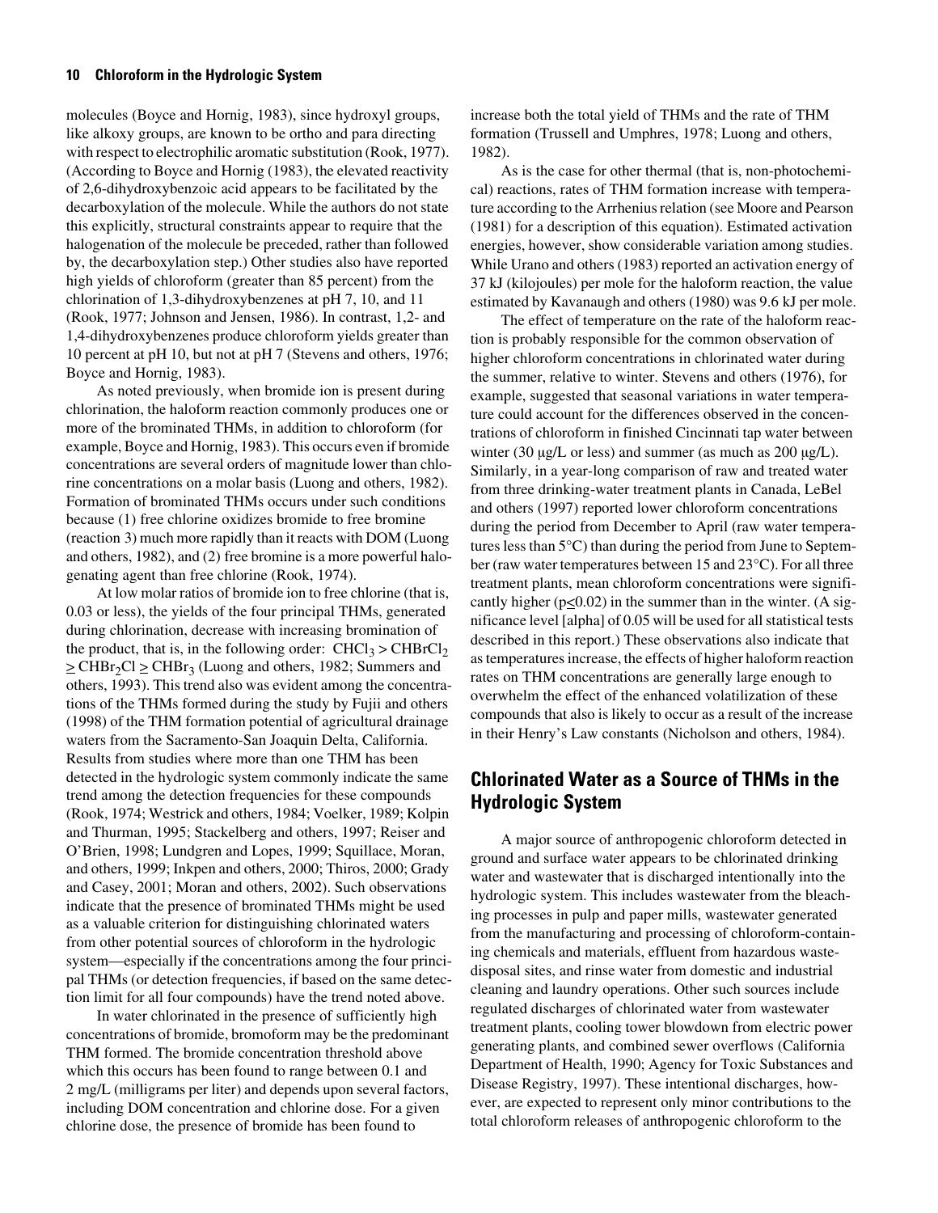molecules (Boyce and Hornig, 1983), since hydroxyl groups, like alkoxy groups, are known to be ortho and para directing with respect to electrophilic aromatic substitution (Rook, 1977). (According to Boyce and Hornig (1983), the elevated reactivity of 2,6-dihydroxybenzoic acid appears to be facilitated by the decarboxylation of the molecule. While the authors do not state this explicitly, structural constraints appear to require that the halogenation of the molecule be preceded, rather than followed by, the decarboxylation step.) Other studies also have reported high yields of chloroform (greater than 85 percent) from the chlorination of 1,3-dihydroxybenzenes at pH 7, 10, and 11 (Rook, 1977; Johnson and Jensen, 1986). In contrast, 1,2- and 1,4-dihydroxybenzenes produce chloroform yields greater than 10 percent at pH 10, but not at pH 7 (Stevens and others, 1976; Boyce and Hornig, 1983).

As noted previously, when bromide ion is present during chlorination, the haloform reaction commonly produces one or more of the brominated THMs, in addition to chloroform (for example, Boyce and Hornig, 1983). This occurs even if bromide concentrations are several orders of magnitude lower than chlorine concentrations on a molar basis (Luong and others, 1982). Formation of brominated THMs occurs under such conditions because (1) free chlorine oxidizes bromide to free bromine (reaction 3) much more rapidly than it reacts with DOM (Luong and others, 1982), and (2) free bromine is a more powerful halogenating agent than free chlorine (Rook, 1974).

At low molar ratios of bromide ion to free chlorine (that is, 0.03 or less), the yields of the four principal THMs, generated during chlorination, decrease with increasing bromination of the product, that is, in the following order: $CHCl_3 > CHBrCl_2 \geq CHBr_2Cl \geq CHBr_3$ (Luong and others, 1982; Summers and others, 1993). This trend also was evident among the concentrations of the THMs formed during the study by Fujii and others (1998) of the THM formation potential of agricultural drainage waters from the Sacramento-San Joaquin Delta, California. Results from studies where more than one THM has been detected in the hydrologic system commonly indicate the same trend among the detection frequencies for these compounds (Rook, 1974; Westrick and others, 1984; Voelker, 1989; Kolpin and Thurman, 1995; Stackelberg and others, 1997; Reiser and O'Brien, 1998; Lundgren and Lopes, 1999; Squillace, Moran, and others, 1999; Inkpen and others, 2000; Thiros, 2000; Grady and Casey, 2001; Moran and others, 2002). Such observations indicate that the presence of brominated THMs might be used as a valuable criterion for distinguishing chlorinated waters from other potential sources of chloroform in the hydrologic system—especially if the concentrations among the four principal THMs (or detection frequencies, if based on the same detection limit for all four compounds) have the trend noted above.

In water chlorinated in the presence of sufficiently high concentrations of bromide, bromoform may be the predominant THM formed. The bromide concentration threshold above which this occurs has been found to range between 0.1 and 2 mg/L (milligrams per liter) and depends upon several factors, including DOM concentration and chlorine dose. For a given chlorine dose, the presence of bromide has been found to increase both the total yield of THMs and the rate of THM formation (Trussell and Umphres, 1978; Luong and others, 1982).

As is the case for other thermal (that is, non-photochemical) reactions, rates of THM formation increase with temperature according to the Arrhenius relation (see Moore and Pearson (1981) for a description of this equation). Estimated activation energies, however, show considerable variation among studies. While Urano and others (1983) reported an activation energy of 37 kJ (kilojoules) per mole for the haloform reaction, the value estimated by Kavanaugh and others (1980) was 9.6 kJ per mole.

The effect of temperature on the rate of the haloform reaction is probably responsible for the common observation of higher chloroform concentrations in chlorinated water during the summer, relative to winter. Stevens and others (1976), for example, suggested that seasonal variations in water temperature could account for the differences observed in the concentrations of chloroform in finished Cincinnati tap water between winter (30 μg/L or less) and summer (as much as 200 μg/L). Similarly, in a year-long comparison of raw and treated water from three drinking-water treatment plants in Canada, LeBel and others (1997) reported lower chloroform concentrations during the period from December to April (raw water temperatures less than 5°C) than during the period from June to September (raw water temperatures between 15 and 23°C). For all three treatment plants, mean chloroform concentrations were significantly higher ($p \leq 0.02$) in the summer than in the winter. (A significance level [alpha] of 0.05 will be used for all statistical tests described in this report.) These observations also indicate that as temperatures increase, the effects of higher haloform reaction rates on THM concentrations are generally large enough to overwhelm the effect of the enhanced volatilization of these compounds that also is likely to occur as a result of the increase in their Henry's Law constants (Nicholson and others, 1984).

## Chlorinated Water as a Source of THMs in the Hydrologic System

A major source of anthropogenic chloroform detected in ground and surface water appears to be chlorinated drinking water and wastewater that is discharged intentionally into the hydrologic system. This includes wastewater from the bleaching processes in pulp and paper mills, wastewater generated from the manufacturing and processing of chloroform-containing chemicals and materials, effluent from hazardous waste-disposal sites, and rinse water from domestic and industrial cleaning and laundry operations. Other such sources include regulated discharges of chlorinated water from wastewater treatment plants, cooling tower blowdown from electric power generating plants, and combined sewer overflows (California Department of Health, 1990; Agency for Toxic Substances and Disease Registry, 1997). These intentional discharges, however, are expected to represent only minor contributions to the total chloroform releases of anthropogenic chloroform to the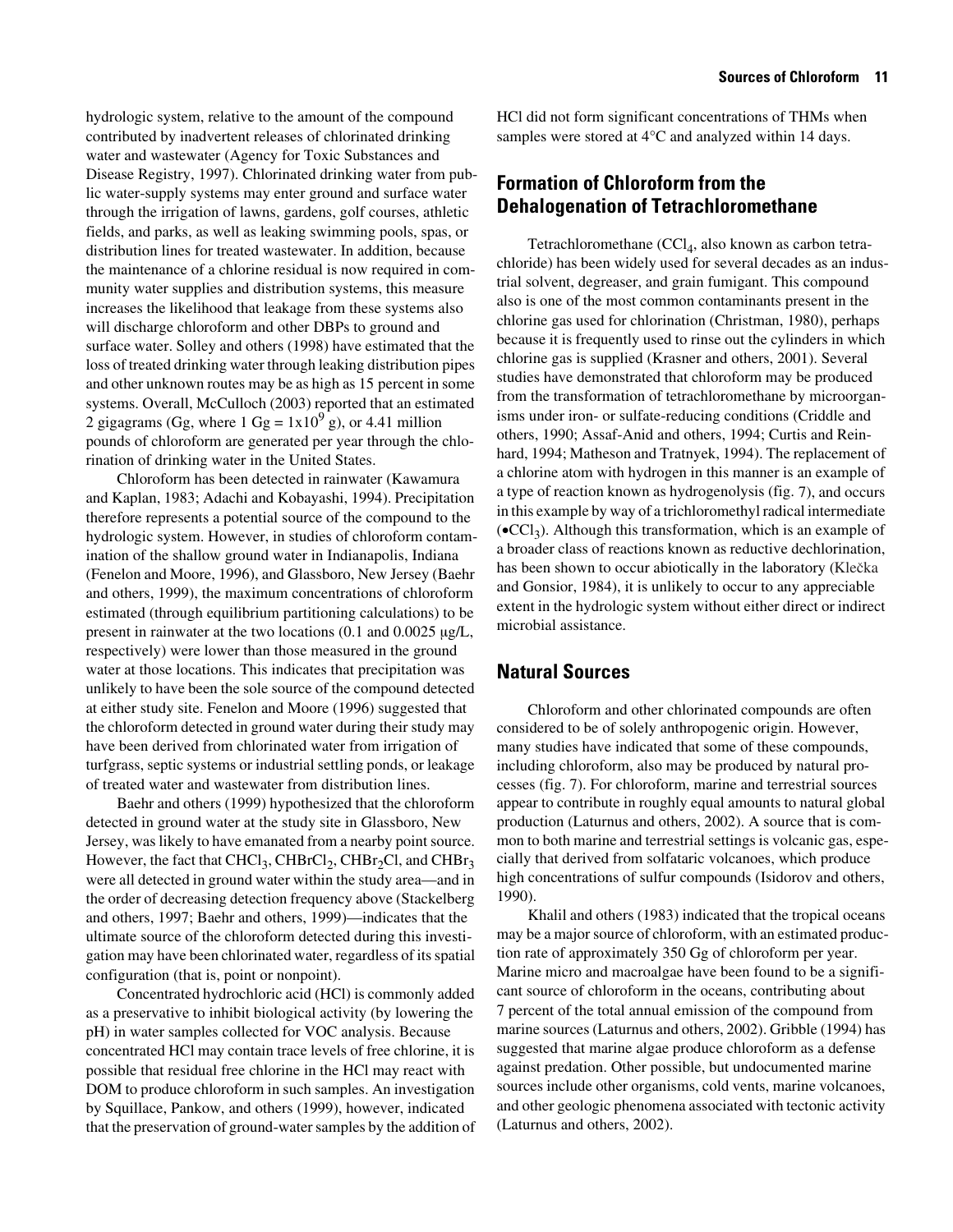hydrologic system, relative to the amount of the compound contributed by inadvertent releases of chlorinated drinking water and wastewater (Agency for Toxic Substances and Disease Registry, 1997). Chlorinated drinking water from public water-supply systems may enter ground and surface water through the irrigation of lawns, gardens, golf courses, athletic fields, and parks, as well as leaking swimming pools, spas, or distribution lines for treated wastewater. In addition, because the maintenance of a chlorine residual is now required in community water supplies and distribution systems, this measure increases the likelihood that leakage from these systems also will discharge chloroform and other DBPs to ground and surface water. Solley and others (1998) have estimated that the loss of treated drinking water through leaking distribution pipes and other unknown routes may be as high as 15 percent in some systems. Overall, McCulloch (2003) reported that an estimated 2 gigagrams (Gg, where 1 Gg = $1x10^9$ g), or 4.41 million pounds of chloroform are generated per year through the chlorination of drinking water in the United States.

Chloroform has been detected in rainwater (Kawamura and Kaplan, 1983; Adachi and Kobayashi, 1994). Precipitation therefore represents a potential source of the compound to the hydrologic system. However, in studies of chloroform contamination of the shallow ground water in Indianapolis, Indiana (Fenelon and Moore, 1996), and Glassboro, New Jersey (Baehr and others, 1999), the maximum concentrations of chloroform estimated (through equilibrium partitioning calculations) to be present in rainwater at the two locations (0.1 and 0.0025 μg/L, respectively) were lower than those measured in the ground water at those locations. This indicates that precipitation was unlikely to have been the sole source of the compound detected at either study site. Fenelon and Moore (1996) suggested that the chloroform detected in ground water during their study may have been derived from chlorinated water from irrigation of turfgrass, septic systems or industrial settling ponds, or leakage of treated water and wastewater from distribution lines.

Baehr and others (1999) hypothesized that the chloroform detected in ground water at the study site in Glassboro, New Jersey, was likely to have emanated from a nearby point source. However, the fact that $CHCl_3$, $CHBrCl_2$, $CHBr_2Cl$, and $CHBr_3$ were all detected in ground water within the study area—and in the order of decreasing detection frequency above (Stackelberg and others, 1997; Baehr and others, 1999)—indicates that the ultimate source of the chloroform detected during this investigation may have been chlorinated water, regardless of its spatial configuration (that is, point or nonpoint).

Concentrated hydrochloric acid (HCl) is commonly added as a preservative to inhibit biological activity (by lowering the pH) in water samples collected for VOC analysis. Because concentrated HCl may contain trace levels of free chlorine, it is possible that residual free chlorine in the HCl may react with DOM to produce chloroform in such samples. An investigation by Squillace, Pankow, and others (1999), however, indicated that the preservation of ground-water samples by the addition of HCl did not form significant concentrations of THMs when samples were stored at 4°C and analyzed within 14 days.

## Formation of Chloroform from the Dehalogenation of Tetrachloromethane

Tetrachloromethane ($CCl_4$, also known as carbon tetrachloride) has been widely used for several decades as an industrial solvent, degreaser, and grain fumigant. This compound also is one of the most common contaminants present in the chlorine gas used for chlorination (Christman, 1980), perhaps because it is frequently used to rinse out the cylinders in which chlorine gas is supplied (Krasner and others, 2001). Several studies have demonstrated that chloroform may be produced from the transformation of tetrachloromethane by microorganisms under iron- or sulfate-reducing conditions (Criddle and others, 1990; Assaf-Anid and others, 1994; Curtis and Reinhard, 1994; Matheson and Tratnyek, 1994). The replacement of a chlorine atom with hydrogen in this manner is an example of a type of reaction known as hydrogenolysis (fig. 7), and occurs in this example by way of a trichloromethyl radical intermediate ($\bullet CCl_3$). Although this transformation, which is an example of a broader class of reactions known as reductive dechlorination, has been shown to occur abiotically in the laboratory (Klečka and Gonsior, 1984), it is unlikely to occur to any appreciable extent in the hydrologic system without either direct or indirect microbial assistance.

## Natural Sources

Chloroform and other chlorinated compounds are often considered to be of solely anthropogenic origin. However, many studies have indicated that some of these compounds, including chloroform, also may be produced by natural processes (fig. 7). For chloroform, marine and terrestrial sources appear to contribute in roughly equal amounts to natural global production (Laturnus and others, 2002). A source that is common to both marine and terrestrial settings is volcanic gas, especially that derived from solfataric volcanoes, which produce high concentrations of sulfur compounds (Isidorov and others, 1990).

Khalil and others (1983) indicated that the tropical oceans may be a major source of chloroform, with an estimated production rate of approximately 350 Gg of chloroform per year. Marine micro and macroalgae have been found to be a significant source of chloroform in the oceans, contributing about 7 percent of the total annual emission of the compound from marine sources (Laturnus and others, 2002). Gribble (1994) has suggested that marine algae produce chloroform as a defense against predation. Other possible, but undocumented marine sources include other organisms, cold vents, marine volcanoes, and other geologic phenomena associated with tectonic activity (Laturnus and others, 2002).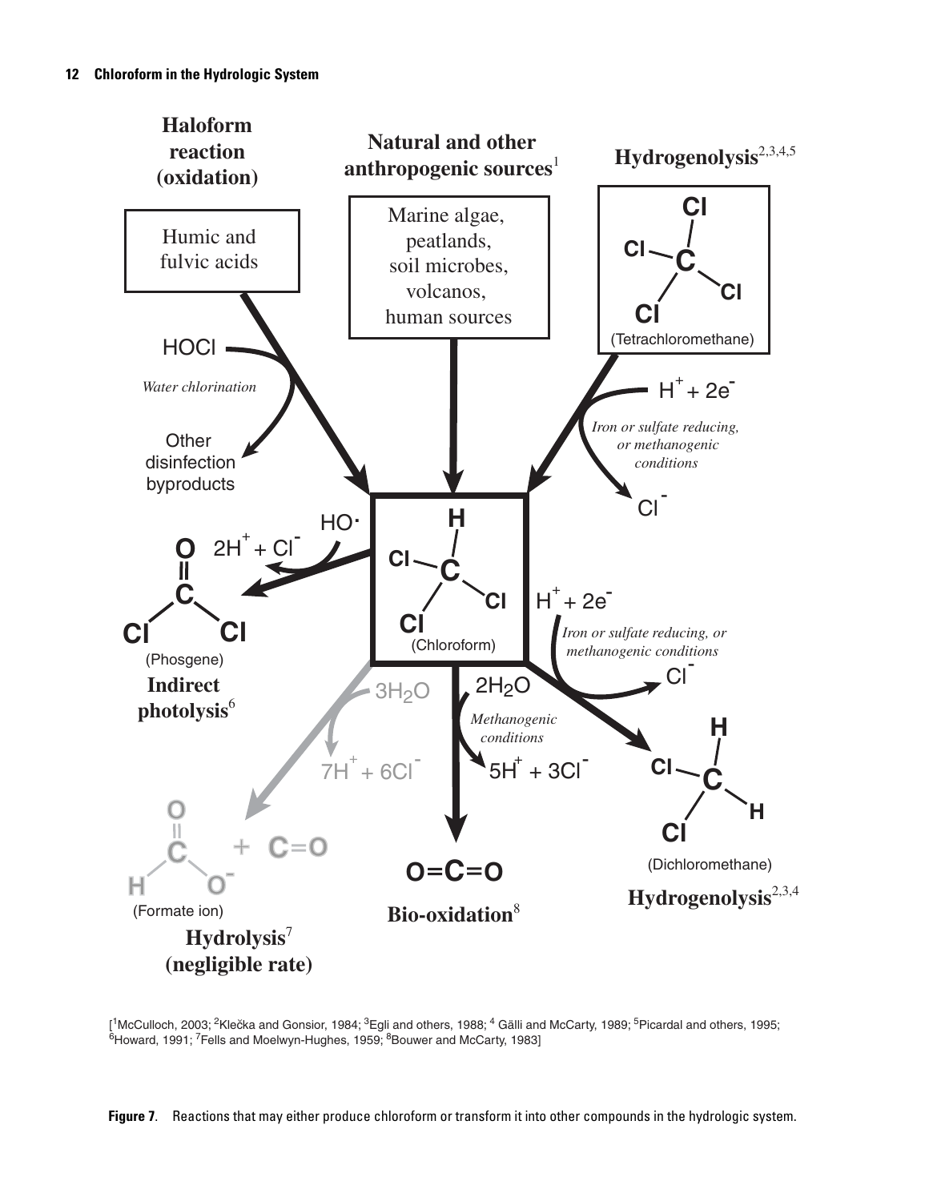[[1]McCulloch, 2003; [2]Klečka and Gonsior, 1984; [3]Egli and others, 1988; [4] Gälli and McCarty, 1989; [5]Picardal and others, 1995; [6]Howard, 1991; [7]Fells and Moelwyn-Hughes, 1959; [8]Bouwer and McCarty, 1983]

**Figure 7.** Reactions that may either produce chloroform or transform it into other compounds in the hydrologic system.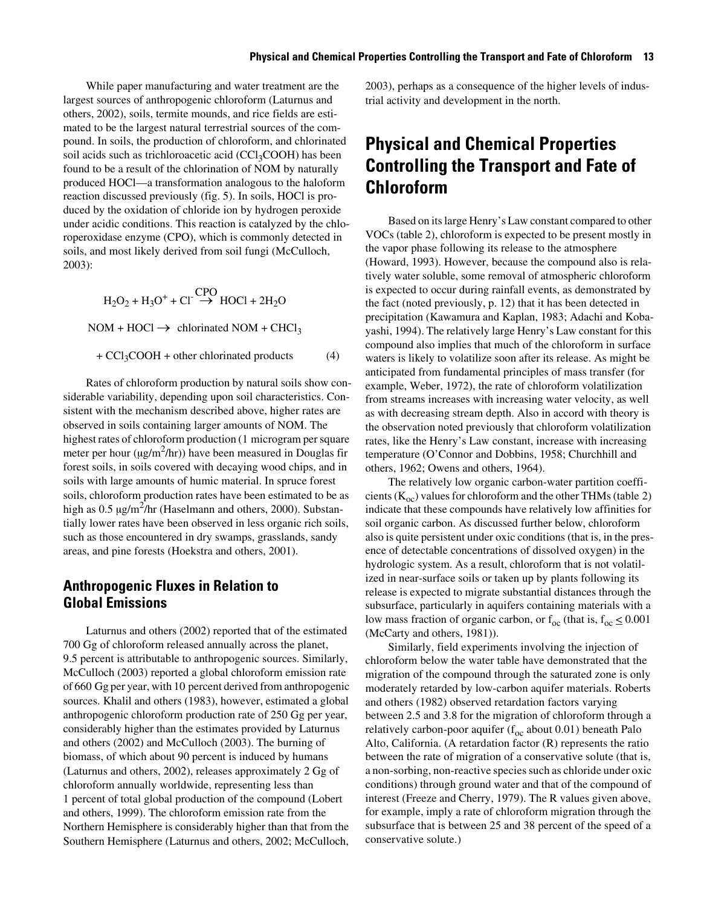While paper manufacturing and water treatment are the largest sources of anthropogenic chloroform (Laturnus and others, 2002), soils, termite mounds, and rice fields are estimated to be the largest natural terrestrial sources of the compound. In soils, the production of chloroform, and chlorinated soil acids such as trichloroacetic acid ($CCl_3COOH$) has been found to be a result of the chlorination of NOM by naturally produced HOCl—a transformation analogous to the haloform reaction discussed previously (fig. 5). In soils, HOCl is produced by the oxidation of chloride ion by hydrogen peroxide under acidic conditions. This reaction is catalyzed by the chloroperoxidase enzyme (CPO), which is commonly detected in soils, and most likely derived from soil fungi (McCulloch, 2003):

$$H_2O_2 + H_3O^+ + Cl^- \xrightarrow{CPO} HOCl + 2H_2O$$

$$NOM + HOCl \rightarrow \text{chlorinated NOM} + CHCl_3$$

$$+ CCl_3COOH + \text{other chlorinated products} \qquad (4)$$

Rates of chloroform production by natural soils show considerable variability, depending upon soil characteristics. Consistent with the mechanism described above, higher rates are observed in soils containing larger amounts of NOM. The highest rates of chloroform production (1 microgram per square meter per hour ($\mu g/m^2/hr$)) have been measured in Douglas fir forest soils, in soils covered with decaying wood chips, and in soils with large amounts of humic material. In spruce forest soils, chloroform production rates have been estimated to be as high as 0.5 $\mu g/m^2/hr$ (Haselmann and others, 2000). Substantially lower rates have been observed in less organic rich soils, such as those encountered in dry swamps, grasslands, sandy areas, and pine forests (Hoekstra and others, 2001).

### Anthropogenic Fluxes in Relation to Global Emissions

Laturnus and others (2002) reported that of the estimated 700 Gg of chloroform released annually across the planet, 9.5 percent is attributable to anthropogenic sources. Similarly, McCulloch (2003) reported a global chloroform emission rate of 660 Gg per year, with 10 percent derived from anthropogenic sources. Khalil and others (1983), however, estimated a global anthropogenic chloroform production rate of 250 Gg per year, considerably higher than the estimates provided by Laturnus and others (2002) and McCulloch (2003). The burning of biomass, of which about 90 percent is induced by humans (Laturnus and others, 2002), releases approximately 2 Gg of chloroform annually worldwide, representing less than 1 percent of total global production of the compound (Lobert and others, 1999). The chloroform emission rate from the Northern Hemisphere is considerably higher than that from the Southern Hemisphere (Laturnus and others, 2002; McCulloch, 2003), perhaps as a consequence of the higher levels of industrial activity and development in the north.

## Physical and Chemical Properties Controlling the Transport and Fate of Chloroform

Based on its large Henry's Law constant compared to other VOCs (table 2), chloroform is expected to be present mostly in the vapor phase following its release to the atmosphere (Howard, 1993). However, because the compound also is relatively water soluble, some removal of atmospheric chloroform is expected to occur during rainfall events, as demonstrated by the fact (noted previously, p. 12) that it has been detected in precipitation (Kawamura and Kaplan, 1983; Adachi and Kobayashi, 1994). The relatively large Henry's Law constant for this compound also implies that much of the chloroform in surface waters is likely to volatilize soon after its release. As might be anticipated from fundamental principles of mass transfer (for example, Weber, 1972), the rate of chloroform volatilization from streams increases with increasing water velocity, as well as with decreasing stream depth. Also in accord with theory is the observation noted previously that chloroform volatilization rates, like the Henry's Law constant, increase with increasing temperature (O'Connor and Dobbins, 1958; Churchhill and others, 1962; Owens and others, 1964).

The relatively low organic carbon-water partition coefficients ($K_{oc}$) values for chloroform and the other THMs (table 2) indicate that these compounds have relatively low affinities for soil organic carbon. As discussed further below, chloroform also is quite persistent under oxic conditions (that is, in the presence of detectable concentrations of dissolved oxygen) in the hydrologic system. As a result, chloroform that is not volatilized in near-surface soils or taken up by plants following its release is expected to migrate substantial distances through the subsurface, particularly in aquifers containing materials with a low mass fraction of organic carbon, or $f_{oc}$ (that is, $f_{oc} \leq 0.001$ (McCarty and others, 1981)).

Similarly, field experiments involving the injection of chloroform below the water table have demonstrated that the migration of the compound through the saturated zone is only moderately retarded by low-carbon aquifer materials. Roberts and others (1982) observed retardation factors varying between 2.5 and 3.8 for the migration of chloroform through a relatively carbon-poor aquifer ($f_{oc}$ about 0.01) beneath Palo Alto, California. (A retardation factor (R) represents the ratio between the rate of migration of a conservative solute (that is, a non-sorbing, non-reactive species such as chloride under oxic conditions) through ground water and that of the compound of interest (Freeze and Cherry, 1979). The R values given above, for example, imply a rate of chloroform migration through the subsurface that is between 25 and 38 percent of the speed of a conservative solute.)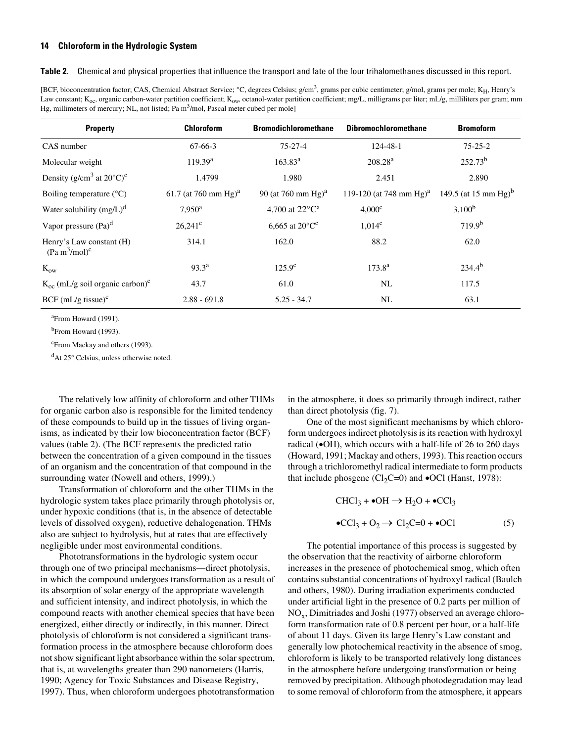**Table 2.** Chemical and physical properties that influence the transport and fate of the four trihalomethanes discussed in this report.

[BCF, bioconcentration factor; CAS, Chemical Abstract Service; °C, degrees Celsius; g/cm$^3$, grams per cubic centimeter; g/mol, grams per mole; $K_H$, Henry's Law constant; $K_{oc}$, organic carbon-water partition coefficient; $K_{ow}$, octanol-water partition coefficient; mg/L, milligrams per liter; mL/g, milliliters per gram; mm Hg, millimeters of mercury; NL, not listed; Pa m$^3$/mol, Pascal meter cubed per mole]

| Property | Chloroform | Bromodichloromethane | Dibromochloromethane | Bromoform |
|---|---|---|---|---|
| CAS number | 67-66-3 | 75-27-4 | 124-48-1 | 75-25-2 |
| Molecular weight | 119.39[a] | 163.83[a] | 208.28[a] | 252.73[b] |
| Density (g/cm$^3$ at 20°C)[c] | 1.4799 | 1.980 | 2.451 | 2.890 |
| Boiling temperature (°C) | 61.7 (at 760 mm Hg)[a] | 90 (at 760 mm Hg)[a] | 119-120 (at 748 mm Hg)[a] | 149.5 (at 15 mm Hg)[b] |
| Water solubility (mg/L)[d] | 7,950[a] | 4,700 at 22°C[a] | 4,000[c] | 3,100[b] |
| Vapor pressure (Pa)[d] | 26,241[c] | 6,665 at 20°C[c] | 1,014[c] | 719.9[b] |
| Henry's Law constant (H) (Pa m$^3$/mol)[c] | 314.1 | 162.0 | 88.2 | 62.0 |
| $K_{ow}$ | 93.3[a] | 125.9[c] | 173.8[a] | 234.4[b] |
| $K_{oc}$ (mL/g soil organic carbon)[c] | 43.7 | 61.0 | NL | 117.5 |
| BCF (mL/g tissue)[c] | 2.88 - 691.8 | 5.25 - 34.7 | NL | 63.1 |

[a]From Howard (1991).

[b]From Howard (1993).

[c]From Mackay and others (1993).

[d]At 25° Celsius, unless otherwise noted.

The relatively low affinity of chloroform and other THMs for organic carbon also is responsible for the limited tendency of these compounds to build up in the tissues of living organisms, as indicated by their low bioconcentration factor (BCF) values (table 2). (The BCF represents the predicted ratio between the concentration of a given compound in the tissues of an organism and the concentration of that compound in the surrounding water (Nowell and others, 1999).)

Transformation of chloroform and the other THMs in the hydrologic system takes place primarily through photolysis or, under hypoxic conditions (that is, in the absence of detectable levels of dissolved oxygen), reductive dehalogenation. THMs also are subject to hydrolysis, but at rates that are effectively negligible under most environmental conditions.

Phototransformations in the hydrologic system occur through one of two principal mechanisms—direct photolysis, in which the compound undergoes transformation as a result of its absorption of solar energy of the appropriate wavelength and sufficient intensity, and indirect photolysis, in which the compound reacts with another chemical species that have been energized, either directly or indirectly, in this manner. Direct photolysis of chloroform is not considered a significant transformation process in the atmosphere because chloroform does not show significant light absorbance within the solar spectrum, that is, at wavelengths greater than 290 nanometers (Harris, 1990; Agency for Toxic Substances and Disease Registry, 1997). Thus, when chloroform undergoes phototransformation in the atmosphere, it does so primarily through indirect, rather than direct photolysis (fig. 7).

One of the most significant mechanisms by which chloroform undergoes indirect photolysis is its reaction with hydroxyl radical (•OH), which occurs with a half-life of 26 to 260 days (Howard, 1991; Mackay and others, 1993). This reaction occurs through a trichloromethyl radical intermediate to form products that include phosgene ($Cl_2C{=}0$) and •OCl (Hanst, 1978):

$$CHCl_3 + \bullet OH \rightarrow H_2O + \bullet CCl_3$$

$$\bullet CCl_3 + O_2 \rightarrow Cl_2C{=}0 + \bullet OCl \qquad (5)$$

The potential importance of this process is suggested by the observation that the reactivity of airborne chloroform increases in the presence of photochemical smog, which often contains substantial concentrations of hydroxyl radical (Baulch and others, 1980). During irradiation experiments conducted under artificial light in the presence of 0.2 parts per million of $NO_x$, Dimitriades and Joshi (1977) observed an average chloroform transformation rate of 0.8 percent per hour, or a half-life of about 11 days. Given its large Henry's Law constant and generally low photochemical reactivity in the absence of smog, chloroform is likely to be transported relatively long distances in the atmosphere before undergoing transformation or being removed by precipitation. Although photodegradation may lead to some removal of chloroform from the atmosphere, it appears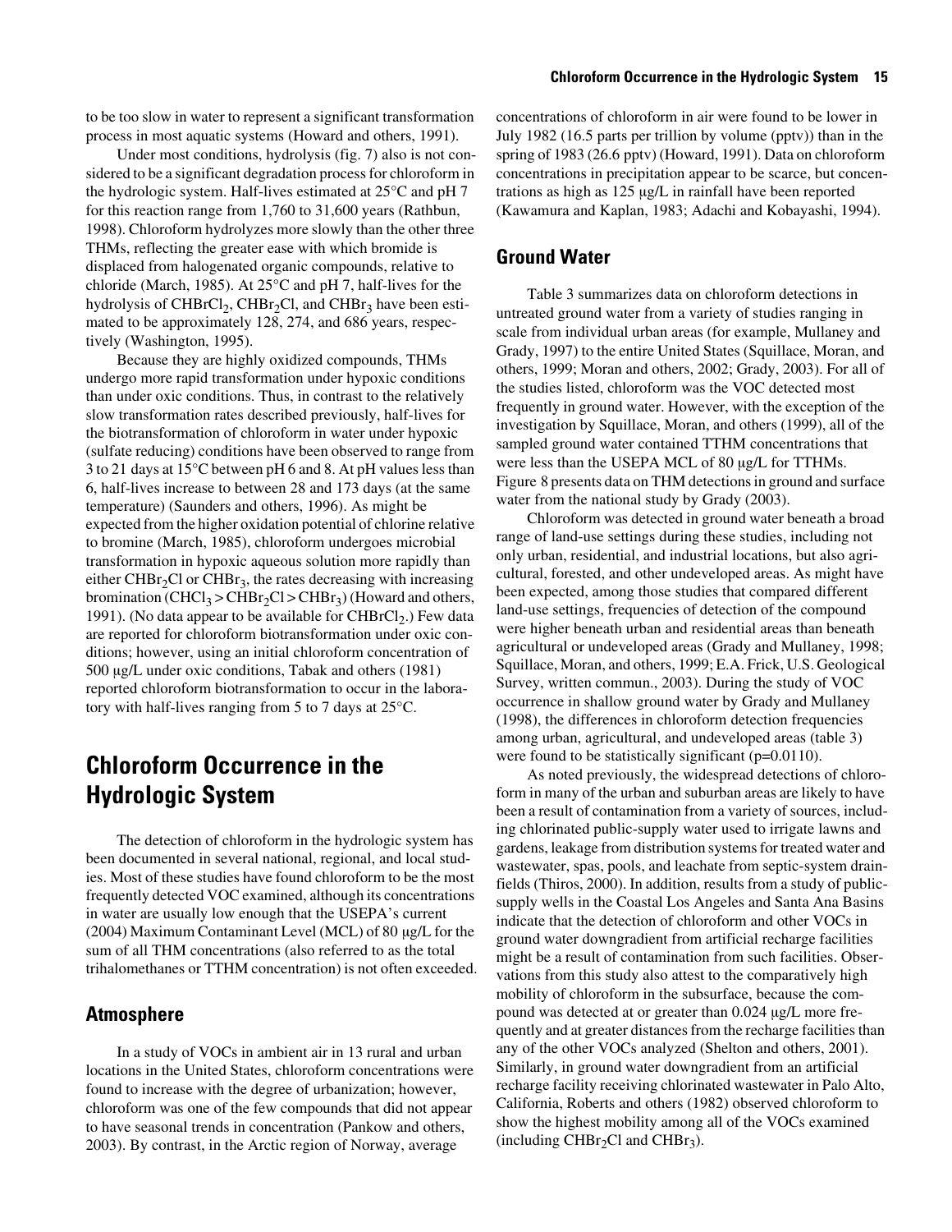to be too slow in water to represent a significant transformation process in most aquatic systems (Howard and others, 1991).

Under most conditions, hydrolysis (fig. 7) also is not considered to be a significant degradation process for chloroform in the hydrologic system. Half-lives estimated at 25°C and pH 7 for this reaction range from 1,760 to 31,600 years (Rathbun, 1998). Chloroform hydrolyzes more slowly than the other three THMs, reflecting the greater ease with which bromide is displaced from halogenated organic compounds, relative to chloride (March, 1985). At 25°C and pH 7, half-lives for the hydrolysis of $CHBrCl_2$, $CHBr_2Cl$, and $CHBr_3$ have been estimated to be approximately 128, 274, and 686 years, respectively (Washington, 1995).

Because they are highly oxidized compounds, THMs undergo more rapid transformation under hypoxic conditions than under oxic conditions. Thus, in contrast to the relatively slow transformation rates described previously, half-lives for the biotransformation of chloroform in water under hypoxic (sulfate reducing) conditions have been observed to range from 3 to 21 days at 15°C between pH 6 and 8. At pH values less than 6, half-lives increase to between 28 and 173 days (at the same temperature) (Saunders and others, 1996). As might be expected from the higher oxidation potential of chlorine relative to bromine (March, 1985), chloroform undergoes microbial transformation in hypoxic aqueous solution more rapidly than either $CHBr_2Cl$ or $CHBr_3$, the rates decreasing with increasing bromination ($CHCl_3 > CHBr_2Cl > CHBr_3$) (Howard and others, 1991). (No data appear to be available for $CHBrCl_2$.) Few data are reported for chloroform biotransformation under oxic conditions; however, using an initial chloroform concentration of 500 µg/L under oxic conditions, Tabak and others (1981) reported chloroform biotransformation to occur in the laboratory with half-lives ranging from 5 to 7 days at 25°C.

# Chloroform Occurrence in the Hydrologic System

The detection of chloroform in the hydrologic system has been documented in several national, regional, and local studies. Most of these studies have found chloroform to be the most frequently detected VOC examined, although its concentrations in water are usually low enough that the USEPA's current (2004) Maximum Contaminant Level (MCL) of 80 µg/L for the sum of all THM concentrations (also referred to as the total trihalomethanes or TTHM concentration) is not often exceeded.

## Atmosphere

In a study of VOCs in ambient air in 13 rural and urban locations in the United States, chloroform concentrations were found to increase with the degree of urbanization; however, chloroform was one of the few compounds that did not appear to have seasonal trends in concentration (Pankow and others, 2003). By contrast, in the Arctic region of Norway, average concentrations of chloroform in air were found to be lower in July 1982 (16.5 parts per trillion by volume (pptv)) than in the spring of 1983 (26.6 pptv) (Howard, 1991). Data on chloroform concentrations in precipitation appear to be scarce, but concentrations as high as 125 µg/L in rainfall have been reported (Kawamura and Kaplan, 1983; Adachi and Kobayashi, 1994).

## Ground Water

Table 3 summarizes data on chloroform detections in untreated ground water from a variety of studies ranging in scale from individual urban areas (for example, Mullaney and Grady, 1997) to the entire United States (Squillace, Moran, and others, 1999; Moran and others, 2002; Grady, 2003). For all of the studies listed, chloroform was the VOC detected most frequently in ground water. However, with the exception of the investigation by Squillace, Moran, and others (1999), all of the sampled ground water contained TTHM concentrations that were less than the USEPA MCL of 80 µg/L for TTHMs. Figure 8 presents data on THM detections in ground and surface water from the national study by Grady (2003).

Chloroform was detected in ground water beneath a broad range of land-use settings during these studies, including not only urban, residential, and industrial locations, but also agricultural, forested, and other undeveloped areas. As might have been expected, among those studies that compared different land-use settings, frequencies of detection of the compound were higher beneath urban and residential areas than beneath agricultural or undeveloped areas (Grady and Mullaney, 1998; Squillace, Moran, and others, 1999; E.A. Frick, U.S. Geological Survey, written commun., 2003). During the study of VOC occurrence in shallow ground water by Grady and Mullaney (1998), the differences in chloroform detection frequencies among urban, agricultural, and undeveloped areas (table 3) were found to be statistically significant ($p=0.0110$).

As noted previously, the widespread detections of chloroform in many of the urban and suburban areas are likely to have been a result of contamination from a variety of sources, including chlorinated public-supply water used to irrigate lawns and gardens, leakage from distribution systems for treated water and wastewater, spas, pools, and leachate from septic-system drainfields (Thiros, 2000). In addition, results from a study of public-supply wells in the Coastal Los Angeles and Santa Ana Basins indicate that the detection of chloroform and other VOCs in ground water downgradient from artificial recharge facilities might be a result of contamination from such facilities. Observations from this study also attest to the comparatively high mobility of chloroform in the subsurface, because the compound was detected at or greater than 0.024 µg/L more frequently and at greater distances from the recharge facilities than any of the other VOCs analyzed (Shelton and others, 2001). Similarly, in ground water downgradient from an artificial recharge facility receiving chlorinated wastewater in Palo Alto, California, Roberts and others (1982) observed chloroform to show the highest mobility among all of the VOCs examined (including $CHBr_2Cl$ and $CHBr_3$).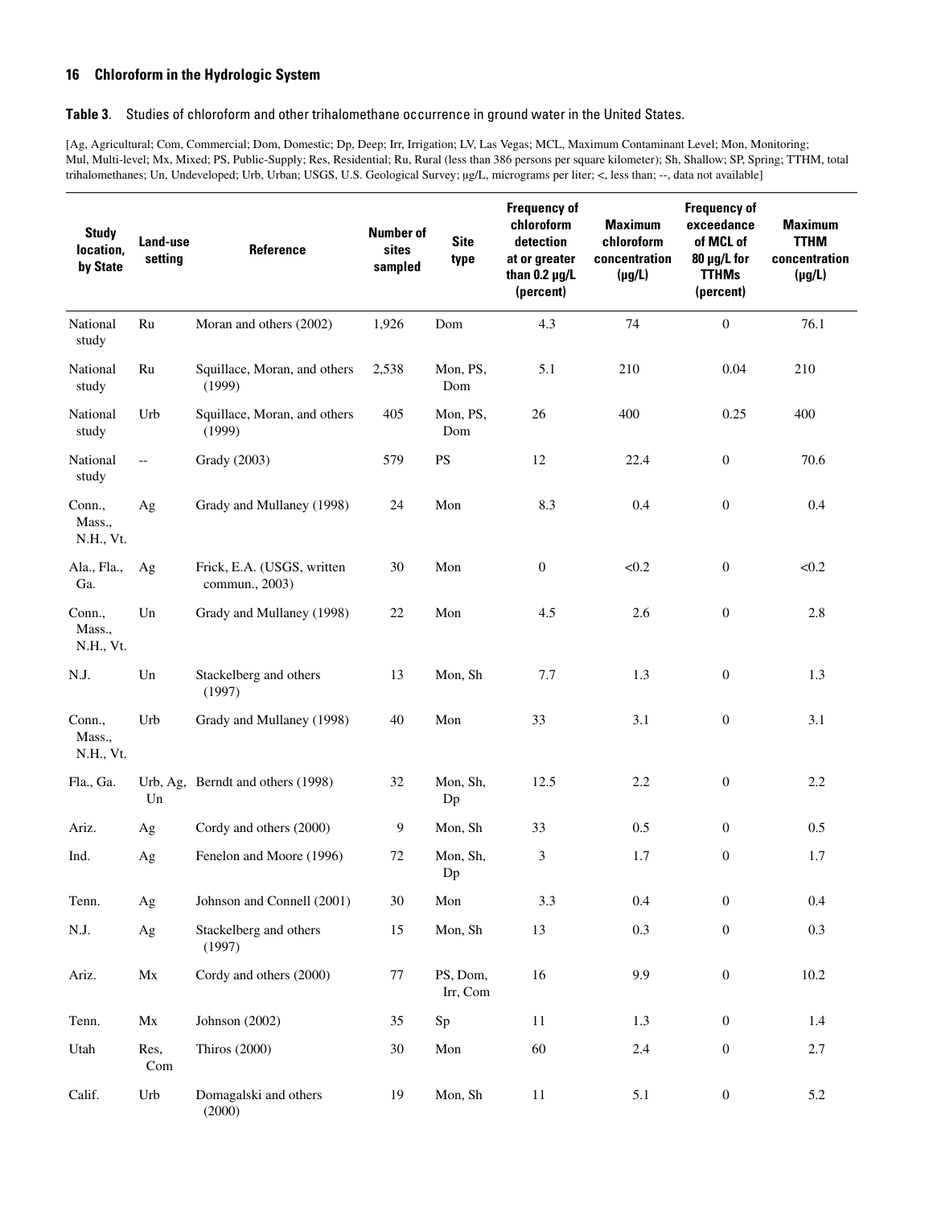**Table 3.** Studies of chloroform and other trihalomethane occurrence in ground water in the United States.

[Ag, Agricultural; Com, Commercial; Dom, Domestic; Dp, Deep; Irr, Irrigation; LV, Las Vegas; MCL, Maximum Contaminant Level; Mon, Monitoring; Mul, Multi-level; Mx, Mixed; PS, Public-Supply; Res, Residential; Ru, Rural (less than 386 persons per square kilometer); Sh, Shallow; SP, Spring; TTHM, total trihalomethanes; Un, Undeveloped; Urb, Urban; USGS, U.S. Geological Survey; µg/L, micrograms per liter; <, less than; --, data not available]

| Study location, by State | Land-use setting | Reference | Number of sites sampled | Site type | Frequency of chloroform detection at or greater than 0.2 µg/L (percent) | Maximum chloroform concentration (µg/L) | Frequency of exceedance of MCL of 80 µg/L for TTHMs (percent) | Maximum TTHM concentration (µg/L) |
|---|---|---|---|---|---|---|---|---|
| National study | Ru | Moran and others (2002) | 1,926 | Dom | 4.3 | 74 | 0 | 76.1 |
| National study | Ru | Squillace, Moran, and others (1999) | 2,538 | Mon, PS, Dom | 5.1 | 210 | 0.04 | 210 |
| National study | Urb | Squillace, Moran, and others (1999) | 405 | Mon, PS, Dom | 26 | 400 | 0.25 | 400 |
| National study | -- | Grady (2003) | 579 | PS | 12 | 22.4 | 0 | 70.6 |
| Conn., Mass., N.H., Vt. | Ag | Grady and Mullaney (1998) | 24 | Mon | 8.3 | 0.4 | 0 | 0.4 |
| Ala., Fla., Ga. | Ag | Frick, E.A. (USGS, written commun., 2003) | 30 | Mon | 0 | <0.2 | 0 | <0.2 |
| Conn., Mass., N.H., Vt. | Un | Grady and Mullaney (1998) | 22 | Mon | 4.5 | 2.6 | 0 | 2.8 |
| N.J. | Un | Stackelberg and others (1997) | 13 | Mon, Sh | 7.7 | 1.3 | 0 | 1.3 |
| Conn., Mass., N.H., Vt. | Urb | Grady and Mullaney (1998) | 40 | Mon | 33 | 3.1 | 0 | 3.1 |
| Fla., Ga. | Urb, Ag, Un | Berndt and others (1998) | 32 | Mon, Sh, Dp | 12.5 | 2.2 | 0 | 2.2 |
| Ariz. | Ag | Cordy and others (2000) | 9 | Mon, Sh | 33 | 0.5 | 0 | 0.5 |
| Ind. | Ag | Fenelon and Moore (1996) | 72 | Mon, Sh, Dp | 3 | 1.7 | 0 | 1.7 |
| Tenn. | Ag | Johnson and Connell (2001) | 30 | Mon | 3.3 | 0.4 | 0 | 0.4 |
| N.J. | Ag | Stackelberg and others (1997) | 15 | Mon, Sh | 13 | 0.3 | 0 | 0.3 |
| Ariz. | Mx | Cordy and others (2000) | 77 | PS, Dom, Irr, Com | 16 | 9.9 | 0 | 10.2 |
| Tenn. | Mx | Johnson (2002) | 35 | Sp | 11 | 1.3 | 0 | 1.4 |
| Utah | Res, Com | Thiros (2000) | 30 | Mon | 60 | 2.4 | 0 | 2.7 |
| Calif. | Urb | Domagalski and others (2000) | 19 | Mon, Sh | 11 | 5.1 | 0 | 5.2 |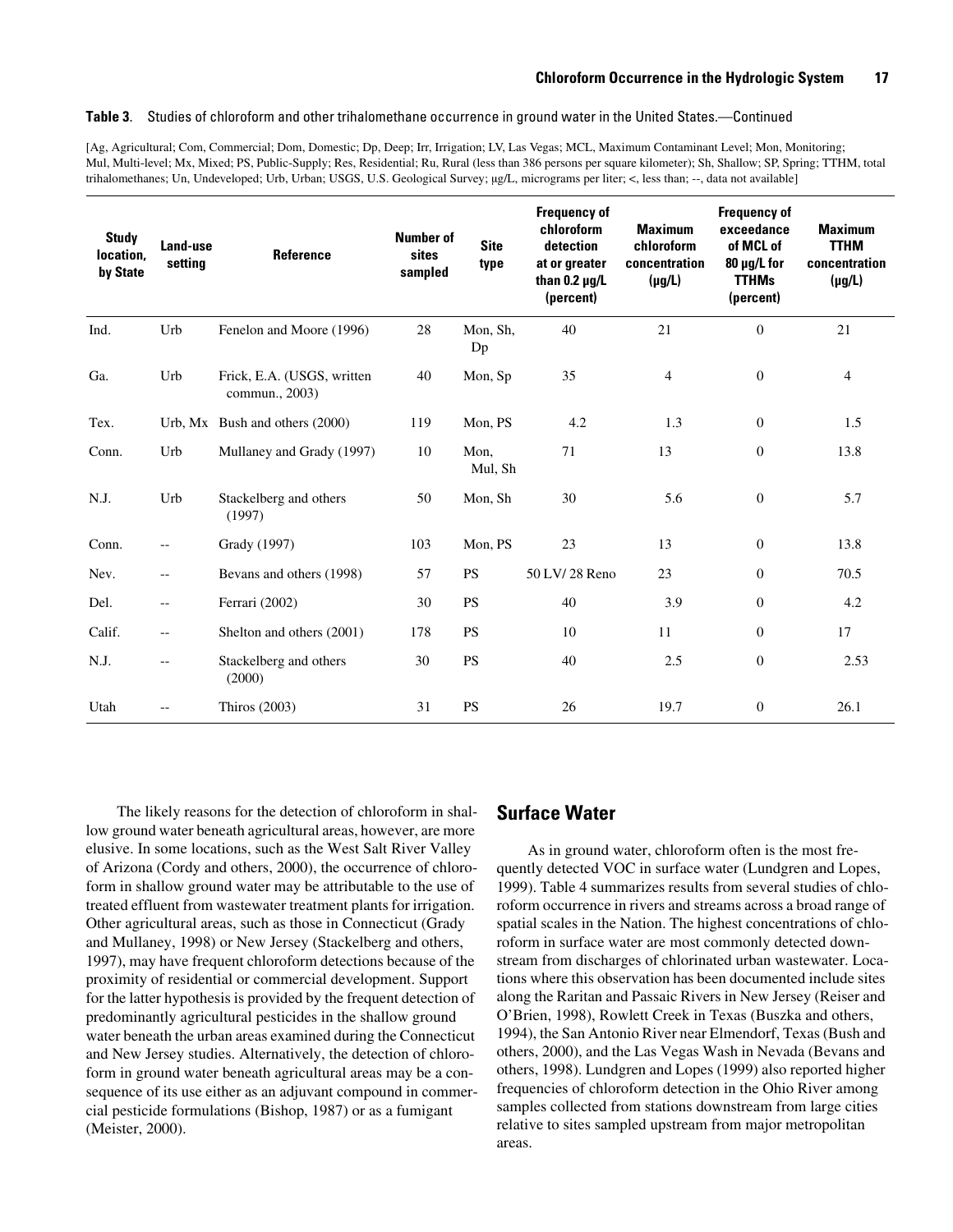**Table 3**. Studies of chloroform and other trihalomethane occurrence in ground water in the United States.—Continued

[Ag, Agricultural; Com, Commercial; Dom, Domestic; Dp, Deep; Irr, Irrigation; LV, Las Vegas; MCL, Maximum Contaminant Level; Mon, Monitoring; Mul, Multi-level; Mx, Mixed; PS, Public-Supply; Res, Residential; Ru, Rural (less than 386 persons per square kilometer); Sh, Shallow; SP, Spring; TTHM, total trihalomethanes; Un, Undeveloped; Urb, Urban; USGS, U.S. Geological Survey; μg/L, micrograms per liter; <, less than; --, data not available]

| Study location, by State | Land-use setting | Reference | Number of sites sampled | Site type | Frequency of chloroform detection at or greater than 0.2 μg/L (percent) | Maximum chloroform concentration (μg/L) | Frequency of exceedance of MCL of 80 μg/L for TTHMs (percent) | Maximum TTHM concentration (μg/L) |
|---|---|---|---|---|---|---|---|---|
| Ind. | Urb | Fenelon and Moore (1996) | 28 | Mon, Sh, Dp | 40 | 21 | 0 | 21 |
| Ga. | Urb | Frick, E.A. (USGS, written commun., 2003) | 40 | Mon, Sp | 35 | 4 | 0 | 4 |
| Tex. | Urb, Mx | Bush and others (2000) | 119 | Mon, PS | 4.2 | 1.3 | 0 | 1.5 |
| Conn. | Urb | Mullaney and Grady (1997) | 10 | Mon, Mul, Sh | 71 | 13 | 0 | 13.8 |
| N.J. | Urb | Stackelberg and others (1997) | 50 | Mon, Sh | 30 | 5.6 | 0 | 5.7 |
| Conn. | -- | Grady (1997) | 103 | Mon, PS | 23 | 13 | 0 | 13.8 |
| Nev. | -- | Bevans and others (1998) | 57 | PS | 50 LV/ 28 Reno | 23 | 0 | 70.5 |
| Del. | -- | Ferrari (2002) | 30 | PS | 40 | 3.9 | 0 | 4.2 |
| Calif. | -- | Shelton and others (2001) | 178 | PS | 10 | 11 | 0 | 17 |
| N.J. | -- | Stackelberg and others (2000) | 30 | PS | 40 | 2.5 | 0 | 2.53 |
| Utah | -- | Thiros (2003) | 31 | PS | 26 | 19.7 | 0 | 26.1 |

The likely reasons for the detection of chloroform in shallow ground water beneath agricultural areas, however, are more elusive. In some locations, such as the West Salt River Valley of Arizona (Cordy and others, 2000), the occurrence of chloroform in shallow ground water may be attributable to the use of treated effluent from wastewater treatment plants for irrigation. Other agricultural areas, such as those in Connecticut (Grady and Mullaney, 1998) or New Jersey (Stackelberg and others, 1997), may have frequent chloroform detections because of the proximity of residential or commercial development. Support for the latter hypothesis is provided by the frequent detection of predominantly agricultural pesticides in the shallow ground water beneath the urban areas examined during the Connecticut and New Jersey studies. Alternatively, the detection of chloroform in ground water beneath agricultural areas may be a consequence of its use either as an adjuvant compound in commercial pesticide formulations (Bishop, 1987) or as a fumigant (Meister, 2000).

## Surface Water

As in ground water, chloroform often is the most frequently detected VOC in surface water (Lundgren and Lopes, 1999). Table 4 summarizes results from several studies of chloroform occurrence in rivers and streams across a broad range of spatial scales in the Nation. The highest concentrations of chloroform in surface water are most commonly detected downstream from discharges of chlorinated urban wastewater. Locations where this observation has been documented include sites along the Raritan and Passaic Rivers in New Jersey (Reiser and O'Brien, 1998), Rowlett Creek in Texas (Buszka and others, 1994), the San Antonio River near Elmendorf, Texas (Bush and others, 2000), and the Las Vegas Wash in Nevada (Bevans and others, 1998). Lundgren and Lopes (1999) also reported higher frequencies of chloroform detection in the Ohio River among samples collected from stations downstream from large cities relative to sites sampled upstream from major metropolitan areas.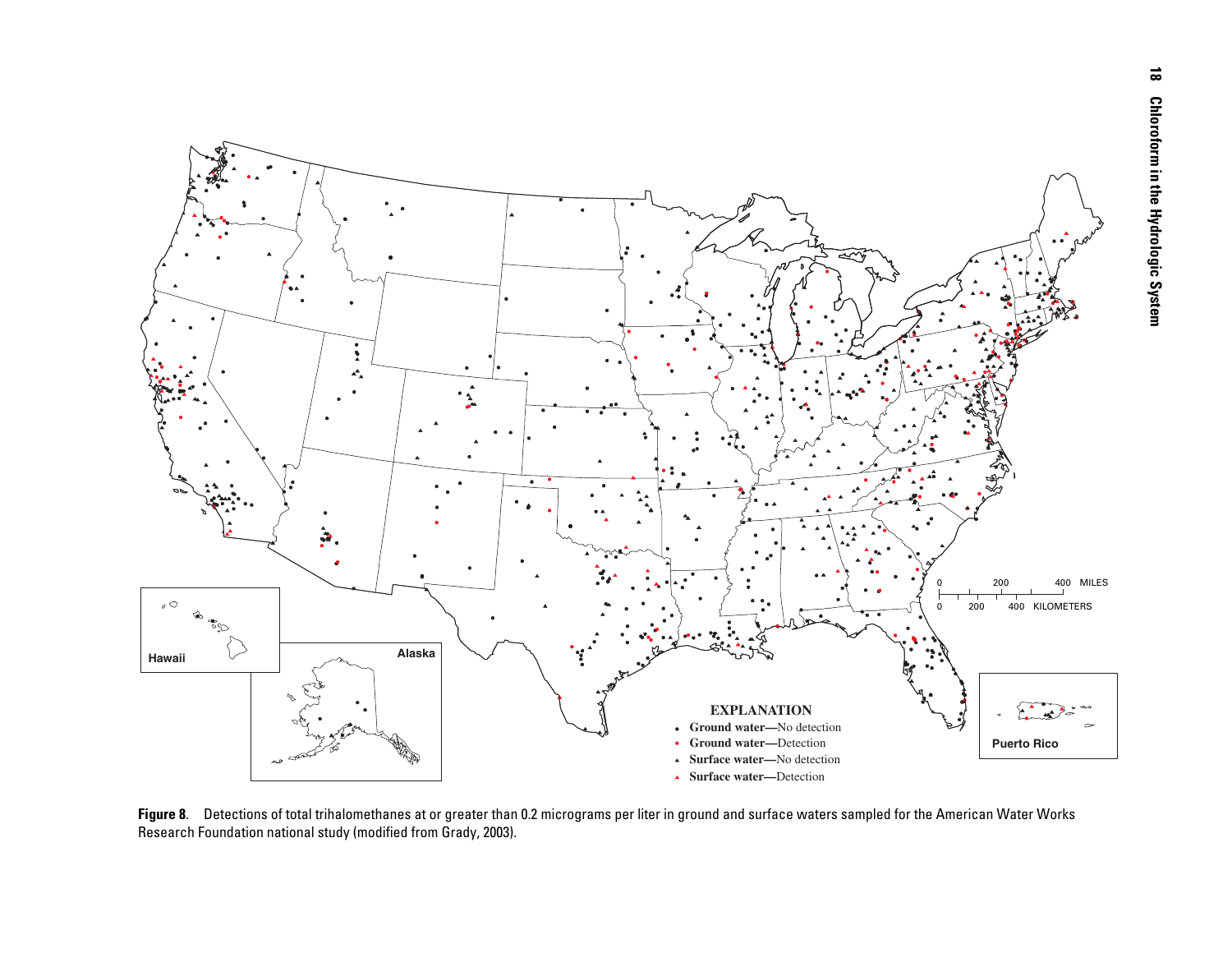**Figure 8**. Detections of total trihalomethanes at or greater than 0.2 micrograms per liter in ground and surface waters sampled for the American Water Works Research Foundation national study (modified from Grady, 2003).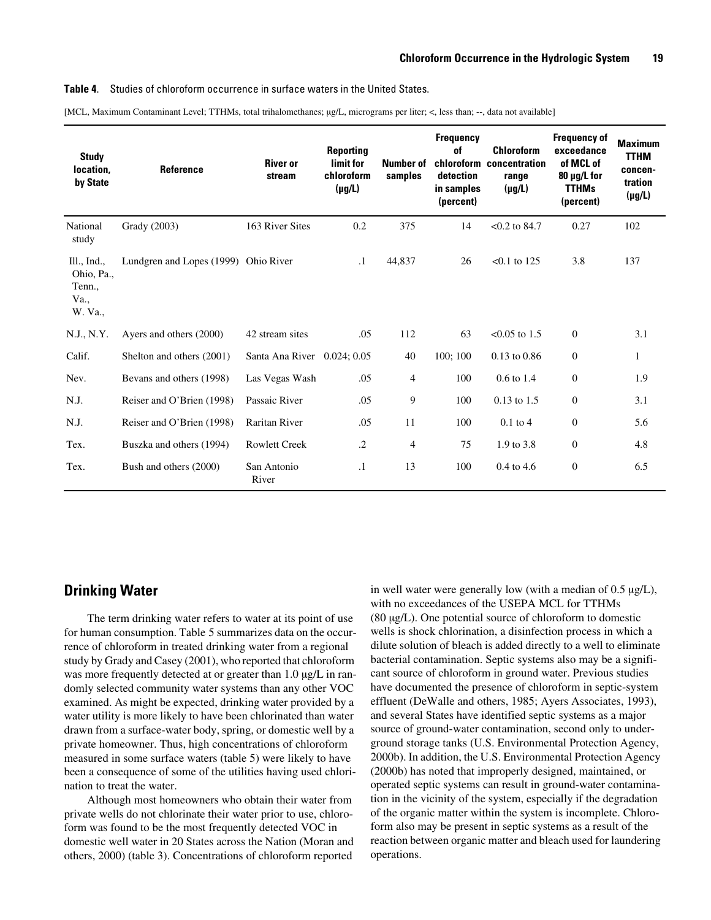**Table 4**. Studies of chloroform occurrence in surface waters in the United States.

[MCL, Maximum Contaminant Level; TTHMs, total trihalomethanes; µg/L, micrograms per liter; <, less than; --, data not available]

| Study location, by State | Reference | River or stream | Reporting limit for chloroform (µg/L) | Number of samples | Frequency of chloroform detection in samples (percent) | Chloroform concentration range (µg/L) | Frequency of exceedance of MCL of 80 µg/L for TTHMs (percent) | Maximum TTHM concentration (µg/L) |
|---|---|---|---|---|---|---|---|---|
| National study | Grady (2003) | 163 River Sites | 0.2 | 375 | 14 | <0.2 to 84.7 | 0.27 | 102 |
| Ill., Ind., Ohio, Pa., Tenn., Va., W. Va., | Lundgren and Lopes (1999) | Ohio River | .1 | 44,837 | 26 | <0.1 to 125 | 3.8 | 137 |
| N.J., N.Y. | Ayers and others (2000) | 42 stream sites | .05 | 112 | 63 | <0.05 to 1.5 | 0 | 3.1 |
| Calif. | Shelton and others (2001) | Santa Ana River | 0.024; 0.05 | 40 | 100; 100 | 0.13 to 0.86 | 0 | 1 |
| Nev. | Bevans and others (1998) | Las Vegas Wash | .05 | 4 | 100 | 0.6 to 1.4 | 0 | 1.9 |
| N.J. | Reiser and O'Brien (1998) | Passaic River | .05 | 9 | 100 | 0.13 to 1.5 | 0 | 3.1 |
| N.J. | Reiser and O'Brien (1998) | Raritan River | .05 | 11 | 100 | 0.1 to 4 | 0 | 5.6 |
| Tex. | Buszka and others (1994) | Rowlett Creek | .2 | 4 | 75 | 1.9 to 3.8 | 0 | 4.8 |
| Tex. | Bush and others (2000) | San Antonio River | .1 | 13 | 100 | 0.4 to 4.6 | 0 | 6.5 |

## Drinking Water

The term drinking water refers to water at its point of use for human consumption. Table 5 summarizes data on the occurrence of chloroform in treated drinking water from a regional study by Grady and Casey (2001), who reported that chloroform was more frequently detected at or greater than 1.0 µg/L in randomly selected community water systems than any other VOC examined. As might be expected, drinking water provided by a water utility is more likely to have been chlorinated than water drawn from a surface-water body, spring, or domestic well by a private homeowner. Thus, high concentrations of chloroform measured in some surface waters (table 5) were likely to have been a consequence of some of the utilities having used chlorination to treat the water.

Although most homeowners who obtain their water from private wells do not chlorinate their water prior to use, chloroform was found to be the most frequently detected VOC in domestic well water in 20 States across the Nation (Moran and others, 2000) (table 3). Concentrations of chloroform reported in well water were generally low (with a median of 0.5 µg/L), with no exceedances of the USEPA MCL for TTHMs (80 µg/L). One potential source of chloroform to domestic wells is shock chlorination, a disinfection process in which a dilute solution of bleach is added directly to a well to eliminate bacterial contamination. Septic systems also may be a significant source of chloroform in ground water. Previous studies have documented the presence of chloroform in septic-system effluent (DeWalle and others, 1985; Ayers Associates, 1993), and several States have identified septic systems as a major source of ground-water contamination, second only to underground storage tanks (U.S. Environmental Protection Agency, 2000b). In addition, the U.S. Environmental Protection Agency (2000b) has noted that improperly designed, maintained, or operated septic systems can result in ground-water contamination in the vicinity of the system, especially if the degradation of the organic matter within the system is incomplete. Chloroform also may be present in septic systems as a result of the reaction between organic matter and bleach used for laundering operations.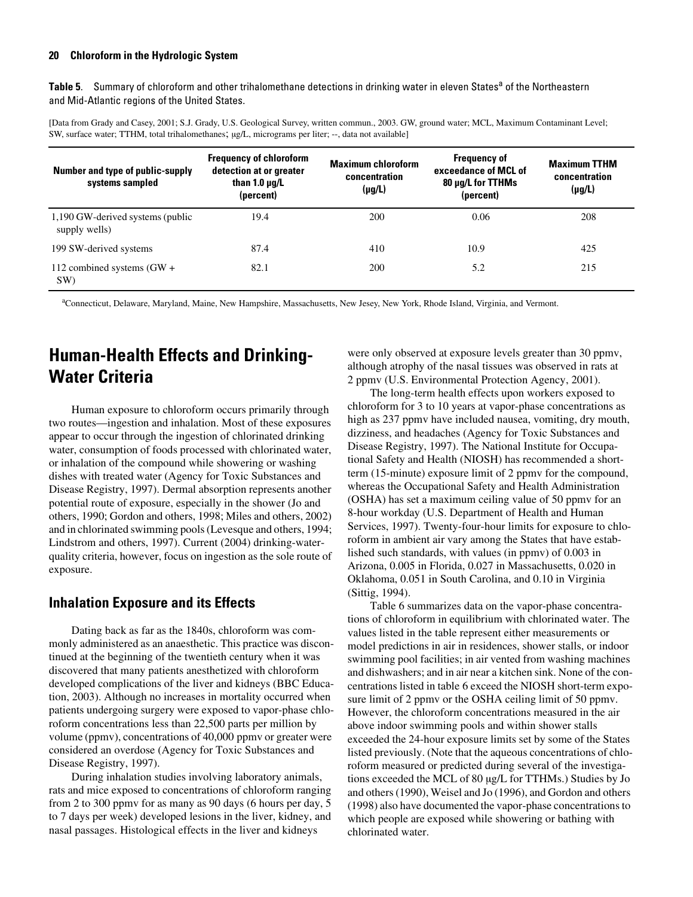**Table 5**. Summary of chloroform and other trihalomethane detections in drinking water in eleven States[a] of the Northeastern and Mid-Atlantic regions of the United States.

[Data from Grady and Casey, 2001; S.J. Grady, U.S. Geological Survey, written commun., 2003. GW, ground water; MCL, Maximum Contaminant Level; SW, surface water; TTHM, total trihalomethanes; µg/L, micrograms per liter; --, data not available]

| Number and type of public-supply systems sampled | Frequency of chloroform detection at or greater than 1.0 µg/L (percent) | Maximum chloroform concentration (µg/L) | Frequency of exceedance of MCL of 80 µg/L for TTHMs (percent) | Maximum TTHM concentration (µg/L) |
|---|---|---|---|---|
| 1,190 GW-derived systems (public supply wells) | 19.4 | 200 | 0.06 | 208 |
| 199 SW-derived systems | 87.4 | 410 | 10.9 | 425 |
| 112 combined systems (GW + SW) | 82.1 | 200 | 5.2 | 215 |

[a]Connecticut, Delaware, Maryland, Maine, New Hampshire, Massachusetts, New Jesey, New York, Rhode Island, Virginia, and Vermont.

# Human-Health Effects and Drinking-Water Criteria

Human exposure to chloroform occurs primarily through two routes—ingestion and inhalation. Most of these exposures appear to occur through the ingestion of chlorinated drinking water, consumption of foods processed with chlorinated water, or inhalation of the compound while showering or washing dishes with treated water (Agency for Toxic Substances and Disease Registry, 1997). Dermal absorption represents another potential route of exposure, especially in the shower (Jo and others, 1990; Gordon and others, 1998; Miles and others, 2002) and in chlorinated swimming pools (Levesque and others, 1994; Lindstrom and others, 1997). Current (2004) drinking-water-quality criteria, however, focus on ingestion as the sole route of exposure.

## Inhalation Exposure and its Effects

Dating back as far as the 1840s, chloroform was commonly administered as an anaesthetic. This practice was discontinued at the beginning of the twentieth century when it was discovered that many patients anesthetized with chloroform developed complications of the liver and kidneys (BBC Education, 2003). Although no increases in mortality occurred when patients undergoing surgery were exposed to vapor-phase chloroform concentrations less than 22,500 parts per million by volume (ppmv), concentrations of 40,000 ppmv or greater were considered an overdose (Agency for Toxic Substances and Disease Registry, 1997).

During inhalation studies involving laboratory animals, rats and mice exposed to concentrations of chloroform ranging from 2 to 300 ppmv for as many as 90 days (6 hours per day, 5 to 7 days per week) developed lesions in the liver, kidney, and nasal passages. Histological effects in the liver and kidneys were only observed at exposure levels greater than 30 ppmv, although atrophy of the nasal tissues was observed in rats at 2 ppmv (U.S. Environmental Protection Agency, 2001).

The long-term health effects upon workers exposed to chloroform for 3 to 10 years at vapor-phase concentrations as high as 237 ppmv have included nausea, vomiting, dry mouth, dizziness, and headaches (Agency for Toxic Substances and Disease Registry, 1997). The National Institute for Occupational Safety and Health (NIOSH) has recommended a short-term (15-minute) exposure limit of 2 ppmv for the compound, whereas the Occupational Safety and Health Administration (OSHA) has set a maximum ceiling value of 50 ppmv for an 8-hour workday (U.S. Department of Health and Human Services, 1997). Twenty-four-hour limits for exposure to chloroform in ambient air vary among the States that have established such standards, with values (in ppmv) of 0.003 in Arizona, 0.005 in Florida, 0.027 in Massachusetts, 0.020 in Oklahoma, 0.051 in South Carolina, and 0.10 in Virginia (Sittig, 1994).

Table 6 summarizes data on the vapor-phase concentrations of chloroform in equilibrium with chlorinated water. The values listed in the table represent either measurements or model predictions in air in residences, shower stalls, or indoor swimming pool facilities; in air vented from washing machines and dishwashers; and in air near a kitchen sink. None of the concentrations listed in table 6 exceed the NIOSH short-term exposure limit of 2 ppmv or the OSHA ceiling limit of 50 ppmv. However, the chloroform concentrations measured in the air above indoor swimming pools and within shower stalls exceeded the 24-hour exposure limits set by some of the States listed previously. (Note that the aqueous concentrations of chloroform measured or predicted during several of the investigations exceeded the MCL of 80 µg/L for TTHMs.) Studies by Jo and others (1990), Weisel and Jo (1996), and Gordon and others (1998) also have documented the vapor-phase concentrations to which people are exposed while showering or bathing with chlorinated water.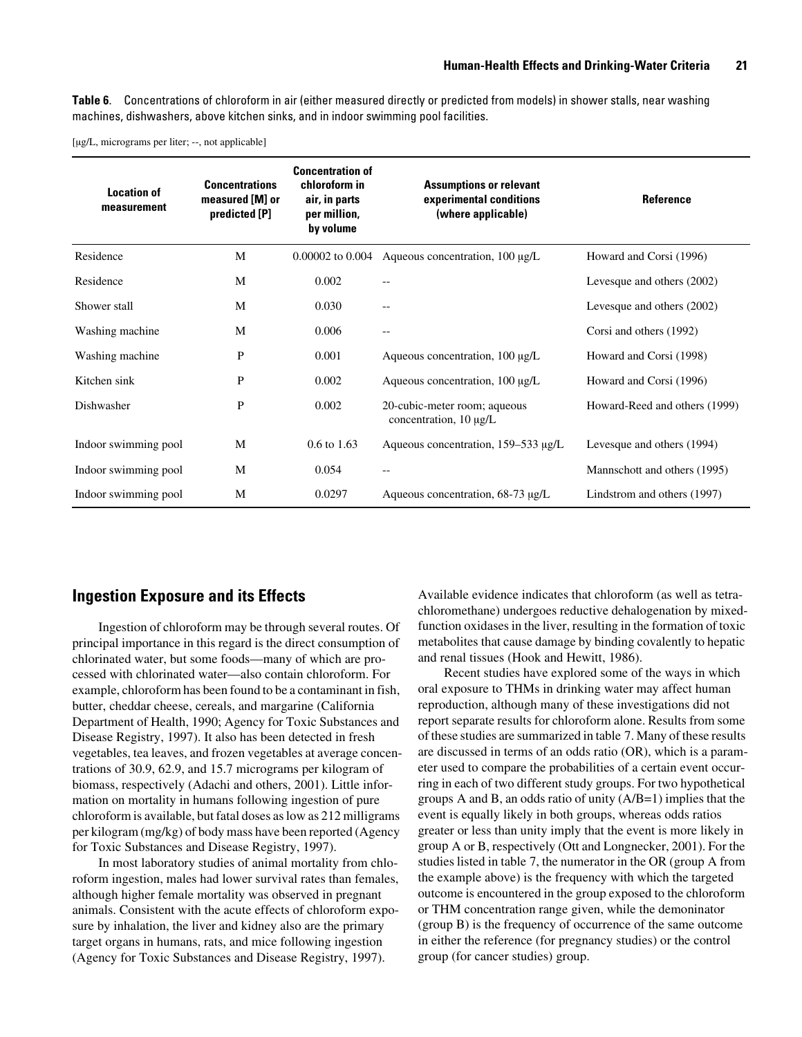**Table 6**. Concentrations of chloroform in air (either measured directly or predicted from models) in shower stalls, near washing machines, dishwashers, above kitchen sinks, and in indoor swimming pool facilities.

[µg/L, micrograms per liter; --, not applicable]

| Location of measurement | Concentrations measured [M] or predicted [P] | Concentration of chloroform in air, in parts per million, by volume | Assumptions or relevant experimental conditions (where applicable) | Reference |
|---|---|---|---|---|
| Residence | M | 0.00002 to 0.004 | Aqueous concentration, 100 µg/L | Howard and Corsi (1996) |
| Residence | M | 0.002 | -- | Levesque and others (2002) |
| Shower stall | M | 0.030 | -- | Levesque and others (2002) |
| Washing machine | M | 0.006 | -- | Corsi and others (1992) |
| Washing machine | P | 0.001 | Aqueous concentration, 100 µg/L | Howard and Corsi (1998) |
| Kitchen sink | P | 0.002 | Aqueous concentration, 100 µg/L | Howard and Corsi (1996) |
| Dishwasher | P | 0.002 | 20-cubic-meter room; aqueous concentration, 10 µg/L | Howard-Reed and others (1999) |
| Indoor swimming pool | M | 0.6 to 1.63 | Aqueous concentration, 159–533 µg/L | Levesque and others (1994) |
| Indoor swimming pool | M | 0.054 | -- | Mannschott and others (1995) |
| Indoor swimming pool | M | 0.0297 | Aqueous concentration, 68-73 µg/L | Lindstrom and others (1997) |

## Ingestion Exposure and its Effects

Ingestion of chloroform may be through several routes. Of principal importance in this regard is the direct consumption of chlorinated water, but some foods—many of which are processed with chlorinated water—also contain chloroform. For example, chloroform has been found to be a contaminant in fish, butter, cheddar cheese, cereals, and margarine (California Department of Health, 1990; Agency for Toxic Substances and Disease Registry, 1997). It also has been detected in fresh vegetables, tea leaves, and frozen vegetables at average concentrations of 30.9, 62.9, and 15.7 micrograms per kilogram of biomass, respectively (Adachi and others, 2001). Little information on mortality in humans following ingestion of pure chloroform is available, but fatal doses as low as 212 milligrams per kilogram (mg/kg) of body mass have been reported (Agency for Toxic Substances and Disease Registry, 1997).

In most laboratory studies of animal mortality from chloroform ingestion, males had lower survival rates than females, although higher female mortality was observed in pregnant animals. Consistent with the acute effects of chloroform exposure by inhalation, the liver and kidney also are the primary target organs in humans, rats, and mice following ingestion (Agency for Toxic Substances and Disease Registry, 1997). Available evidence indicates that chloroform (as well as tetrachloromethane) undergoes reductive dehalogenation by mixed-function oxidases in the liver, resulting in the formation of toxic metabolites that cause damage by binding covalently to hepatic and renal tissues (Hook and Hewitt, 1986).

Recent studies have explored some of the ways in which oral exposure to THMs in drinking water may affect human reproduction, although many of these investigations did not report separate results for chloroform alone. Results from some of these studies are summarized in table 7. Many of these results are discussed in terms of an odds ratio (OR), which is a parameter used to compare the probabilities of a certain event occurring in each of two different study groups. For two hypothetical groups A and B, an odds ratio of unity (A/B=1) implies that the event is equally likely in both groups, whereas odds ratios greater or less than unity imply that the event is more likely in group A or B, respectively (Ott and Longnecker, 2001). For the studies listed in table 7, the numerator in the OR (group A from the example above) is the frequency with which the targeted outcome is encountered in the group exposed to the chloroform or THM concentration range given, while the demoninator (group B) is the frequency of occurrence of the same outcome in either the reference (for pregnancy studies) or the control group (for cancer studies) group.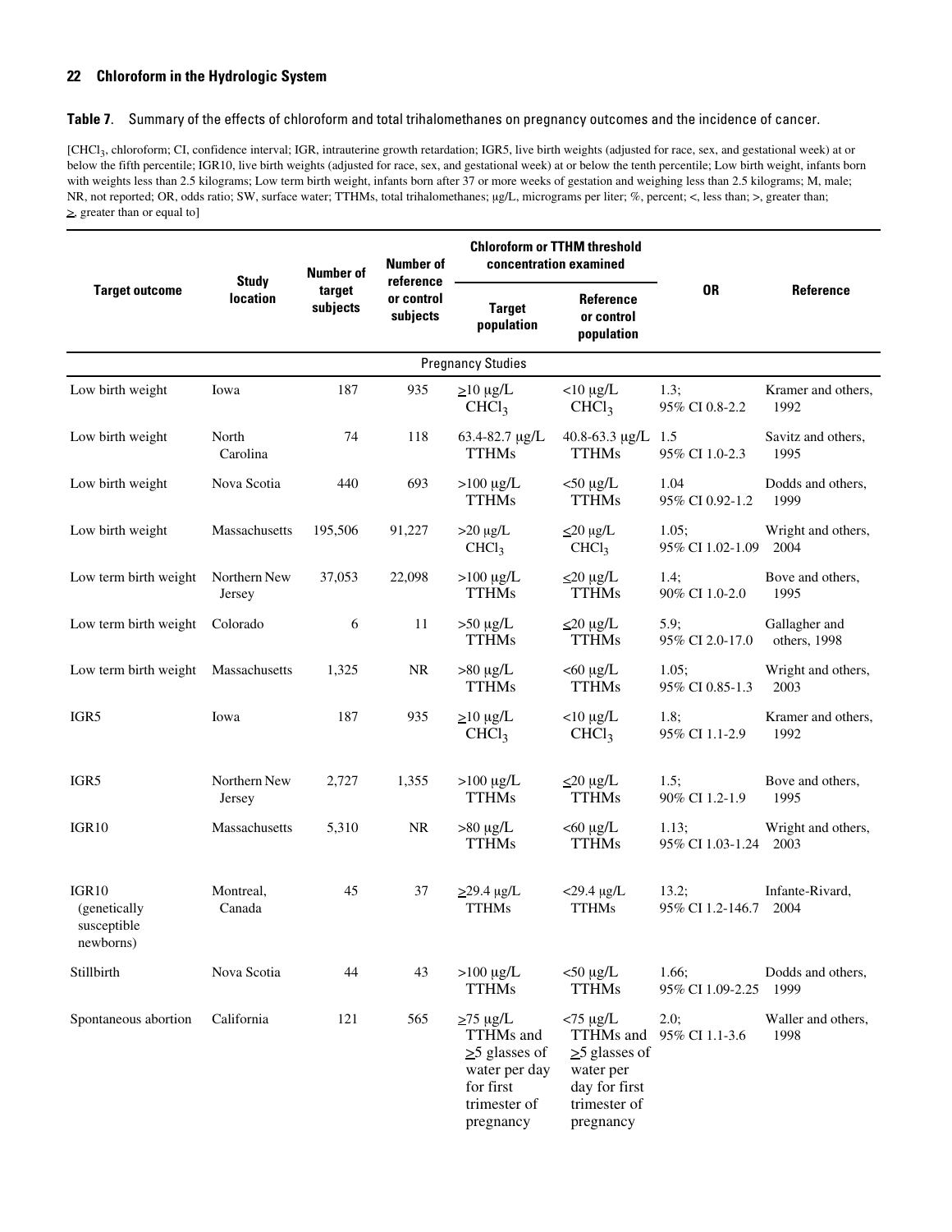**Table 7**. Summary of the effects of chloroform and total trihalomethanes on pregnancy outcomes and the incidence of cancer.

[$CHCl_3$, chloroform; CI, confidence interval; IGR, intrauterine growth retardation; IGR5, live birth weights (adjusted for race, sex, and gestational week) at or below the fifth percentile; IGR10, live birth weights (adjusted for race, sex, and gestational week) at or below the tenth percentile; Low birth weight, infants born with weights less than 2.5 kilograms; Low term birth weight, infants born after 37 or more weeks of gestation and weighing less than 2.5 kilograms; M, male; NR, not reported; OR, odds ratio; SW, surface water; TTHMs, total trihalomethanes; µg/L, micrograms per liter; %, percent; <, less than; >, greater than; ≥, greater than or equal to]

| Target outcome | Study location | Number of target subjects | Number of reference or control subjects | Chloroform or TTHM threshold concentration examined | | OR | Reference |
|---|---|---|---|---|---|---|---|
| | | | | Target population | Reference or control population | | |
| **Pregnancy Studies** | | | | | | | |
| Low birth weight | Iowa | 187 | 935 | ≥10 µg/L $CHCl_3$ | <10 µg/L $CHCl_3$ | 1.3; 95% CI 0.8-2.2 | Kramer and others, 1992 |
| Low birth weight | North Carolina | 74 | 118 | 63.4-82.7 µg/L TTHMs | 40.8-63.3 µg/L TTHMs | 1.5 95% CI 1.0-2.3 | Savitz and others, 1995 |
| Low birth weight | Nova Scotia | 440 | 693 | >100 µg/L TTHMs | <50 µg/L TTHMs | 1.04 95% CI 0.92-1.2 | Dodds and others, 1999 |
| Low birth weight | Massachusetts | 195,506 | 91,227 | >20 µg/L $CHCl_3$ | ≤20 µg/L $CHCl_3$ | 1.05; 95% CI 1.02-1.09 | Wright and others, 2004 |
| Low term birth weight | Northern New Jersey | 37,053 | 22,098 | >100 µg/L TTHMs | ≤20 µg/L TTHMs | 1.4; 90% CI 1.0-2.0 | Bove and others, 1995 |
| Low term birth weight | Colorado | 6 | 11 | >50 µg/L TTHMs | ≤20 µg/L TTHMs | 5.9; 95% CI 2.0-17.0 | Gallagher and others, 1998 |
| Low term birth weight | Massachusetts | 1,325 | NR | >80 µg/L TTHMs | <60 µg/L TTHMs | 1.05; 95% CI 0.85-1.3 | Wright and others, 2003 |
| IGR5 | Iowa | 187 | 935 | ≥10 µg/L $CHCl_3$ | <10 µg/L $CHCl_3$ | 1.8; 95% CI 1.1-2.9 | Kramer and others, 1992 |
| IGR5 | Northern New Jersey | 2,727 | 1,355 | >100 µg/L TTHMs | ≤20 µg/L TTHMs | 1.5; 90% CI 1.2-1.9 | Bove and others, 1995 |
| IGR10 | Massachusetts | 5,310 | NR | >80 µg/L TTHMs | <60 µg/L TTHMs | 1.13; 95% CI 1.03-1.24 | Wright and others, 2003 |
| IGR10 (genetically susceptible newborns) | Montreal, Canada | 45 | 37 | ≥29.4 µg/L TTHMs | <29.4 µg/L TTHMs | 13.2; 95% CI 1.2-146.7 | Infante-Rivard, 2004 |
| Stillbirth | Nova Scotia | 44 | 43 | >100 µg/L TTHMs | <50 µg/L TTHMs | 1.66; 95% CI 1.09-2.25 | Dodds and others, 1999 |
| Spontaneous abortion | California | 121 | 565 | ≥75 µg/L TTHMs and ≥5 glasses of water per day for first trimester of pregnancy | <75 µg/L TTHMs and ≥5 glasses of water per day for first trimester of pregnancy | 2.0; 95% CI 1.1-3.6 | Waller and others, 1998 |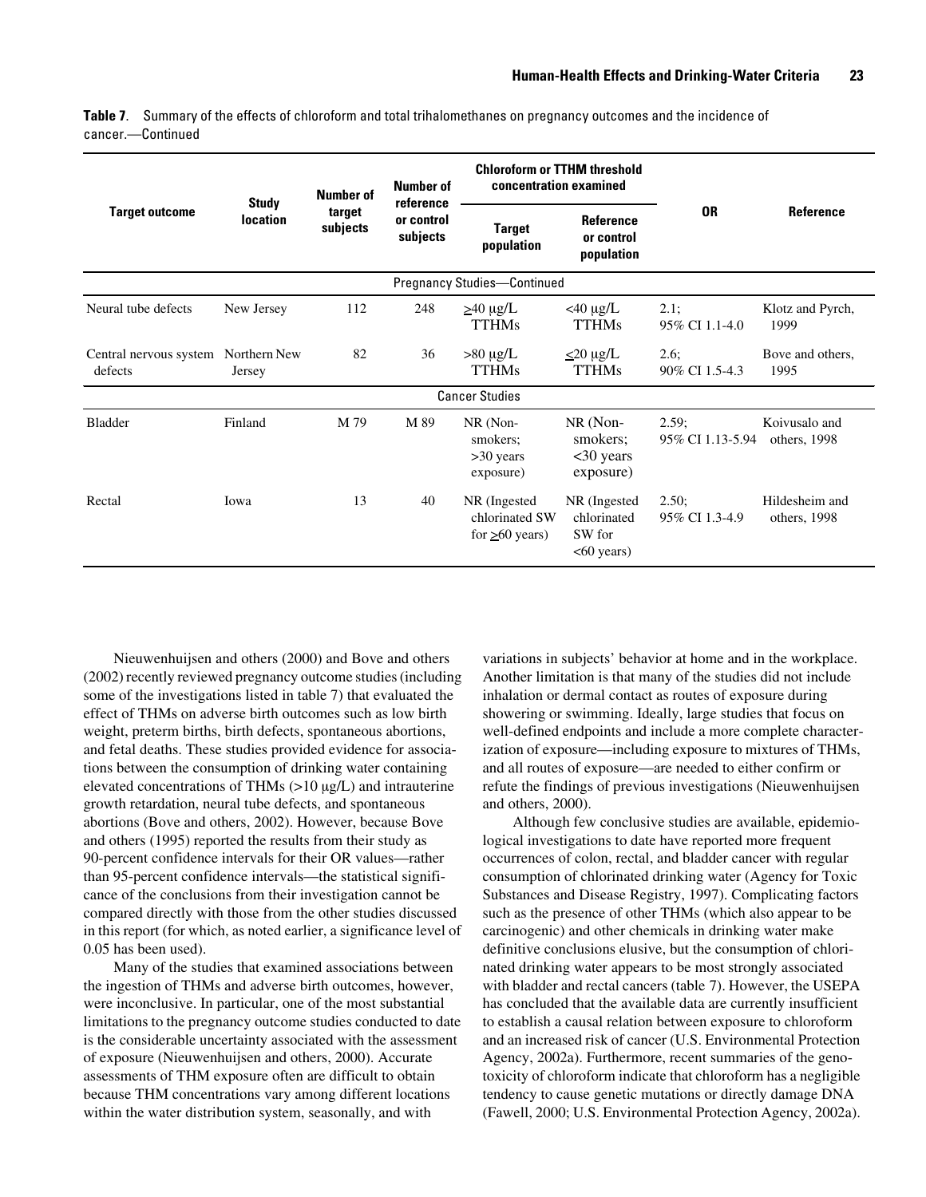**Table 7**. Summary of the effects of chloroform and total trihalomethanes on pregnancy outcomes and the incidence of cancer.—Continued

| Target outcome | Study location | Number of target subjects | Number of reference or control subjects | Chloroform or TTHM threshold concentration examined | | OR | Reference |
|---|---|---|---|---|---|---|---|
| | | | | Target population | Reference or control population | | |
| | | | | Pregnancy Studies—Continued | | | |
| Neural tube defects | New Jersey | 112 | 248 | ≥40 µg/L TTHMs | <40 µg/L TTHMs | 2.1; 95% CI 1.1-4.0 | Klotz and Pyrch, 1999 |
| Central nervous system defects | Northern New Jersey | 82 | 36 | >80 µg/L TTHMs | ≤20 µg/L TTHMs | 2.6; 90% CI 1.5-4.3 | Bove and others, 1995 |
| | | | | Cancer Studies | | | |
| Bladder | Finland | M 79 | M 89 | NR (Non-smokers; >30 years exposure) | NR (Non-smokers; <30 years exposure) | 2.59; 95% CI 1.13-5.94 | Koivusalo and others, 1998 |
| Rectal | Iowa | 13 | 40 | NR (Ingested chlorinated SW for ≥60 years) | NR (Ingested chlorinated SW for <60 years) | 2.50; 95% CI 1.3-4.9 | Hildesheim and others, 1998 |

Nieuwenhuijsen and others (2000) and Bove and others (2002) recently reviewed pregnancy outcome studies (including some of the investigations listed in table 7) that evaluated the effect of THMs on adverse birth outcomes such as low birth weight, preterm births, birth defects, spontaneous abortions, and fetal deaths. These studies provided evidence for associations between the consumption of drinking water containing elevated concentrations of THMs (>10 µg/L) and intrauterine growth retardation, neural tube defects, and spontaneous abortions (Bove and others, 2002). However, because Bove and others (1995) reported the results from their study as 90-percent confidence intervals for their OR values—rather than 95-percent confidence intervals—the statistical significance of the conclusions from their investigation cannot be compared directly with those from the other studies discussed in this report (for which, as noted earlier, a significance level of 0.05 has been used).

Many of the studies that examined associations between the ingestion of THMs and adverse birth outcomes, however, were inconclusive. In particular, one of the most substantial limitations to the pregnancy outcome studies conducted to date is the considerable uncertainty associated with the assessment of exposure (Nieuwenhuijsen and others, 2000). Accurate assessments of THM exposure often are difficult to obtain because THM concentrations vary among different locations within the water distribution system, seasonally, and with variations in subjects' behavior at home and in the workplace. Another limitation is that many of the studies did not include inhalation or dermal contact as routes of exposure during showering or swimming. Ideally, large studies that focus on well-defined endpoints and include a more complete characterization of exposure—including exposure to mixtures of THMs, and all routes of exposure—are needed to either confirm or refute the findings of previous investigations (Nieuwenhuijsen and others, 2000).

Although few conclusive studies are available, epidemiological investigations to date have reported more frequent occurrences of colon, rectal, and bladder cancer with regular consumption of chlorinated drinking water (Agency for Toxic Substances and Disease Registry, 1997). Complicating factors such as the presence of other THMs (which also appear to be carcinogenic) and other chemicals in drinking water make definitive conclusions elusive, but the consumption of chlorinated drinking water appears to be most strongly associated with bladder and rectal cancers (table 7). However, the USEPA has concluded that the available data are currently insufficient to establish a causal relation between exposure to chloroform and an increased risk of cancer (U.S. Environmental Protection Agency, 2002a). Furthermore, recent summaries of the genotoxicity of chloroform indicate that chloroform has a negligible tendency to cause genetic mutations or directly damage DNA (Fawell, 2000; U.S. Environmental Protection Agency, 2002a).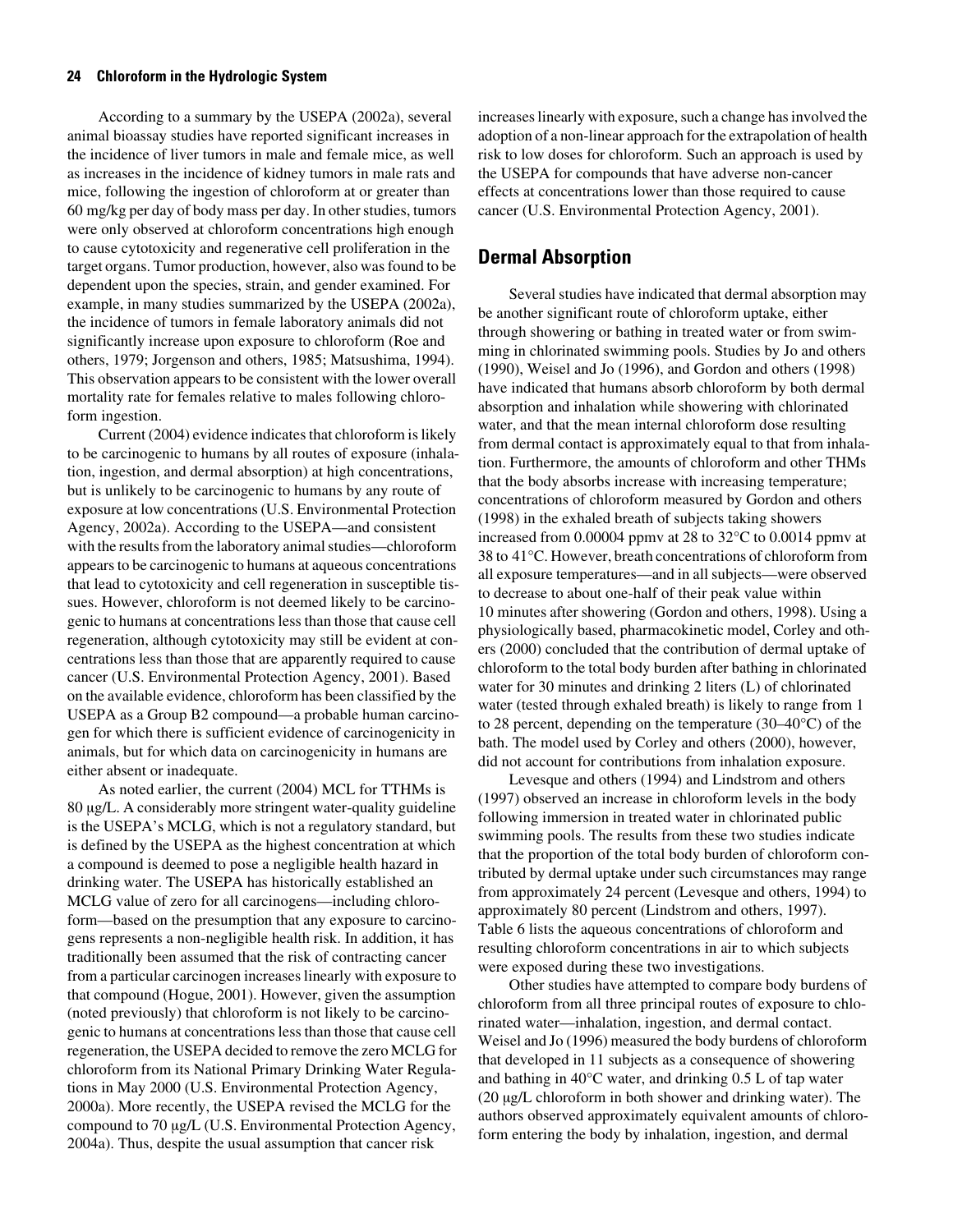According to a summary by the USEPA (2002a), several animal bioassay studies have reported significant increases in the incidence of liver tumors in male and female mice, as well as increases in the incidence of kidney tumors in male rats and mice, following the ingestion of chloroform at or greater than 60 mg/kg per day of body mass per day. In other studies, tumors were only observed at chloroform concentrations high enough to cause cytotoxicity and regenerative cell proliferation in the target organs. Tumor production, however, also was found to be dependent upon the species, strain, and gender examined. For example, in many studies summarized by the USEPA (2002a), the incidence of tumors in female laboratory animals did not significantly increase upon exposure to chloroform (Roe and others, 1979; Jorgenson and others, 1985; Matsushima, 1994). This observation appears to be consistent with the lower overall mortality rate for females relative to males following chloroform ingestion.

Current (2004) evidence indicates that chloroform is likely to be carcinogenic to humans by all routes of exposure (inhalation, ingestion, and dermal absorption) at high concentrations, but is unlikely to be carcinogenic to humans by any route of exposure at low concentrations (U.S. Environmental Protection Agency, 2002a). According to the USEPA—and consistent with the results from the laboratory animal studies—chloroform appears to be carcinogenic to humans at aqueous concentrations that lead to cytotoxicity and cell regeneration in susceptible tissues. However, chloroform is not deemed likely to be carcinogenic to humans at concentrations less than those that cause cell regeneration, although cytotoxicity may still be evident at concentrations less than those that are apparently required to cause cancer (U.S. Environmental Protection Agency, 2001). Based on the available evidence, chloroform has been classified by the USEPA as a Group B2 compound—a probable human carcinogen for which there is sufficient evidence of carcinogenicity in animals, but for which data on carcinogenicity in humans are either absent or inadequate.

As noted earlier, the current (2004) MCL for TTHMs is 80 μg/L. A considerably more stringent water-quality guideline is the USEPA's MCLG, which is not a regulatory standard, but is defined by the USEPA as the highest concentration at which a compound is deemed to pose a negligible health hazard in drinking water. The USEPA has historically established an MCLG value of zero for all carcinogens—including chloroform—based on the presumption that any exposure to carcinogens represents a non-negligible health risk. In addition, it has traditionally been assumed that the risk of contracting cancer from a particular carcinogen increases linearly with exposure to that compound (Hogue, 2001). However, given the assumption (noted previously) that chloroform is not likely to be carcinogenic to humans at concentrations less than those that cause cell regeneration, the USEPA decided to remove the zero MCLG for chloroform from its National Primary Drinking Water Regulations in May 2000 (U.S. Environmental Protection Agency, 2000a). More recently, the USEPA revised the MCLG for the compound to 70 μg/L (U.S. Environmental Protection Agency, 2004a). Thus, despite the usual assumption that cancer risk increases linearly with exposure, such a change has involved the adoption of a non-linear approach for the extrapolation of health risk to low doses for chloroform. Such an approach is used by the USEPA for compounds that have adverse non-cancer effects at concentrations lower than those required to cause cancer (U.S. Environmental Protection Agency, 2001).

## Dermal Absorption

Several studies have indicated that dermal absorption may be another significant route of chloroform uptake, either through showering or bathing in treated water or from swimming in chlorinated swimming pools. Studies by Jo and others (1990), Weisel and Jo (1996), and Gordon and others (1998) have indicated that humans absorb chloroform by both dermal absorption and inhalation while showering with chlorinated water, and that the mean internal chloroform dose resulting from dermal contact is approximately equal to that from inhalation. Furthermore, the amounts of chloroform and other THMs that the body absorbs increase with increasing temperature; concentrations of chloroform measured by Gordon and others (1998) in the exhaled breath of subjects taking showers increased from 0.00004 ppmv at 28 to 32°C to 0.0014 ppmv at 38 to 41°C. However, breath concentrations of chloroform from all exposure temperatures—and in all subjects—were observed to decrease to about one-half of their peak value within 10 minutes after showering (Gordon and others, 1998). Using a physiologically based, pharmacokinetic model, Corley and others (2000) concluded that the contribution of dermal uptake of chloroform to the total body burden after bathing in chlorinated water for 30 minutes and drinking 2 liters (L) of chlorinated water (tested through exhaled breath) is likely to range from 1 to 28 percent, depending on the temperature (30–40°C) of the bath. The model used by Corley and others (2000), however, did not account for contributions from inhalation exposure.

Levesque and others (1994) and Lindstrom and others (1997) observed an increase in chloroform levels in the body following immersion in treated water in chlorinated public swimming pools. The results from these two studies indicate that the proportion of the total body burden of chloroform contributed by dermal uptake under such circumstances may range from approximately 24 percent (Levesque and others, 1994) to approximately 80 percent (Lindstrom and others, 1997). Table 6 lists the aqueous concentrations of chloroform and resulting chloroform concentrations in air to which subjects were exposed during these two investigations.

Other studies have attempted to compare body burdens of chloroform from all three principal routes of exposure to chlorinated water—inhalation, ingestion, and dermal contact. Weisel and Jo (1996) measured the body burdens of chloroform that developed in 11 subjects as a consequence of showering and bathing in 40°C water, and drinking 0.5 L of tap water (20 μg/L chloroform in both shower and drinking water). The authors observed approximately equivalent amounts of chloroform entering the body by inhalation, ingestion, and dermal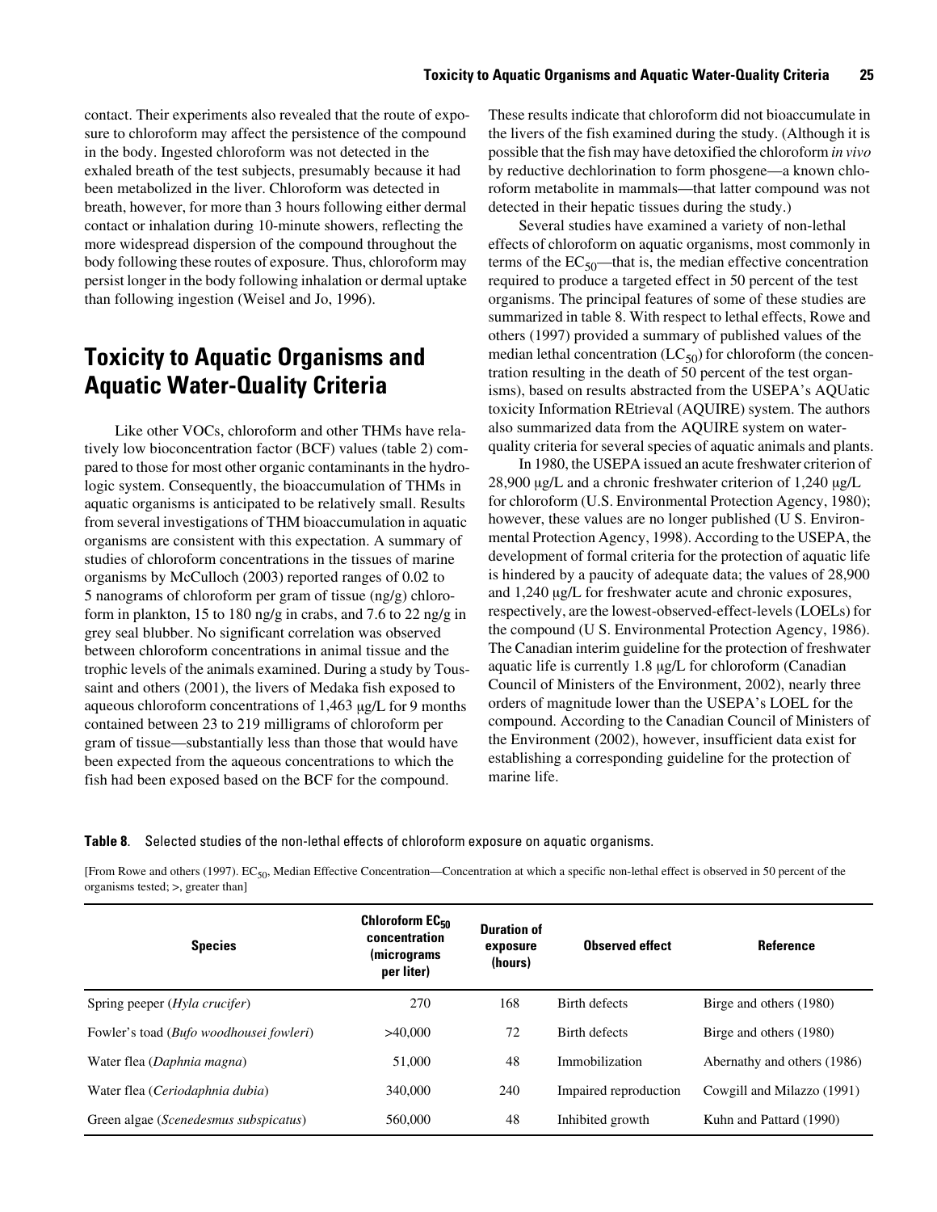contact. Their experiments also revealed that the route of exposure to chloroform may affect the persistence of the compound in the body. Ingested chloroform was not detected in the exhaled breath of the test subjects, presumably because it had been metabolized in the liver. Chloroform was detected in breath, however, for more than 3 hours following either dermal contact or inhalation during 10-minute showers, reflecting the more widespread dispersion of the compound throughout the body following these routes of exposure. Thus, chloroform may persist longer in the body following inhalation or dermal uptake than following ingestion (Weisel and Jo, 1996).

## Toxicity to Aquatic Organisms and Aquatic Water-Quality Criteria

Like other VOCs, chloroform and other THMs have relatively low bioconcentration factor (BCF) values (table 2) compared to those for most other organic contaminants in the hydrologic system. Consequently, the bioaccumulation of THMs in aquatic organisms is anticipated to be relatively small. Results from several investigations of THM bioaccumulation in aquatic organisms are consistent with this expectation. A summary of studies of chloroform concentrations in the tissues of marine organisms by McCulloch (2003) reported ranges of 0.02 to 5 nanograms of chloroform per gram of tissue (ng/g) chloroform in plankton, 15 to 180 ng/g in crabs, and 7.6 to 22 ng/g in grey seal blubber. No significant correlation was observed between chloroform concentrations in animal tissue and the trophic levels of the animals examined. During a study by Toussaint and others (2001), the livers of Medaka fish exposed to aqueous chloroform concentrations of 1,463 μg/L for 9 months contained between 23 to 219 milligrams of chloroform per gram of tissue—substantially less than those that would have been expected from the aqueous concentrations to which the fish had been exposed based on the BCF for the compound. These results indicate that chloroform did not bioaccumulate in the livers of the fish examined during the study. (Although it is possible that the fish may have detoxified the chloroform *in vivo* by reductive dechlorination to form phosgene—a known chloroform metabolite in mammals—that latter compound was not detected in their hepatic tissues during the study.)

Several studies have examined a variety of non-lethal effects of chloroform on aquatic organisms, most commonly in terms of the $EC_{50}$—that is, the median effective concentration required to produce a targeted effect in 50 percent of the test organisms. The principal features of some of these studies are summarized in table 8. With respect to lethal effects, Rowe and others (1997) provided a summary of published values of the median lethal concentration ($LC_{50}$) for chloroform (the concentration resulting in the death of 50 percent of the test organisms), based on results abstracted from the USEPA's AQUatic toxicity Information REtrieval (AQUIRE) system. The authors also summarized data from the AQUIRE system on water-quality criteria for several species of aquatic animals and plants.

In 1980, the USEPA issued an acute freshwater criterion of 28,900 μg/L and a chronic freshwater criterion of 1,240 μg/L for chloroform (U.S. Environmental Protection Agency, 1980); however, these values are no longer published (U S. Environmental Protection Agency, 1998). According to the USEPA, the development of formal criteria for the protection of aquatic life is hindered by a paucity of adequate data; the values of 28,900 and 1,240 μg/L for freshwater acute and chronic exposures, respectively, are the lowest-observed-effect-levels (LOELs) for the compound (U S. Environmental Protection Agency, 1986). The Canadian interim guideline for the protection of freshwater aquatic life is currently 1.8 μg/L for chloroform (Canadian Council of Ministers of the Environment, 2002), nearly three orders of magnitude lower than the USEPA's LOEL for the compound. According to the Canadian Council of Ministers of the Environment (2002), however, insufficient data exist for establishing a corresponding guideline for the protection of marine life.

**Table 8.** Selected studies of the non-lethal effects of chloroform exposure on aquatic organisms.

[From Rowe and others (1997). $EC_{50}$, Median Effective Concentration—Concentration at which a specific non-lethal effect is observed in 50 percent of the organisms tested; >, greater than]

| Species | Chloroform $EC_{50}$ concentration (micrograms per liter) | Duration of exposure (hours) | Observed effect | Reference |
|---|---|---|---|---|
| Spring peeper (*Hyla crucifer*) | 270 | 168 | Birth defects | Birge and others (1980) |
| Fowler's toad (*Bufo woodhousei fowleri*) | >40,000 | 72 | Birth defects | Birge and others (1980) |
| Water flea (*Daphnia magna*) | 51,000 | 48 | Immobilization | Abernathy and others (1986) |
| Water flea (*Ceriodaphnia dubia*) | 340,000 | 240 | Impaired reproduction | Cowgill and Milazzo (1991) |
| Green algae (*Scenedesmus subspicatus*) | 560,000 | 48 | Inhibited growth | Kuhn and Pattard (1990) |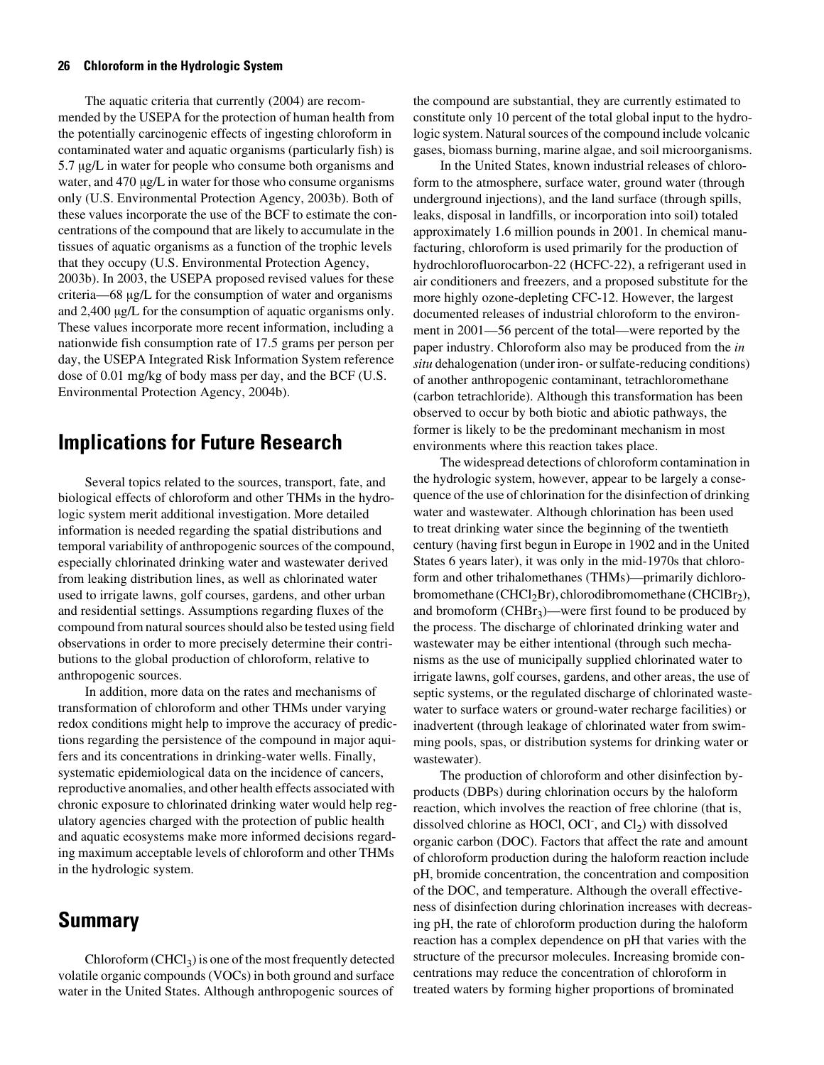The aquatic criteria that currently (2004) are recommended by the USEPA for the protection of human health from the potentially carcinogenic effects of ingesting chloroform in contaminated water and aquatic organisms (particularly fish) is 5.7 μg/L in water for people who consume both organisms and water, and 470 μg/L in water for those who consume organisms only (U.S. Environmental Protection Agency, 2003b). Both of these values incorporate the use of the BCF to estimate the concentrations of the compound that are likely to accumulate in the tissues of aquatic organisms as a function of the trophic levels that they occupy (U.S. Environmental Protection Agency, 2003b). In 2003, the USEPA proposed revised values for these criteria—68 μg/L for the consumption of water and organisms and 2,400 μg/L for the consumption of aquatic organisms only. These values incorporate more recent information, including a nationwide fish consumption rate of 17.5 grams per person per day, the USEPA Integrated Risk Information System reference dose of 0.01 mg/kg of body mass per day, and the BCF (U.S. Environmental Protection Agency, 2004b).

## Implications for Future Research

Several topics related to the sources, transport, fate, and biological effects of chloroform and other THMs in the hydrologic system merit additional investigation. More detailed information is needed regarding the spatial distributions and temporal variability of anthropogenic sources of the compound, especially chlorinated drinking water and wastewater derived from leaking distribution lines, as well as chlorinated water used to irrigate lawns, golf courses, gardens, and other urban and residential settings. Assumptions regarding fluxes of the compound from natural sources should also be tested using field observations in order to more precisely determine their contributions to the global production of chloroform, relative to anthropogenic sources.

In addition, more data on the rates and mechanisms of transformation of chloroform and other THMs under varying redox conditions might help to improve the accuracy of predictions regarding the persistence of the compound in major aquifers and its concentrations in drinking-water wells. Finally, systematic epidemiological data on the incidence of cancers, reproductive anomalies, and other health effects associated with chronic exposure to chlorinated drinking water would help regulatory agencies charged with the protection of public health and aquatic ecosystems make more informed decisions regarding maximum acceptable levels of chloroform and other THMs in the hydrologic system.

## Summary

Chloroform ($CHCl_3$) is one of the most frequently detected volatile organic compounds (VOCs) in both ground and surface water in the United States. Although anthropogenic sources of the compound are substantial, they are currently estimated to constitute only 10 percent of the total global input to the hydrologic system. Natural sources of the compound include volcanic gases, biomass burning, marine algae, and soil microorganisms.

In the United States, known industrial releases of chloroform to the atmosphere, surface water, ground water (through underground injections), and the land surface (through spills, leaks, disposal in landfills, or incorporation into soil) totaled approximately 1.6 million pounds in 2001. In chemical manufacturing, chloroform is used primarily for the production of hydrochlorofluorocarbon-22 (HCFC-22), a refrigerant used in air conditioners and freezers, and a proposed substitute for the more highly ozone-depleting CFC-12. However, the largest documented releases of industrial chloroform to the environment in 2001—56 percent of the total—were reported by the paper industry. Chloroform also may be produced from the *in situ* dehalogenation (under iron- or sulfate-reducing conditions) of another anthropogenic contaminant, tetrachloromethane (carbon tetrachloride). Although this transformation has been observed to occur by both biotic and abiotic pathways, the former is likely to be the predominant mechanism in most environments where this reaction takes place.

The widespread detections of chloroform contamination in the hydrologic system, however, appear to be largely a consequence of the use of chlorination for the disinfection of drinking water and wastewater. Although chlorination has been used to treat drinking water since the beginning of the twentieth century (having first begun in Europe in 1902 and in the United States 6 years later), it was only in the mid-1970s that chloroform and other trihalomethanes (THMs)—primarily dichlorobromomethane ($CHCl_2Br$), chlorodibromomethane ($CHClBr_2$), and bromoform ($CHBr_3$)—were first found to be produced by the process. The discharge of chlorinated drinking water and wastewater may be either intentional (through such mechanisms as the use of municipally supplied chlorinated water to irrigate lawns, golf courses, gardens, and other areas, the use of septic systems, or the regulated discharge of chlorinated wastewater to surface waters or ground-water recharge facilities) or inadvertent (through leakage of chlorinated water from swimming pools, spas, or distribution systems for drinking water or wastewater).

The production of chloroform and other disinfection byproducts (DBPs) during chlorination occurs by the haloform reaction, which involves the reaction of free chlorine (that is, dissolved chlorine as HOCl, $OCl^-$, and $Cl_2$) with dissolved organic carbon (DOC). Factors that affect the rate and amount of chloroform production during the haloform reaction include pH, bromide concentration, the concentration and composition of the DOC, and temperature. Although the overall effectiveness of disinfection during chlorination increases with decreasing pH, the rate of chloroform production during the haloform reaction has a complex dependence on pH that varies with the structure of the precursor molecules. Increasing bromide concentrations may reduce the concentration of chloroform in treated waters by forming higher proportions of brominated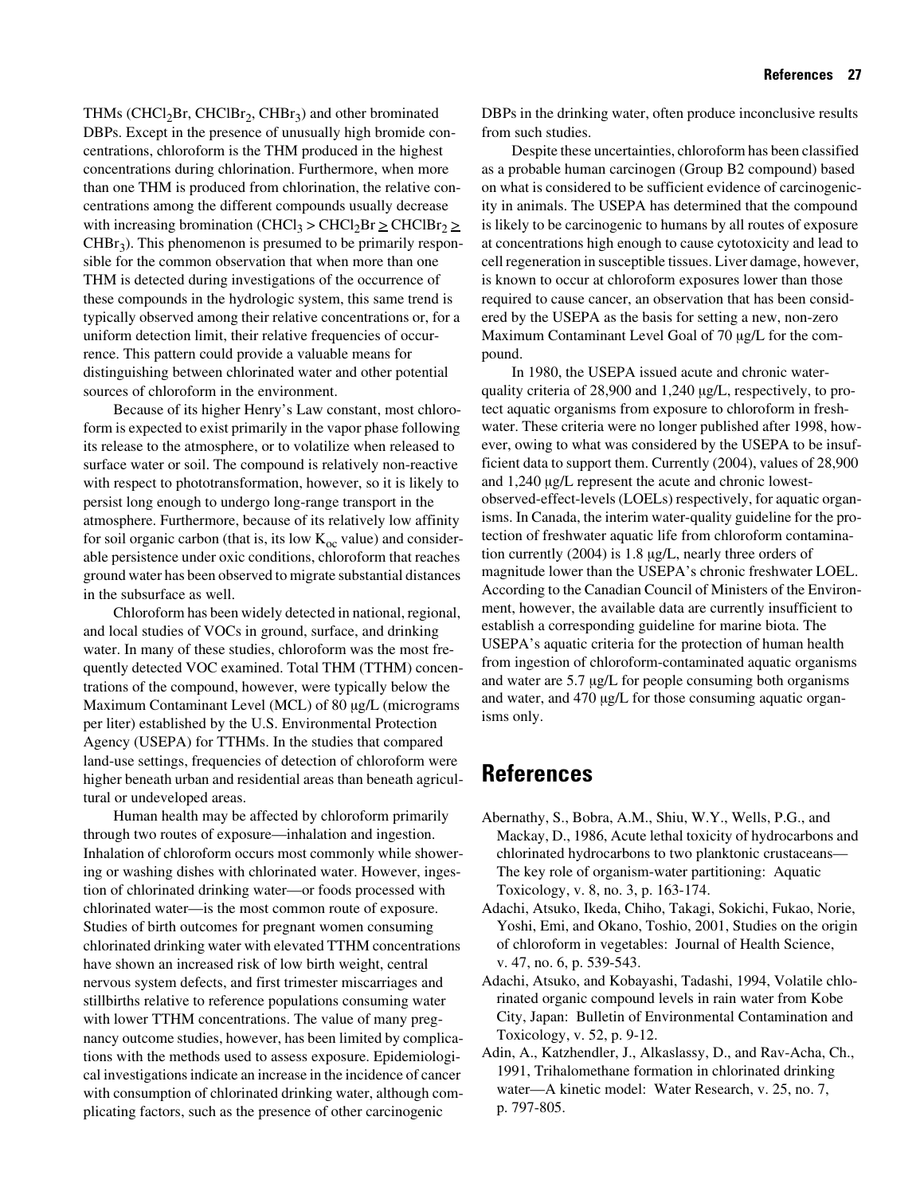THMs ($CHCl_2Br$, $CHClBr_2$, $CHBr_3$) and other brominated DBPs. Except in the presence of unusually high bromide concentrations, chloroform is the THM produced in the highest concentrations during chlorination. Furthermore, when more than one THM is produced from chlorination, the relative concentrations among the different compounds usually decrease with increasing bromination ($CHCl_3 > CHCl_2Br \geq CHClBr_2 \geq CHBr_3$). This phenomenon is presumed to be primarily responsible for the common observation that when more than one THM is detected during investigations of the occurrence of these compounds in the hydrologic system, this same trend is typically observed among their relative concentrations or, for a uniform detection limit, their relative frequencies of occurrence. This pattern could provide a valuable means for distinguishing between chlorinated water and other potential sources of chloroform in the environment.

Because of its higher Henry's Law constant, most chloroform is expected to exist primarily in the vapor phase following its release to the atmosphere, or to volatilize when released to surface water or soil. The compound is relatively non-reactive with respect to phototransformation, however, so it is likely to persist long enough to undergo long-range transport in the atmosphere. Furthermore, because of its relatively low affinity for soil organic carbon (that is, its low $K_{oc}$ value) and considerable persistence under oxic conditions, chloroform that reaches ground water has been observed to migrate substantial distances in the subsurface as well.

Chloroform has been widely detected in national, regional, and local studies of VOCs in ground, surface, and drinking water. In many of these studies, chloroform was the most frequently detected VOC examined. Total THM (TTHM) concentrations of the compound, however, were typically below the Maximum Contaminant Level (MCL) of 80 µg/L (micrograms per liter) established by the U.S. Environmental Protection Agency (USEPA) for TTHMs. In the studies that compared land-use settings, frequencies of detection of chloroform were higher beneath urban and residential areas than beneath agricultural or undeveloped areas.

Human health may be affected by chloroform primarily through two routes of exposure—inhalation and ingestion. Inhalation of chloroform occurs most commonly while showering or washing dishes with chlorinated water. However, ingestion of chlorinated drinking water—or foods processed with chlorinated water—is the most common route of exposure. Studies of birth outcomes for pregnant women consuming chlorinated drinking water with elevated TTHM concentrations have shown an increased risk of low birth weight, central nervous system defects, and first trimester miscarriages and stillbirths relative to reference populations consuming water with lower TTHM concentrations. The value of many pregnancy outcome studies, however, has been limited by complications with the methods used to assess exposure. Epidemiological investigations indicate an increase in the incidence of cancer with consumption of chlorinated drinking water, although complicating factors, such as the presence of other carcinogenic DBPs in the drinking water, often produce inconclusive results from such studies.

Despite these uncertainties, chloroform has been classified as a probable human carcinogen (Group B2 compound) based on what is considered to be sufficient evidence of carcinogenicity in animals. The USEPA has determined that the compound is likely to be carcinogenic to humans by all routes of exposure at concentrations high enough to cause cytotoxicity and lead to cell regeneration in susceptible tissues. Liver damage, however, is known to occur at chloroform exposures lower than those required to cause cancer, an observation that has been considered by the USEPA as the basis for setting a new, non-zero Maximum Contaminant Level Goal of 70 µg/L for the compound.

In 1980, the USEPA issued acute and chronic water-quality criteria of 28,900 and 1,240 µg/L, respectively, to protect aquatic organisms from exposure to chloroform in freshwater. These criteria were no longer published after 1998, however, owing to what was considered by the USEPA to be insufficient data to support them. Currently (2004), values of 28,900 and 1,240 µg/L represent the acute and chronic lowest-observed-effect-levels (LOELs) respectively, for aquatic organisms. In Canada, the interim water-quality guideline for the protection of freshwater aquatic life from chloroform contamination currently (2004) is 1.8 µg/L, nearly three orders of magnitude lower than the USEPA's chronic freshwater LOEL. According to the Canadian Council of Ministers of the Environment, however, the available data are currently insufficient to establish a corresponding guideline for marine biota. The USEPA's aquatic criteria for the protection of human health from ingestion of chloroform-contaminated aquatic organisms and water are 5.7 µg/L for people consuming both organisms and water, and 470 µg/L for those consuming aquatic organisms only.

# References

Abernathy, S., Bobra, A.M., Shiu, W.Y., Wells, P.G., and Mackay, D., 1986, Acute lethal toxicity of hydrocarbons and chlorinated hydrocarbons to two planktonic crustaceans—The key role of organism-water partitioning: Aquatic Toxicology, v. 8, no. 3, p. 163-174.

Adachi, Atsuko, Ikeda, Chiho, Takagi, Sokichi, Fukao, Norie, Yoshi, Emi, and Okano, Toshio, 2001, Studies on the origin of chloroform in vegetables: Journal of Health Science, v. 47, no. 6, p. 539-543.

Adachi, Atsuko, and Kobayashi, Tadashi, 1994, Volatile chlorinated organic compound levels in rain water from Kobe City, Japan: Bulletin of Environmental Contamination and Toxicology, v. 52, p. 9-12.

Adin, A., Katzhendler, J., Alkaslassy, D., and Rav-Acha, Ch., 1991, Trihalomethane formation in chlorinated drinking water—A kinetic model: Water Research, v. 25, no. 7, p. 797-805.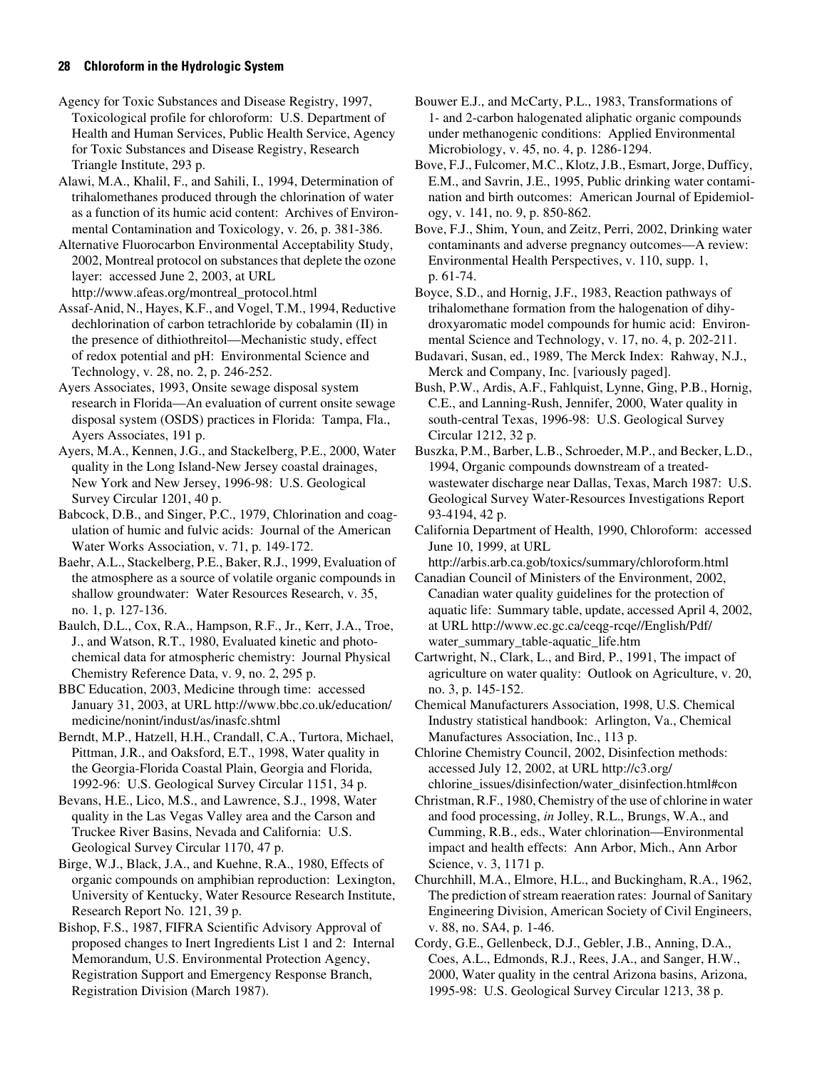Agency for Toxic Substances and Disease Registry, 1997, Toxicological profile for chloroform: U.S. Department of Health and Human Services, Public Health Service, Agency for Toxic Substances and Disease Registry, Research Triangle Institute, 293 p.

Alawi, M.A., Khalil, F., and Sahili, I., 1994, Determination of trihalomethanes produced through the chlorination of water as a function of its humic acid content: Archives of Environmental Contamination and Toxicology, v. 26, p. 381-386.

Alternative Fluorocarbon Environmental Acceptability Study, 2002, Montreal protocol on substances that deplete the ozone layer: accessed June 2, 2003, at URL http://www.afeas.org/montreal_protocol.html

Assaf-Anid, N., Hayes, K.F., and Vogel, T.M., 1994, Reductive dechlorination of carbon tetrachloride by cobalamin (II) in the presence of dithiothreitol—Mechanistic study, effect of redox potential and pH: Environmental Science and Technology, v. 28, no. 2, p. 246-252.

Ayers Associates, 1993, Onsite sewage disposal system research in Florida—An evaluation of current onsite sewage disposal system (OSDS) practices in Florida: Tampa, Fla., Ayers Associates, 191 p.

Ayers, M.A., Kennen, J.G., and Stackelberg, P.E., 2000, Water quality in the Long Island-New Jersey coastal drainages, New York and New Jersey, 1996-98: U.S. Geological Survey Circular 1201, 40 p.

Babcock, D.B., and Singer, P.C., 1979, Chlorination and coagulation of humic and fulvic acids: Journal of the American Water Works Association, v. 71, p. 149-172.

Baehr, A.L., Stackelberg, P.E., Baker, R.J., 1999, Evaluation of the atmosphere as a source of volatile organic compounds in shallow groundwater: Water Resources Research, v. 35, no. 1, p. 127-136.

Baulch, D.L., Cox, R.A., Hampson, R.F., Jr., Kerr, J.A., Troe, J., and Watson, R.T., 1980, Evaluated kinetic and photochemical data for atmospheric chemistry: Journal Physical Chemistry Reference Data, v. 9, no. 2, 295 p.

BBC Education, 2003, Medicine through time: accessed January 31, 2003, at URL http://www.bbc.co.uk/education/medicine/nonint/indust/as/inasfc.shtml

Berndt, M.P., Hatzell, H.H., Crandall, C.A., Turtora, Michael, Pittman, J.R., and Oaksford, E.T., 1998, Water quality in the Georgia-Florida Coastal Plain, Georgia and Florida, 1992-96: U.S. Geological Survey Circular 1151, 34 p.

Bevans, H.E., Lico, M.S., and Lawrence, S.J., 1998, Water quality in the Las Vegas Valley area and the Carson and Truckee River Basins, Nevada and California: U.S. Geological Survey Circular 1170, 47 p.

Birge, W.J., Black, J.A., and Kuehne, R.A., 1980, Effects of organic compounds on amphibian reproduction: Lexington, University of Kentucky, Water Resource Research Institute, Research Report No. 121, 39 p.

Bishop, F.S., 1987, FIFRA Scientific Advisory Approval of proposed changes to Inert Ingredients List 1 and 2: Internal Memorandum, U.S. Environmental Protection Agency, Registration Support and Emergency Response Branch, Registration Division (March 1987).

Bouwer E.J., and McCarty, P.L., 1983, Transformations of 1- and 2-carbon halogenated aliphatic organic compounds under methanogenic conditions: Applied Environmental Microbiology, v. 45, no. 4, p. 1286-1294.

Bove, F.J., Fulcomer, M.C., Klotz, J.B., Esmart, Jorge, Dufficy, E.M., and Savrin, J.E., 1995, Public drinking water contamination and birth outcomes: American Journal of Epidemiology, v. 141, no. 9, p. 850-862.

Bove, F.J., Shim, Youn, and Zeitz, Perri, 2002, Drinking water contaminants and adverse pregnancy outcomes—A review: Environmental Health Perspectives, v. 110, supp. 1, p. 61-74.

Boyce, S.D., and Hornig, J.F., 1983, Reaction pathways of trihalomethane formation from the halogenation of dihydroxyaromatic model compounds for humic acid: Environmental Science and Technology, v. 17, no. 4, p. 202-211.

Budavari, Susan, ed., 1989, The Merck Index: Rahway, N.J., Merck and Company, Inc. [variously paged].

Bush, P.W., Ardis, A.F., Fahlquist, Lynne, Ging, P.B., Hornig, C.E., and Lanning-Rush, Jennifer, 2000, Water quality in south-central Texas, 1996-98: U.S. Geological Survey Circular 1212, 32 p.

Buszka, P.M., Barber, L.B., Schroeder, M.P., and Becker, L.D., 1994, Organic compounds downstream of a treated-wastewater discharge near Dallas, Texas, March 1987: U.S. Geological Survey Water-Resources Investigations Report 93-4194, 42 p.

California Department of Health, 1990, Chloroform: accessed June 10, 1999, at URL http://arbis.arb.ca.gob/toxics/summary/chloroform.html

Canadian Council of Ministers of the Environment, 2002, Canadian water quality guidelines for the protection of aquatic life: Summary table, update, accessed April 4, 2002, at URL http://www.ec.gc.ca/ceqg-rcqe//English/Pdf/water_summary_table-aquatic_life.htm

Cartwright, N., Clark, L., and Bird, P., 1991, The impact of agriculture on water quality: Outlook on Agriculture, v. 20, no. 3, p. 145-152.

Chemical Manufacturers Association, 1998, U.S. Chemical Industry statistical handbook: Arlington, Va., Chemical Manufactures Association, Inc., 113 p.

Chlorine Chemistry Council, 2002, Disinfection methods: accessed July 12, 2002, at URL http://c3.org/chlorine_issues/disinfection/water_disinfection.html#con

Christman, R.F., 1980, Chemistry of the use of chlorine in water and food processing, *in* Jolley, R.L., Brungs, W.A., and Cumming, R.B., eds., Water chlorination—Environmental impact and health effects: Ann Arbor, Mich., Ann Arbor Science, v. 3, 1171 p.

Churchhill, M.A., Elmore, H.L., and Buckingham, R.A., 1962, The prediction of stream reaeration rates: Journal of Sanitary Engineering Division, American Society of Civil Engineers, v. 88, no. SA4, p. 1-46.

Cordy, G.E., Gellenbeck, D.J., Gebler, J.B., Anning, D.A., Coes, A.L., Edmonds, R.J., Rees, J.A., and Sanger, H.W., 2000, Water quality in the central Arizona basins, Arizona, 1995-98: U.S. Geological Survey Circular 1213, 38 p.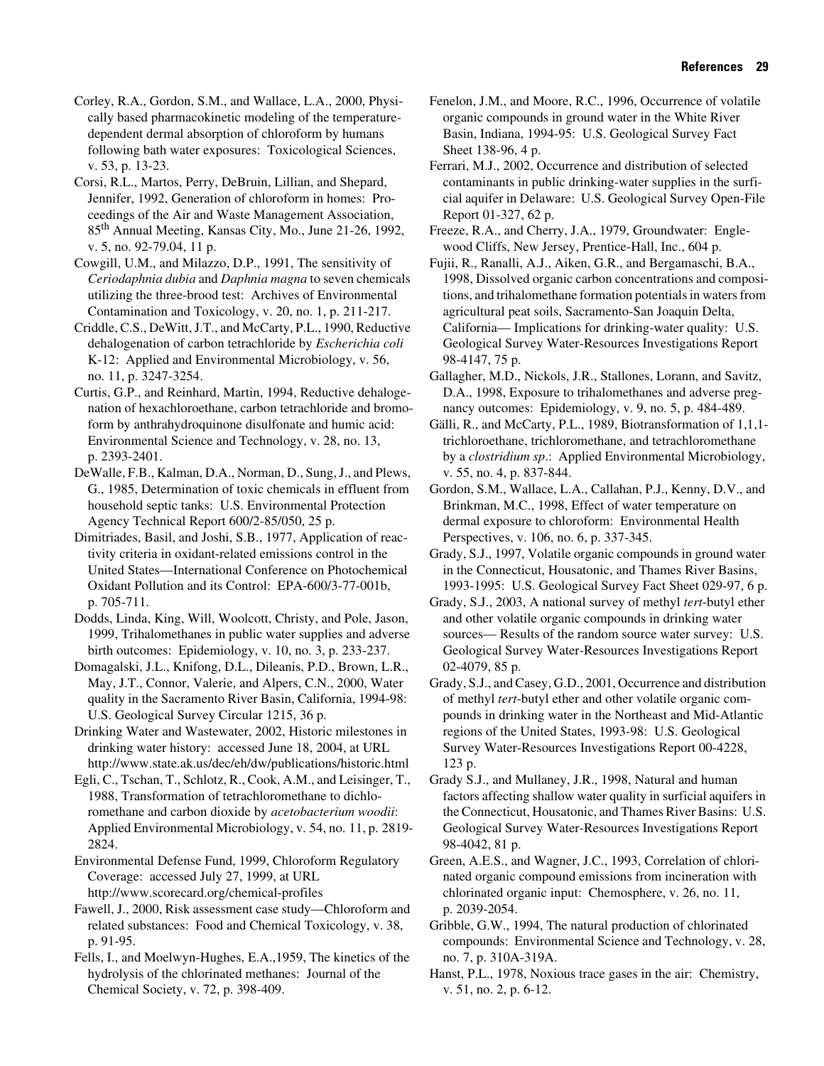Corley, R.A., Gordon, S.M., and Wallace, L.A., 2000, Physically based pharmacokinetic modeling of the temperature-dependent dermal absorption of chloroform by humans following bath water exposures: Toxicological Sciences, v. 53, p. 13-23.

Corsi, R.L., Martos, Perry, DeBruin, Lillian, and Shepard, Jennifer, 1992, Generation of chloroform in homes: Proceedings of the Air and Waste Management Association, 85th Annual Meeting, Kansas City, Mo., June 21-26, 1992, v. 5, no. 92-79.04, 11 p.

Cowgill, U.M., and Milazzo, D.P., 1991, The sensitivity of *Ceriodaphnia dubia* and *Daphnia magna* to seven chemicals utilizing the three-brood test: Archives of Environmental Contamination and Toxicology, v. 20, no. 1, p. 211-217.

Criddle, C.S., DeWitt, J.T., and McCarty, P.L., 1990, Reductive dehalogenation of carbon tetrachloride by *Escherichia coli* K-12: Applied and Environmental Microbiology, v. 56, no. 11, p. 3247-3254.

Curtis, G.P., and Reinhard, Martin, 1994, Reductive dehalogenation of hexachloroethane, carbon tetrachloride and bromoform by anthrahydroquinone disulfonate and humic acid: Environmental Science and Technology, v. 28, no. 13, p. 2393-2401.

DeWalle, F.B., Kalman, D.A., Norman, D., Sung, J., and Plews, G., 1985, Determination of toxic chemicals in effluent from household septic tanks: U.S. Environmental Protection Agency Technical Report 600/2-85/050, 25 p.

Dimitriades, Basil, and Joshi, S.B., 1977, Application of reactivity criteria in oxidant-related emissions control in the United States—International Conference on Photochemical Oxidant Pollution and its Control: EPA-600/3-77-001b, p. 705-711.

Dodds, Linda, King, Will, Woolcott, Christy, and Pole, Jason, 1999, Trihalomethanes in public water supplies and adverse birth outcomes: Epidemiology, v. 10, no. 3, p. 233-237.

Domagalski, J.L., Knifong, D.L., Dileanis, P.D., Brown, L.R., May, J.T., Connor, Valerie, and Alpers, C.N., 2000, Water quality in the Sacramento River Basin, California, 1994-98: U.S. Geological Survey Circular 1215, 36 p.

Drinking Water and Wastewater, 2002, Historic milestones in drinking water history: accessed June 18, 2004, at URL http://www.state.ak.us/dec/eh/dw/publications/historic.html

Egli, C., Tschan, T., Schlotz, R., Cook, A.M., and Leisinger, T., 1988, Transformation of tetrachloromethane to dichloromethane and carbon dioxide by *acetobacterium woodii*: Applied Environmental Microbiology, v. 54, no. 11, p. 2819-2824.

Environmental Defense Fund, 1999, Chloroform Regulatory Coverage: accessed July 27, 1999, at URL http://www.scorecard.org/chemical-profiles

Fawell, J., 2000, Risk assessment case study—Chloroform and related substances: Food and Chemical Toxicology, v. 38, p. 91-95.

Fells, I., and Moelwyn-Hughes, E.A., 1959, The kinetics of the hydrolysis of the chlorinated methanes: Journal of the Chemical Society, v. 72, p. 398-409.

Fenelon, J.M., and Moore, R.C., 1996, Occurrence of volatile organic compounds in ground water in the White River Basin, Indiana, 1994-95: U.S. Geological Survey Fact Sheet 138-96, 4 p.

Ferrari, M.J., 2002, Occurrence and distribution of selected contaminants in public drinking-water supplies in the surficial aquifer in Delaware: U.S. Geological Survey Open-File Report 01-327, 62 p.

Freeze, R.A., and Cherry, J.A., 1979, Groundwater: Englewood Cliffs, New Jersey, Prentice-Hall, Inc., 604 p.

Fujii, R., Ranalli, A.J., Aiken, G.R., and Bergamaschi, B.A., 1998, Dissolved organic carbon concentrations and compositions, and trihalomethane formation potentials in waters from agricultural peat soils, Sacramento-San Joaquin Delta, California— Implications for drinking-water quality: U.S. Geological Survey Water-Resources Investigations Report 98-4147, 75 p.

Gallagher, M.D., Nickols, J.R., Stallones, Lorann, and Savitz, D.A., 1998, Exposure to trihalomethanes and adverse pregnancy outcomes: Epidemiology, v. 9, no. 5, p. 484-489.

Gälli, R., and McCarty, P.L., 1989, Biotransformation of 1,1,1-trichloroethane, trichloromethane, and tetrachloromethane by a *clostridium sp*.: Applied Environmental Microbiology, v. 55, no. 4, p. 837-844.

Gordon, S.M., Wallace, L.A., Callahan, P.J., Kenny, D.V., and Brinkman, M.C., 1998, Effect of water temperature on dermal exposure to chloroform: Environmental Health Perspectives, v. 106, no. 6, p. 337-345.

Grady, S.J., 1997, Volatile organic compounds in ground water in the Connecticut, Housatonic, and Thames River Basins, 1993-1995: U.S. Geological Survey Fact Sheet 029-97, 6 p.

Grady, S.J., 2003, A national survey of methyl *tert*-butyl ether and other volatile organic compounds in drinking water sources— Results of the random source water survey: U.S. Geological Survey Water-Resources Investigations Report 02-4079, 85 p.

Grady, S.J., and Casey, G.D., 2001, Occurrence and distribution of methyl *tert*-butyl ether and other volatile organic compounds in drinking water in the Northeast and Mid-Atlantic regions of the United States, 1993-98: U.S. Geological Survey Water-Resources Investigations Report 00-4228, 123 p.

Grady S.J., and Mullaney, J.R., 1998, Natural and human factors affecting shallow water quality in surficial aquifers in the Connecticut, Housatonic, and Thames River Basins: U.S. Geological Survey Water-Resources Investigations Report 98-4042, 81 p.

Green, A.E.S., and Wagner, J.C., 1993, Correlation of chlorinated organic compound emissions from incineration with chlorinated organic input: Chemosphere, v. 26, no. 11, p. 2039-2054.

Gribble, G.W., 1994, The natural production of chlorinated compounds: Environmental Science and Technology, v. 28, no. 7, p. 310A-319A.

Hanst, P.L., 1978, Noxious trace gases in the air: Chemistry, v. 51, no. 2, p. 6-12.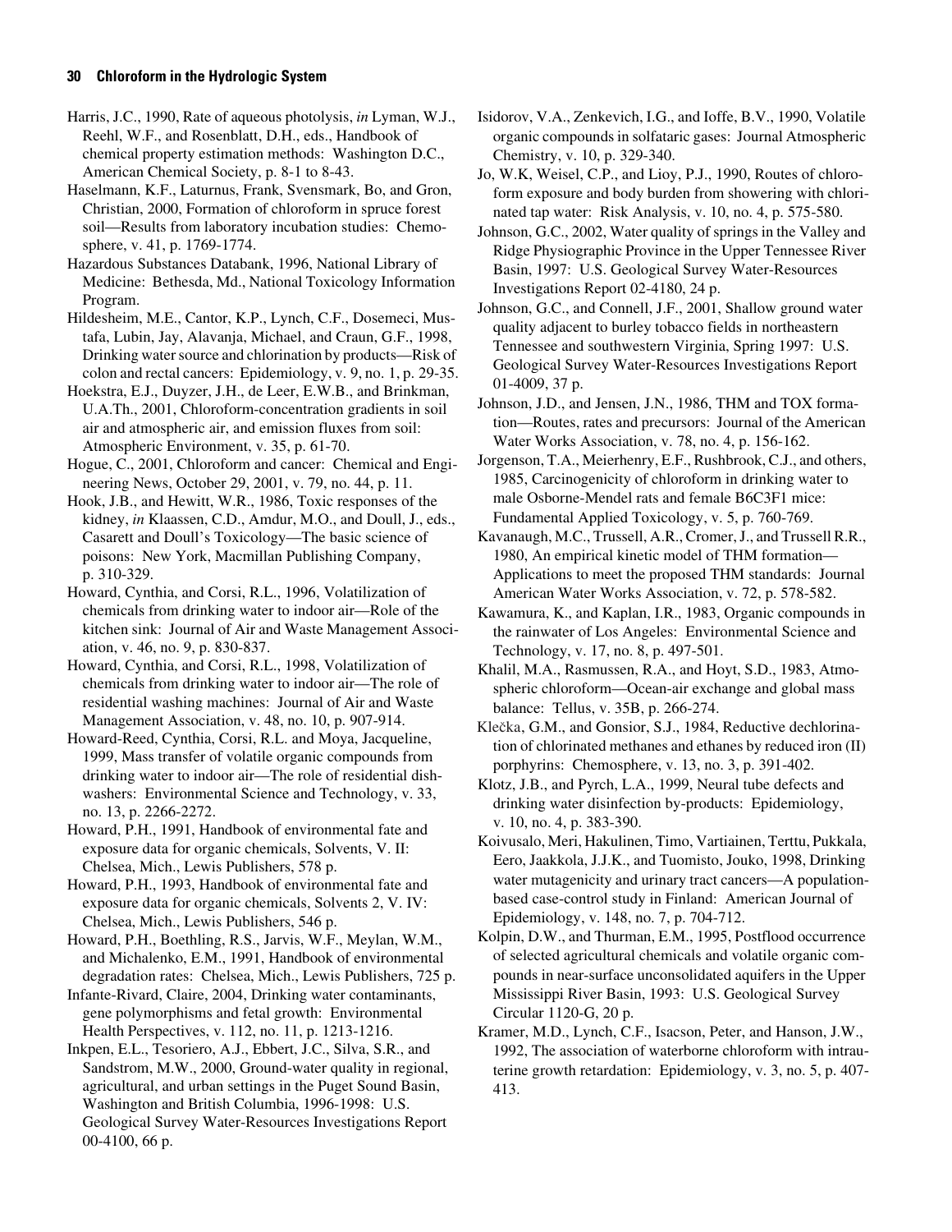Harris, J.C., 1990, Rate of aqueous photolysis, *in* Lyman, W.J., Reehl, W.F., and Rosenblatt, D.H., eds., Handbook of chemical property estimation methods: Washington D.C., American Chemical Society, p. 8-1 to 8-43.

Haselmann, K.F., Laturnus, Frank, Svensmark, Bo, and Gron, Christian, 2000, Formation of chloroform in spruce forest soil—Results from laboratory incubation studies: Chemosphere, v. 41, p. 1769-1774.

Hazardous Substances Databank, 1996, National Library of Medicine: Bethesda, Md., National Toxicology Information Program.

Hildesheim, M.E., Cantor, K.P., Lynch, C.F., Dosemeci, Mustafa, Lubin, Jay, Alavanja, Michael, and Craun, G.F., 1998, Drinking water source and chlorination by products—Risk of colon and rectal cancers: Epidemiology, v. 9, no. 1, p. 29-35.

Hoekstra, E.J., Duyzer, J.H., de Leer, E.W.B., and Brinkman, U.A.Th., 2001, Chloroform-concentration gradients in soil air and atmospheric air, and emission fluxes from soil: Atmospheric Environment, v. 35, p. 61-70.

Hogue, C., 2001, Chloroform and cancer: Chemical and Engineering News, October 29, 2001, v. 79, no. 44, p. 11.

Hook, J.B., and Hewitt, W.R., 1986, Toxic responses of the kidney, *in* Klaassen, C.D., Amdur, M.O., and Doull, J., eds., Casarett and Doull's Toxicology—The basic science of poisons: New York, Macmillan Publishing Company, p. 310-329.

Howard, Cynthia, and Corsi, R.L., 1996, Volatilization of chemicals from drinking water to indoor air—Role of the kitchen sink: Journal of Air and Waste Management Association, v. 46, no. 9, p. 830-837.

Howard, Cynthia, and Corsi, R.L., 1998, Volatilization of chemicals from drinking water to indoor air—The role of residential washing machines: Journal of Air and Waste Management Association, v. 48, no. 10, p. 907-914.

Howard-Reed, Cynthia, Corsi, R.L. and Moya, Jacqueline, 1999, Mass transfer of volatile organic compounds from drinking water to indoor air—The role of residential dishwashers: Environmental Science and Technology, v. 33, no. 13, p. 2266-2272.

Howard, P.H., 1991, Handbook of environmental fate and exposure data for organic chemicals, Solvents, V. II: Chelsea, Mich., Lewis Publishers, 578 p.

Howard, P.H., 1993, Handbook of environmental fate and exposure data for organic chemicals, Solvents 2, V. IV: Chelsea, Mich., Lewis Publishers, 546 p.

Howard, P.H., Boethling, R.S., Jarvis, W.F., Meylan, W.M., and Michalenko, E.M., 1991, Handbook of environmental degradation rates: Chelsea, Mich., Lewis Publishers, 725 p.

Infante-Rivard, Claire, 2004, Drinking water contaminants, gene polymorphisms and fetal growth: Environmental Health Perspectives, v. 112, no. 11, p. 1213-1216.

Inkpen, E.L., Tesoriero, A.J., Ebbert, J.C., Silva, S.R., and Sandstrom, M.W., 2000, Ground-water quality in regional, agricultural, and urban settings in the Puget Sound Basin, Washington and British Columbia, 1996-1998: U.S. Geological Survey Water-Resources Investigations Report 00-4100, 66 p.

Isidorov, V.A., Zenkevich, I.G., and Ioffe, B.V., 1990, Volatile organic compounds in solfataric gases: Journal Atmospheric Chemistry, v. 10, p. 329-340.

Jo, W.K, Weisel, C.P., and Lioy, P.J., 1990, Routes of chloroform exposure and body burden from showering with chlorinated tap water: Risk Analysis, v. 10, no. 4, p. 575-580.

Johnson, G.C., 2002, Water quality of springs in the Valley and Ridge Physiographic Province in the Upper Tennessee River Basin, 1997: U.S. Geological Survey Water-Resources Investigations Report 02-4180, 24 p.

Johnson, G.C., and Connell, J.F., 2001, Shallow ground water quality adjacent to burley tobacco fields in northeastern Tennessee and southwestern Virginia, Spring 1997: U.S. Geological Survey Water-Resources Investigations Report 01-4009, 37 p.

Johnson, J.D., and Jensen, J.N., 1986, THM and TOX formation—Routes, rates and precursors: Journal of the American Water Works Association, v. 78, no. 4, p. 156-162.

Jorgenson, T.A., Meierhenry, E.F., Rushbrook, C.J., and others, 1985, Carcinogenicity of chloroform in drinking water to male Osborne-Mendel rats and female B6C3F1 mice: Fundamental Applied Toxicology, v. 5, p. 760-769.

Kavanaugh, M.C., Trussell, A.R., Cromer, J., and Trussell R.R., 1980, An empirical kinetic model of THM formation—Applications to meet the proposed THM standards: Journal American Water Works Association, v. 72, p. 578-582.

Kawamura, K., and Kaplan, I.R., 1983, Organic compounds in the rainwater of Los Angeles: Environmental Science and Technology, v. 17, no. 8, p. 497-501.

Khalil, M.A., Rasmussen, R.A., and Hoyt, S.D., 1983, Atmospheric chloroform—Ocean-air exchange and global mass balance: Tellus, v. 35B, p. 266-274.

Klečka, G.M., and Gonsior, S.J., 1984, Reductive dechlorination of chlorinated methanes and ethanes by reduced iron (II) porphyrins: Chemosphere, v. 13, no. 3, p. 391-402.

Klotz, J.B., and Pyrch, L.A., 1999, Neural tube defects and drinking water disinfection by-products: Epidemiology, v. 10, no. 4, p. 383-390.

Koivusalo, Meri, Hakulinen, Timo, Vartiainen, Terttu, Pukkala, Eero, Jaakkola, J.J.K., and Tuomisto, Jouko, 1998, Drinking water mutagenicity and urinary tract cancers—A population-based case-control study in Finland: American Journal of Epidemiology, v. 148, no. 7, p. 704-712.

Kolpin, D.W., and Thurman, E.M., 1995, Postflood occurrence of selected agricultural chemicals and volatile organic compounds in near-surface unconsolidated aquifers in the Upper Mississippi River Basin, 1993: U.S. Geological Survey Circular 1120-G, 20 p.

Kramer, M.D., Lynch, C.F., Isacson, Peter, and Hanson, J.W., 1992, The association of waterborne chloroform with intrauterine growth retardation: Epidemiology, v. 3, no. 5, p. 407-413.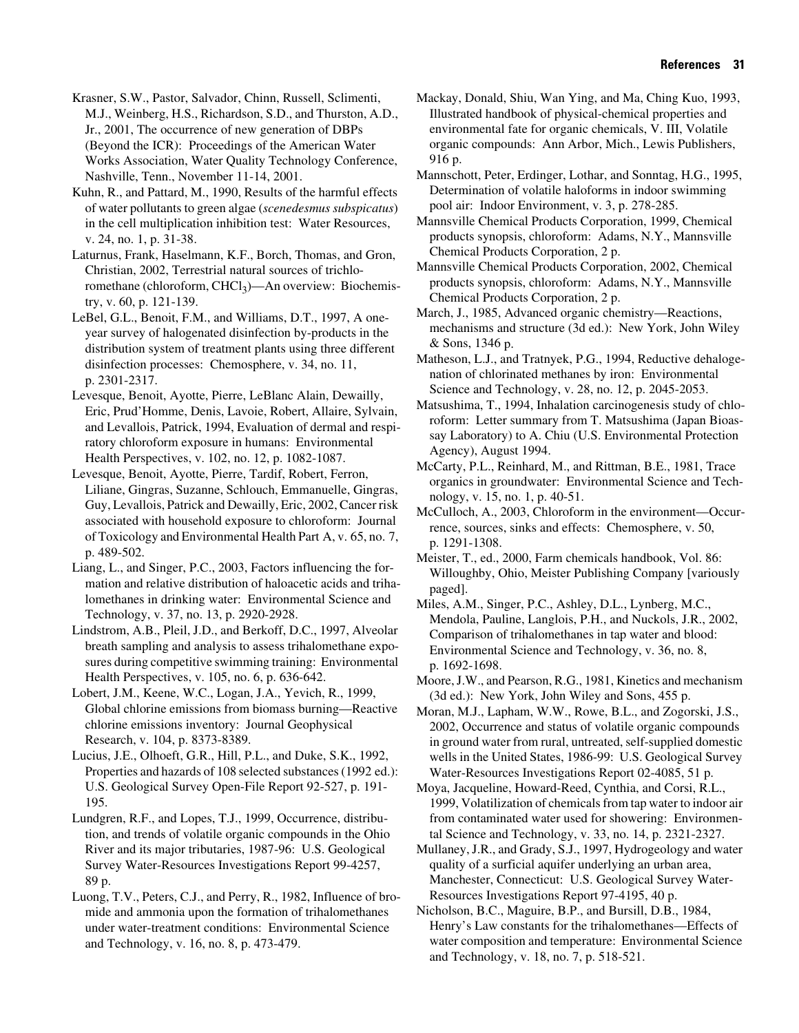Krasner, S.W., Pastor, Salvador, Chinn, Russell, Sclimenti, M.J., Weinberg, H.S., Richardson, S.D., and Thurston, A.D., Jr., 2001, The occurrence of new generation of DBPs (Beyond the ICR): Proceedings of the American Water Works Association, Water Quality Technology Conference, Nashville, Tenn., November 11-14, 2001.

Kuhn, R., and Pattard, M., 1990, Results of the harmful effects of water pollutants to green algae (*scenedesmus subspicatus*) in the cell multiplication inhibition test: Water Resources, v. 24, no. 1, p. 31-38.

Laturnus, Frank, Haselmann, K.F., Borch, Thomas, and Gron, Christian, 2002, Terrestrial natural sources of trichloromethane (chloroform, $CHCl_3$)—An overview: Biochemistry, v. 60, p. 121-139.

LeBel, G.L., Benoit, F.M., and Williams, D.T., 1997, A one-year survey of halogenated disinfection by-products in the distribution system of treatment plants using three different disinfection processes: Chemosphere, v. 34, no. 11, p. 2301-2317.

Levesque, Benoit, Ayotte, Pierre, LeBlanc Alain, Dewailly, Eric, Prud'Homme, Denis, Lavoie, Robert, Allaire, Sylvain, and Levallois, Patrick, 1994, Evaluation of dermal and respiratory chloroform exposure in humans: Environmental Health Perspectives, v. 102, no. 12, p. 1082-1087.

Levesque, Benoit, Ayotte, Pierre, Tardif, Robert, Ferron, Liliane, Gingras, Suzanne, Schlouch, Emmanuelle, Gingras, Guy, Levallois, Patrick and Dewailly, Eric, 2002, Cancer risk associated with household exposure to chloroform: Journal of Toxicology and Environmental Health Part A, v. 65, no. 7, p. 489-502.

Liang, L., and Singer, P.C., 2003, Factors influencing the formation and relative distribution of haloacetic acids and trihalomethanes in drinking water: Environmental Science and Technology, v. 37, no. 13, p. 2920-2928.

Lindstrom, A.B., Pleil, J.D., and Berkoff, D.C., 1997, Alveolar breath sampling and analysis to assess trihalomethane exposures during competitive swimming training: Environmental Health Perspectives, v. 105, no. 6, p. 636-642.

Lobert, J.M., Keene, W.C., Logan, J.A., Yevich, R., 1999, Global chlorine emissions from biomass burning—Reactive chlorine emissions inventory: Journal Geophysical Research, v. 104, p. 8373-8389.

Lucius, J.E., Olhoeft, G.R., Hill, P.L., and Duke, S.K., 1992, Properties and hazards of 108 selected substances (1992 ed.): U.S. Geological Survey Open-File Report 92-527, p. 191-195.

Lundgren, R.F., and Lopes, T.J., 1999, Occurrence, distribution, and trends of volatile organic compounds in the Ohio River and its major tributaries, 1987-96: U.S. Geological Survey Water-Resources Investigations Report 99-4257, 89 p.

Luong, T.V., Peters, C.J., and Perry, R., 1982, Influence of bromide and ammonia upon the formation of trihalomethanes under water-treatment conditions: Environmental Science and Technology, v. 16, no. 8, p. 473-479.

Mackay, Donald, Shiu, Wan Ying, and Ma, Ching Kuo, 1993, Illustrated handbook of physical-chemical properties and environmental fate for organic chemicals, V. III, Volatile organic compounds: Ann Arbor, Mich., Lewis Publishers, 916 p.

Mannschott, Peter, Erdinger, Lothar, and Sonntag, H.G., 1995, Determination of volatile haloforms in indoor swimming pool air: Indoor Environment, v. 3, p. 278-285.

Mannsville Chemical Products Corporation, 1999, Chemical products synopsis, chloroform: Adams, N.Y., Mannsville Chemical Products Corporation, 2 p.

Mannsville Chemical Products Corporation, 2002, Chemical products synopsis, chloroform: Adams, N.Y., Mannsville Chemical Products Corporation, 2 p.

March, J., 1985, Advanced organic chemistry—Reactions, mechanisms and structure (3d ed.): New York, John Wiley & Sons, 1346 p.

Matheson, L.J., and Tratnyek, P.G., 1994, Reductive dehalogenation of chlorinated methanes by iron: Environmental Science and Technology, v. 28, no. 12, p. 2045-2053.

Matsushima, T., 1994, Inhalation carcinogenesis study of chloroform: Letter summary from T. Matsushima (Japan Bioassay Laboratory) to A. Chiu (U.S. Environmental Protection Agency), August 1994.

McCarty, P.L., Reinhard, M., and Rittman, B.E., 1981, Trace organics in groundwater: Environmental Science and Technology, v. 15, no. 1, p. 40-51.

McCulloch, A., 2003, Chloroform in the environment—Occurrence, sources, sinks and effects: Chemosphere, v. 50, p. 1291-1308.

Meister, T., ed., 2000, Farm chemicals handbook, Vol. 86: Willoughby, Ohio, Meister Publishing Company [variously paged].

Miles, A.M., Singer, P.C., Ashley, D.L., Lynberg, M.C., Mendola, Pauline, Langlois, P.H., and Nuckols, J.R., 2002, Comparison of trihalomethanes in tap water and blood: Environmental Science and Technology, v. 36, no. 8, p. 1692-1698.

Moore, J.W., and Pearson, R.G., 1981, Kinetics and mechanism (3d ed.): New York, John Wiley and Sons, 455 p.

Moran, M.J., Lapham, W.W., Rowe, B.L., and Zogorski, J.S., 2002, Occurrence and status of volatile organic compounds in ground water from rural, untreated, self-supplied domestic wells in the United States, 1986-99: U.S. Geological Survey Water-Resources Investigations Report 02-4085, 51 p.

Moya, Jacqueline, Howard-Reed, Cynthia, and Corsi, R.L., 1999, Volatilization of chemicals from tap water to indoor air from contaminated water used for showering: Environmental Science and Technology, v. 33, no. 14, p. 2321-2327.

Mullaney, J.R., and Grady, S.J., 1997, Hydrogeology and water quality of a surficial aquifer underlying an urban area, Manchester, Connecticut: U.S. Geological Survey Water-Resources Investigations Report 97-4195, 40 p.

Nicholson, B.C., Maguire, B.P., and Bursill, D.B., 1984, Henry's Law constants for the trihalomethanes—Effects of water composition and temperature: Environmental Science and Technology, v. 18, no. 7, p. 518-521.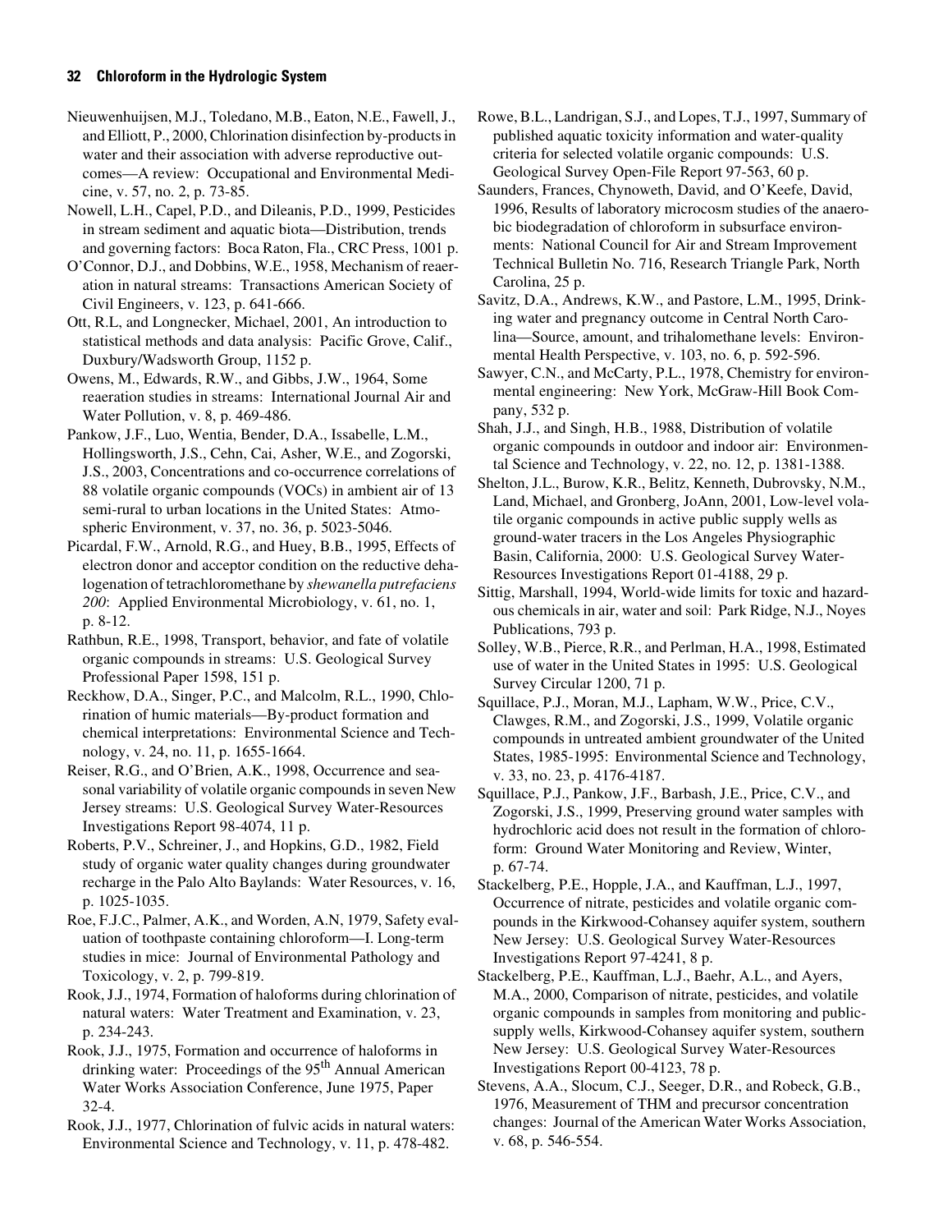Nieuwenhuijsen, M.J., Toledano, M.B., Eaton, N.E., Fawell, J., and Elliott, P., 2000, Chlorination disinfection by-products in water and their association with adverse reproductive outcomes—A review: Occupational and Environmental Medicine, v. 57, no. 2, p. 73-85.

Nowell, L.H., Capel, P.D., and Dileanis, P.D., 1999, Pesticides in stream sediment and aquatic biota—Distribution, trends and governing factors: Boca Raton, Fla., CRC Press, 1001 p.

O'Connor, D.J., and Dobbins, W.E., 1958, Mechanism of reaeration in natural streams: Transactions American Society of Civil Engineers, v. 123, p. 641-666.

Ott, R.L, and Longnecker, Michael, 2001, An introduction to statistical methods and data analysis: Pacific Grove, Calif., Duxbury/Wadsworth Group, 1152 p.

Owens, M., Edwards, R.W., and Gibbs, J.W., 1964, Some reaeration studies in streams: International Journal Air and Water Pollution, v. 8, p. 469-486.

Pankow, J.F., Luo, Wentia, Bender, D.A., Issabelle, L.M., Hollingsworth, J.S., Cehn, Cai, Asher, W.E., and Zogorski, J.S., 2003, Concentrations and co-occurrence correlations of 88 volatile organic compounds (VOCs) in ambient air of 13 semi-rural to urban locations in the United States: Atmospheric Environment, v. 37, no. 36, p. 5023-5046.

Picardal, F.W., Arnold, R.G., and Huey, B.B., 1995, Effects of electron donor and acceptor condition on the reductive dehalogenation of tetrachloromethane by *shewanella putrefaciens 200*: Applied Environmental Microbiology, v. 61, no. 1, p. 8-12.

Rathbun, R.E., 1998, Transport, behavior, and fate of volatile organic compounds in streams: U.S. Geological Survey Professional Paper 1598, 151 p.

Reckhow, D.A., Singer, P.C., and Malcolm, R.L., 1990, Chlorination of humic materials—By-product formation and chemical interpretations: Environmental Science and Technology, v. 24, no. 11, p. 1655-1664.

Reiser, R.G., and O'Brien, A.K., 1998, Occurrence and seasonal variability of volatile organic compounds in seven New Jersey streams: U.S. Geological Survey Water-Resources Investigations Report 98-4074, 11 p.

Roberts, P.V., Schreiner, J., and Hopkins, G.D., 1982, Field study of organic water quality changes during groundwater recharge in the Palo Alto Baylands: Water Resources, v. 16, p. 1025-1035.

Roe, F.J.C., Palmer, A.K., and Worden, A.N, 1979, Safety evaluation of toothpaste containing chloroform—I. Long-term studies in mice: Journal of Environmental Pathology and Toxicology, v. 2, p. 799-819.

Rook, J.J., 1974, Formation of haloforms during chlorination of natural waters: Water Treatment and Examination, v. 23, p. 234-243.

Rook, J.J., 1975, Formation and occurrence of haloforms in drinking water: Proceedings of the 95th Annual American Water Works Association Conference, June 1975, Paper 32-4.

Rook, J.J., 1977, Chlorination of fulvic acids in natural waters: Environmental Science and Technology, v. 11, p. 478-482.

Rowe, B.L., Landrigan, S.J., and Lopes, T.J., 1997, Summary of published aquatic toxicity information and water-quality criteria for selected volatile organic compounds: U.S. Geological Survey Open-File Report 97-563, 60 p.

Saunders, Frances, Chynoweth, David, and O'Keefe, David, 1996, Results of laboratory microcosm studies of the anaerobic biodegradation of chloroform in subsurface environments: National Council for Air and Stream Improvement Technical Bulletin No. 716, Research Triangle Park, North Carolina, 25 p.

Savitz, D.A., Andrews, K.W., and Pastore, L.M., 1995, Drinking water and pregnancy outcome in Central North Carolina—Source, amount, and trihalomethane levels: Environmental Health Perspective, v. 103, no. 6, p. 592-596.

Sawyer, C.N., and McCarty, P.L., 1978, Chemistry for environmental engineering: New York, McGraw-Hill Book Company, 532 p.

Shah, J.J., and Singh, H.B., 1988, Distribution of volatile organic compounds in outdoor and indoor air: Environmental Science and Technology, v. 22, no. 12, p. 1381-1388.

Shelton, J.L., Burow, K.R., Belitz, Kenneth, Dubrovsky, N.M., Land, Michael, and Gronberg, JoAnn, 2001, Low-level volatile organic compounds in active public supply wells as ground-water tracers in the Los Angeles Physiographic Basin, California, 2000: U.S. Geological Survey Water-Resources Investigations Report 01-4188, 29 p.

Sittig, Marshall, 1994, World-wide limits for toxic and hazardous chemicals in air, water and soil: Park Ridge, N.J., Noyes Publications, 793 p.

Solley, W.B., Pierce, R.R., and Perlman, H.A., 1998, Estimated use of water in the United States in 1995: U.S. Geological Survey Circular 1200, 71 p.

Squillace, P.J., Moran, M.J., Lapham, W.W., Price, C.V., Clawges, R.M., and Zogorski, J.S., 1999, Volatile organic compounds in untreated ambient groundwater of the United States, 1985-1995: Environmental Science and Technology, v. 33, no. 23, p. 4176-4187.

Squillace, P.J., Pankow, J.F., Barbash, J.E., Price, C.V., and Zogorski, J.S., 1999, Preserving ground water samples with hydrochloric acid does not result in the formation of chloroform: Ground Water Monitoring and Review, Winter, p. 67-74.

Stackelberg, P.E., Hopple, J.A., and Kauffman, L.J., 1997, Occurrence of nitrate, pesticides and volatile organic compounds in the Kirkwood-Cohansey aquifer system, southern New Jersey: U.S. Geological Survey Water-Resources Investigations Report 97-4241, 8 p.

Stackelberg, P.E., Kauffman, L.J., Baehr, A.L., and Ayers, M.A., 2000, Comparison of nitrate, pesticides, and volatile organic compounds in samples from monitoring and public-supply wells, Kirkwood-Cohansey aquifer system, southern New Jersey: U.S. Geological Survey Water-Resources Investigations Report 00-4123, 78 p.

Stevens, A.A., Slocum, C.J., Seeger, D.R., and Robeck, G.B., 1976, Measurement of THM and precursor concentration changes: Journal of the American Water Works Association, v. 68, p. 546-554.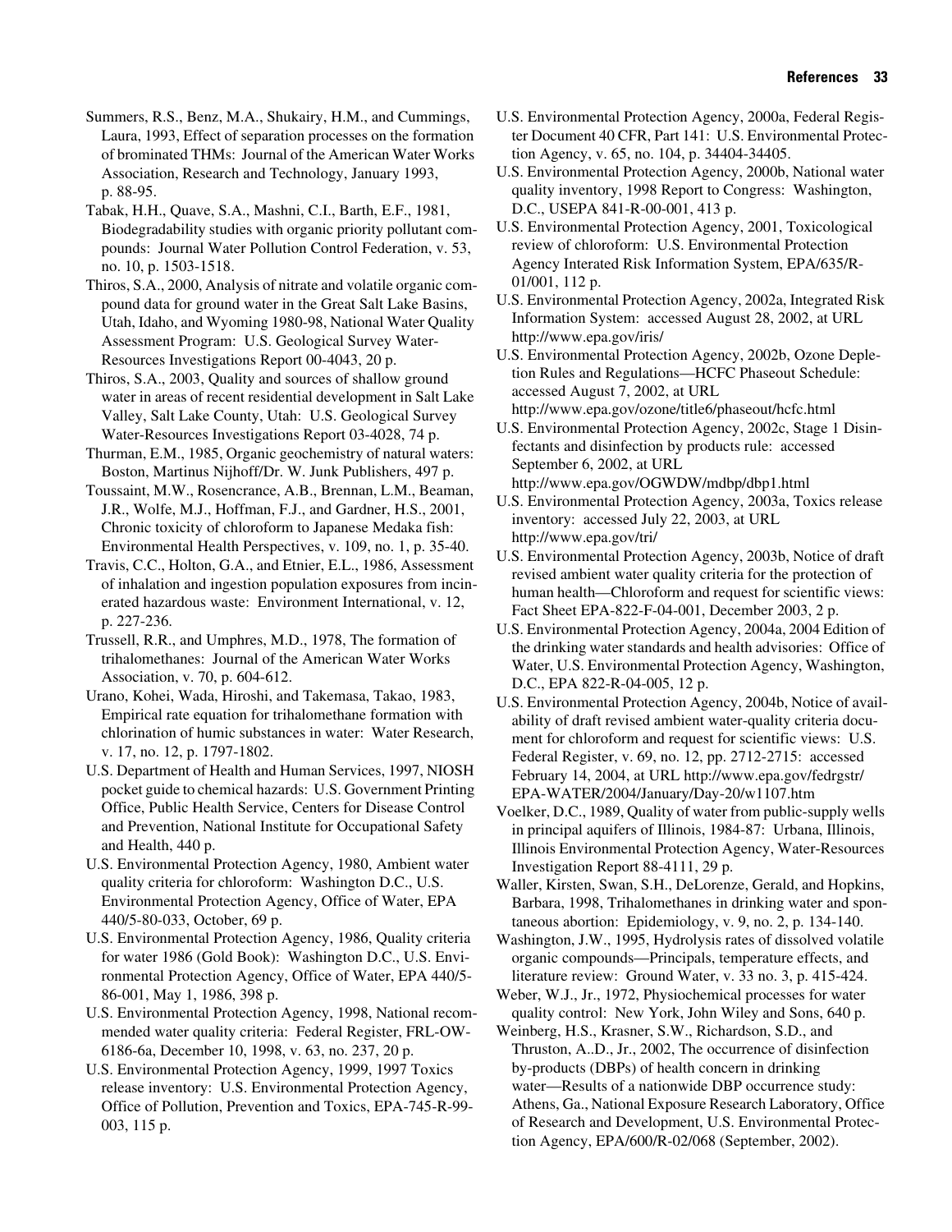Summers, R.S., Benz, M.A., Shukairy, H.M., and Cummings, Laura, 1993, Effect of separation processes on the formation of brominated THMs: Journal of the American Water Works Association, Research and Technology, January 1993, p. 88-95.

Tabak, H.H., Quave, S.A., Mashni, C.I., Barth, E.F., 1981, Biodegradability studies with organic priority pollutant compounds: Journal Water Pollution Control Federation, v. 53, no. 10, p. 1503-1518.

Thiros, S.A., 2000, Analysis of nitrate and volatile organic compound data for ground water in the Great Salt Lake Basins, Utah, Idaho, and Wyoming 1980-98, National Water Quality Assessment Program: U.S. Geological Survey Water-Resources Investigations Report 00-4043, 20 p.

Thiros, S.A., 2003, Quality and sources of shallow ground water in areas of recent residential development in Salt Lake Valley, Salt Lake County, Utah: U.S. Geological Survey Water-Resources Investigations Report 03-4028, 74 p.

Thurman, E.M., 1985, Organic geochemistry of natural waters: Boston, Martinus Nijhoff/Dr. W. Junk Publishers, 497 p.

Toussaint, M.W., Rosencrance, A.B., Brennan, L.M., Beaman, J.R., Wolfe, M.J., Hoffman, F.J., and Gardner, H.S., 2001, Chronic toxicity of chloroform to Japanese Medaka fish: Environmental Health Perspectives, v. 109, no. 1, p. 35-40.

Travis, C.C., Holton, G.A., and Etnier, E.L., 1986, Assessment of inhalation and ingestion population exposures from incinerated hazardous waste: Environment International, v. 12, p. 227-236.

Trussell, R.R., and Umphres, M.D., 1978, The formation of trihalomethanes: Journal of the American Water Works Association, v. 70, p. 604-612.

Urano, Kohei, Wada, Hiroshi, and Takemasa, Takao, 1983, Empirical rate equation for trihalomethane formation with chlorination of humic substances in water: Water Research, v. 17, no. 12, p. 1797-1802.

U.S. Department of Health and Human Services, 1997, NIOSH pocket guide to chemical hazards: U.S. Government Printing Office, Public Health Service, Centers for Disease Control and Prevention, National Institute for Occupational Safety and Health, 440 p.

U.S. Environmental Protection Agency, 1980, Ambient water quality criteria for chloroform: Washington D.C., U.S. Environmental Protection Agency, Office of Water, EPA 440/5-80-033, October, 69 p.

U.S. Environmental Protection Agency, 1986, Quality criteria for water 1986 (Gold Book): Washington D.C., U.S. Environmental Protection Agency, Office of Water, EPA 440/5-86-001, May 1, 1986, 398 p.

U.S. Environmental Protection Agency, 1998, National recommended water quality criteria: Federal Register, FRL-OW-6186-6a, December 10, 1998, v. 63, no. 237, 20 p.

U.S. Environmental Protection Agency, 1999, 1997 Toxics release inventory: U.S. Environmental Protection Agency, Office of Pollution, Prevention and Toxics, EPA-745-R-99-003, 115 p.

U.S. Environmental Protection Agency, 2000a, Federal Register Document 40 CFR, Part 141: U.S. Environmental Protection Agency, v. 65, no. 104, p. 34404-34405.

U.S. Environmental Protection Agency, 2000b, National water quality inventory, 1998 Report to Congress: Washington, D.C., USEPA 841-R-00-001, 413 p.

U.S. Environmental Protection Agency, 2001, Toxicological review of chloroform: U.S. Environmental Protection Agency Interated Risk Information System, EPA/635/R-01/001, 112 p.

U.S. Environmental Protection Agency, 2002a, Integrated Risk Information System: accessed August 28, 2002, at URL http://www.epa.gov/iris/

U.S. Environmental Protection Agency, 2002b, Ozone Depletion Rules and Regulations—HCFC Phaseout Schedule: accessed August 7, 2002, at URL http://www.epa.gov/ozone/title6/phaseout/hcfc.html

U.S. Environmental Protection Agency, 2002c, Stage 1 Disinfectants and disinfection by products rule: accessed September 6, 2002, at URL http://www.epa.gov/OGWDW/mdbp/dbp1.html

U.S. Environmental Protection Agency, 2003a, Toxics release inventory: accessed July 22, 2003, at URL http://www.epa.gov/tri/

U.S. Environmental Protection Agency, 2003b, Notice of draft revised ambient water quality criteria for the protection of human health—Chloroform and request for scientific views: Fact Sheet EPA-822-F-04-001, December 2003, 2 p.

U.S. Environmental Protection Agency, 2004a, 2004 Edition of the drinking water standards and health advisories: Office of Water, U.S. Environmental Protection Agency, Washington, D.C., EPA 822-R-04-005, 12 p.

U.S. Environmental Protection Agency, 2004b, Notice of availability of draft revised ambient water-quality criteria document for chloroform and request for scientific views: U.S. Federal Register, v. 69, no. 12, pp. 2712-2715: accessed February 14, 2004, at URL http://www.epa.gov/fedrgstr/EPA-WATER/2004/January/Day-20/w1107.htm

Voelker, D.C., 1989, Quality of water from public-supply wells in principal aquifers of Illinois, 1984-87: Urbana, Illinois, Illinois Environmental Protection Agency, Water-Resources Investigation Report 88-4111, 29 p.

Waller, Kirsten, Swan, S.H., DeLorenze, Gerald, and Hopkins, Barbara, 1998, Trihalomethanes in drinking water and spontaneous abortion: Epidemiology, v. 9, no. 2, p. 134-140.

Washington, J.W., 1995, Hydrolysis rates of dissolved volatile organic compounds—Principals, temperature effects, and literature review: Ground Water, v. 33 no. 3, p. 415-424.

Weber, W.J., Jr., 1972, Physiochemical processes for water quality control: New York, John Wiley and Sons, 640 p.

Weinberg, H.S., Krasner, S.W., Richardson, S.D., and Thruston, A..D., Jr., 2002, The occurrence of disinfection by-products (DBPs) of health concern in drinking water—Results of a nationwide DBP occurrence study: Athens, Ga., National Exposure Research Laboratory, Office of Research and Development, U.S. Environmental Protection Agency, EPA/600/R-02/068 (September, 2002).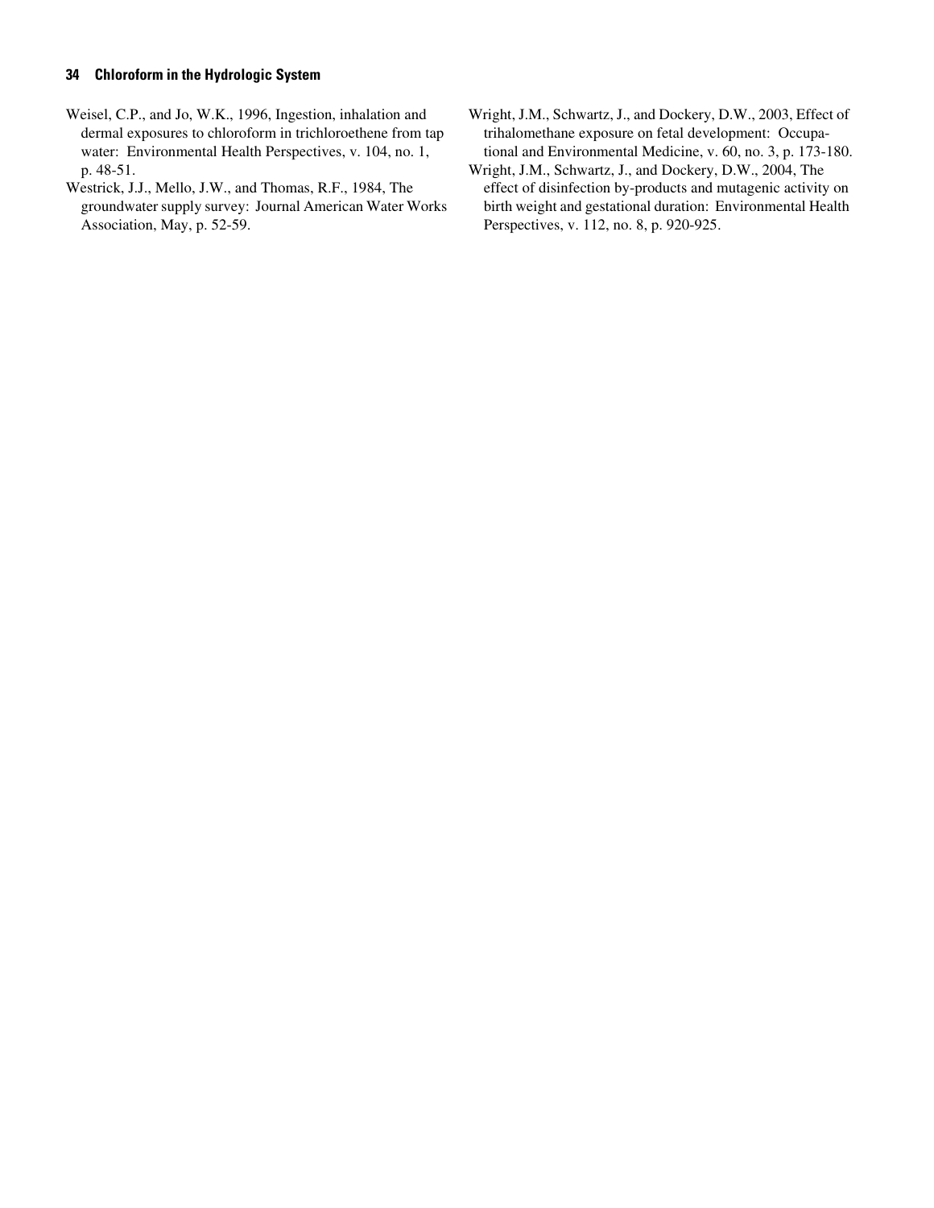Weisel, C.P., and Jo, W.K., 1996, Ingestion, inhalation and dermal exposures to chloroform in trichloroethene from tap water: Environmental Health Perspectives, v. 104, no. 1, p. 48-51.

Westrick, J.J., Mello, J.W., and Thomas, R.F., 1984, The groundwater supply survey: Journal American Water Works Association, May, p. 52-59.

Wright, J.M., Schwartz, J., and Dockery, D.W., 2003, Effect of trihalomethane exposure on fetal development: Occupational and Environmental Medicine, v. 60, no. 3, p. 173-180.

Wright, J.M., Schwartz, J., and Dockery, D.W., 2004, The effect of disinfection by-products and mutagenic activity on birth weight and gestational duration: Environmental Health Perspectives, v. 112, no. 8, p. 920-925.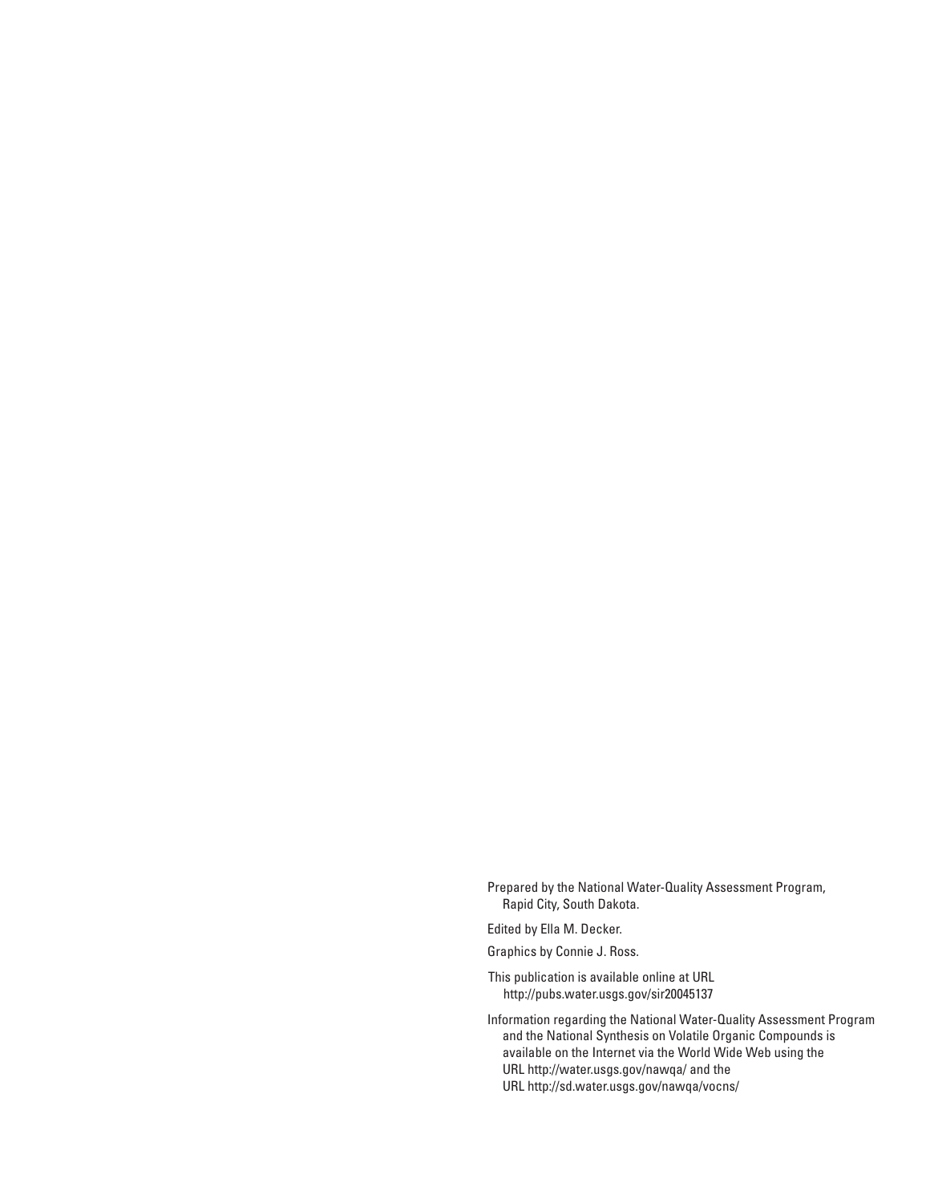Prepared by the National Water-Quality Assessment Program,
Rapid City, South Dakota.

Edited by Ella M. Decker.

Graphics by Connie J. Ross.

This publication is available online at URL
http://pubs.water.usgs.gov/sir20045137

Information regarding the National Water-Quality Assessment Program and the National Synthesis on Volatile Organic Compounds is available on the Internet via the World Wide Web using the URL http://water.usgs.gov/nawqa/ and the URL http://sd.water.usgs.gov/nawqa/vocns/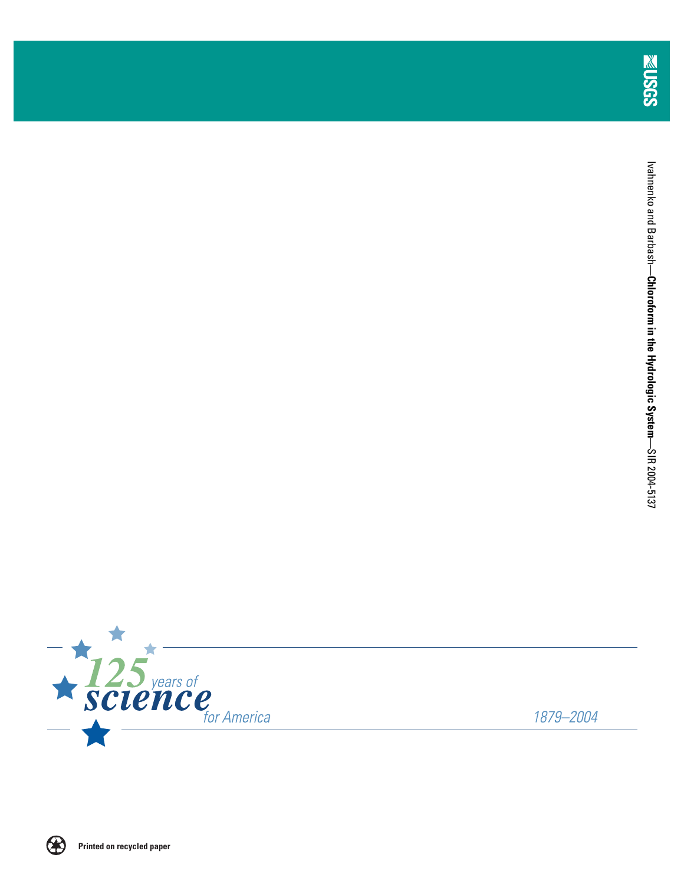Ivahnenko and Barbash—**Chloroform in the Hydrologic System**—SIR 2004-5137

125 years of science for America

1879–2004

**Printed on recycled paper**